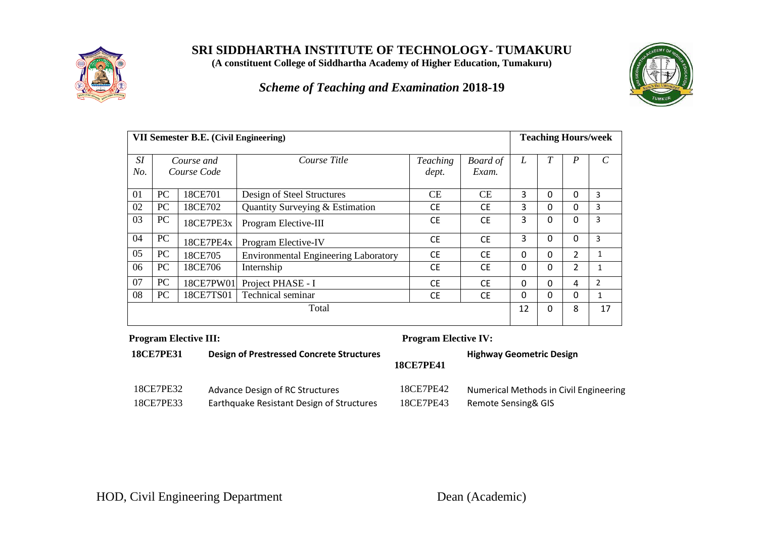# SRI SIDDHARTHA INSTITUTE OF TECHNOLOGY- TUMAKURU

**(A constituent College of Siddhartha Academy of Higher Education, Tumakuru)**

## *Scheme of Teaching and Examination* 2018-19

| **VII Semester B.E. (Civil Engineering)** | | | | | | **Teaching Hours/week** | | | |
|---|---|---|---|---|---|---|---|---|---|
| *SI No.* | *Course and Course Code* | | *Course Title* | *Teaching dept.* | *Board of Exam.* | *L* | *T* | *P* | *C* |
| 01 | PC | 18CE701 | Design of Steel Structures | CE | CE | 3 | 0 | 0 | 3 |
| 02 | PC | 18CE702 | Quantity Surveying & Estimation | CE | CE | 3 | 0 | 0 | 3 |
| 03 | PC | 18CE7PE3x | Program Elective-III | CE | CE | 3 | 0 | 0 | 3 |
| 04 | PC | 18CE7PE4x | Program Elective-IV | CE | CE | 3 | 0 | 0 | 3 |
| 05 | PC | 18CE705 | Environmental Engineering Laboratory | CE | CE | 0 | 0 | 2 | 1 |
| 06 | PC | 18CE706 | Internship | CE | CE | 0 | 0 | 2 | 1 |
| 07 | PC | 18CE7PW01 | Project PHASE - I | CE | CE | 0 | 0 | 4 | 2 |
| 08 | PC | 18CE7TS01 | Technical seminar | CE | CE | 0 | 0 | 0 | 1 |
| | | | Total | | | 12 | 0 | 8 | 17 |

**Program Elective III:**

| Code | Title |
|---|---|
| **18CE7PE31** | **Design of Prestressed Concrete Structures** |
| 18CE7PE32 | Advance Design of RC Structures |
| 18CE7PE33 | Earthquake Resistant Design of Structures |

**Program Elective IV:**

| Code | Title |
|---|---|
| **18CE7PE41** | **Highway Geometric Design** |
| 18CE7PE42 | Numerical Methods in Civil Engineering |
| 18CE7PE43 | Remote Sensing& GIS |

HOD, Civil Engineering Department

Dean (Academic)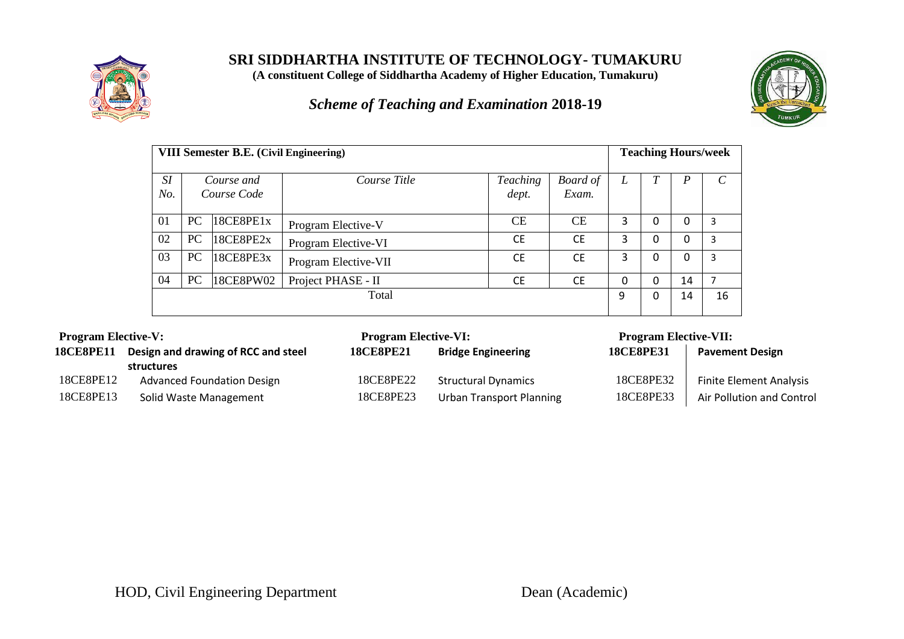# SRI SIDDHARTHA INSTITUTE OF TECHNOLOGY- TUMAKURU

**(A constituent College of Siddhartha Academy of Higher Education, Tumakuru)**

## *Scheme of Teaching and Examination* 2018-19

| **VIII Semester B.E. (Civil Engineering)** | | | | | | **Teaching Hours/week** | | | |
|---|---|---|---|---|---|---|---|---|---|
| *Sl No.* | *Course and Course Code* | | *Course Title* | *Teaching dept.* | *Board of Exam.* | *L* | *T* | *P* | *C* |
| 01 | PC | 18CE8PE1x | Program Elective-V | CE | CE | 3 | 0 | 0 | 3 |
| 02 | PC | 18CE8PE2x | Program Elective-VI | CE | CE | 3 | 0 | 0 | 3 |
| 03 | PC | 18CE8PE3x | Program Elective-VII | CE | CE | 3 | 0 | 0 | 3 |
| 04 | PC | 18CE8PW02 | Project PHASE - II | CE | CE | 0 | 0 | 14 | 7 |
| Total | | | | | | 9 | 0 | 14 | 16 |

**Program Elective-V:**

| | |
|---|---|
| **18CE8PE11** | **Design and drawing of RCC and steel structures** |
| 18CE8PE12 | Advanced Foundation Design |
| 18CE8PE13 | Solid Waste Management |

**Program Elective-VI:**

| | |
|---|---|
| **18CE8PE21** | **Bridge Engineering** |
| 18CE8PE22 | Structural Dynamics |
| 18CE8PE23 | Urban Transport Planning |

**Program Elective-VII:**

| | |
|---|---|
| **18CE8PE31** | **Pavement Design** |
| 18CE8PE32 | Finite Element Analysis |
| 18CE8PE33 | Air Pollution and Control |

HOD, Civil Engineering Department

Dean (Academic)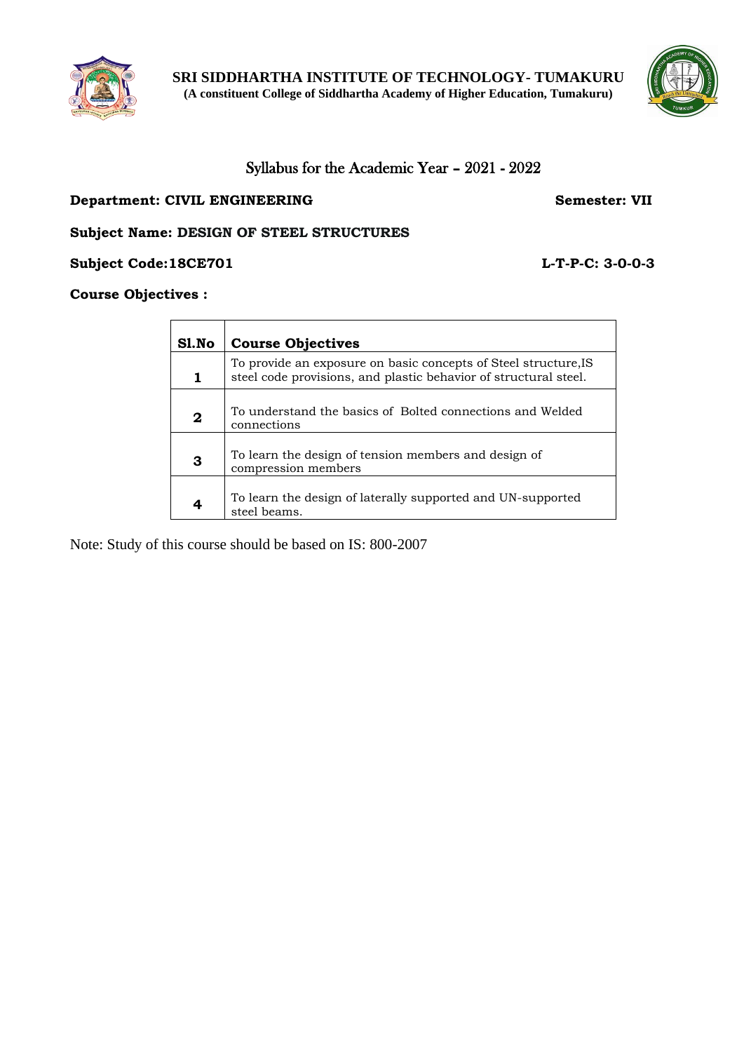**SRI SIDDHARTHA INSTITUTE OF TECHNOLOGY- TUMAKURU**
**(A constituent College of Siddhartha Academy of Higher Education, Tumakuru)**

# Syllabus for the Academic Year – 2021 - 2022

**Department: CIVIL ENGINEERING** **Semester: VII**

**Subject Name: DESIGN OF STEEL STRUCTURES**

**Subject Code:18CE701** **L-T-P-C: 3-0-0-3**

**Course Objectives :**

| Sl.No | Course Objectives |
| --- | --- |
| **1** | To provide an exposure on basic concepts of Steel structure,IS steel code provisions, and plastic behavior of structural steel. |
| **2** | To understand the basics of Bolted connections and Welded connections |
| **3** | To learn the design of tension members and design of compression members |
| **4** | To learn the design of laterally supported and UN-supported steel beams. |

Note: Study of this course should be based on IS: 800-2007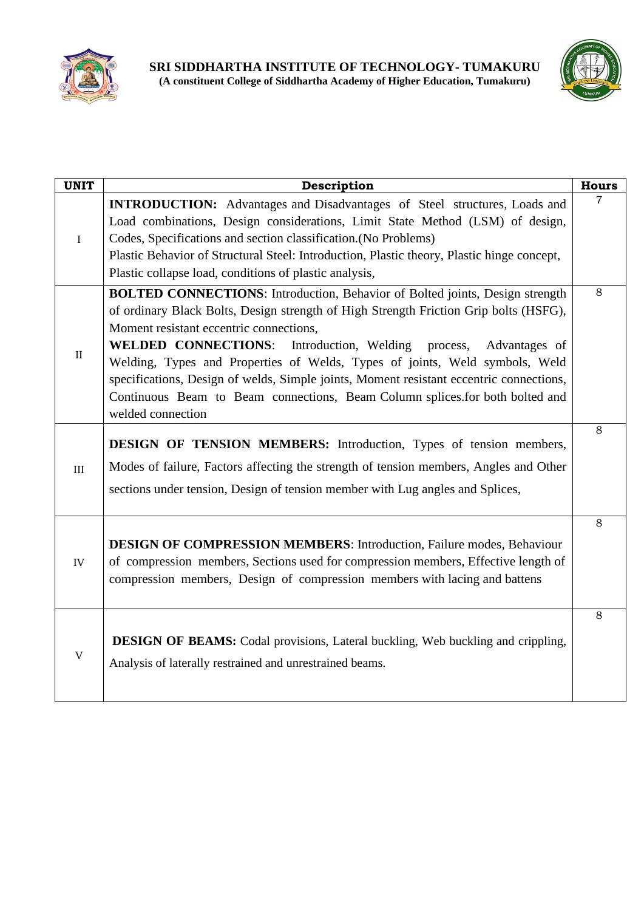| UNIT | Description | Hours |
|---|---|---|
| I | **INTRODUCTION:** Advantages and Disadvantages of Steel structures, Loads and Load combinations, Design considerations, Limit State Method (LSM) of design, Codes, Specifications and section classification.(No Problems)<br>Plastic Behavior of Structural Steel: Introduction, Plastic theory, Plastic hinge concept, Plastic collapse load, conditions of plastic analysis, | 7 |
| II | **BOLTED CONNECTIONS**: Introduction, Behavior of Bolted joints, Design strength of ordinary Black Bolts, Design strength of High Strength Friction Grip bolts (HSFG), Moment resistant eccentric connections,<br>**WELDED CONNECTIONS**: Introduction, Welding process, Advantages of Welding, Types and Properties of Welds, Types of joints, Weld symbols, Weld specifications, Design of welds, Simple joints, Moment resistant eccentric connections, Continuous Beam to Beam connections, Beam Column splices.for both bolted and welded connection | 8 |
| III | **DESIGN OF TENSION MEMBERS:** Introduction, Types of tension members, Modes of failure, Factors affecting the strength of tension members, Angles and Other sections under tension, Design of tension member with Lug angles and Splices, | 8 |
| IV | **DESIGN OF COMPRESSION MEMBERS**: Introduction, Failure modes, Behaviour of compression members, Sections used for compression members, Effective length of compression members, Design of compression members with lacing and battens | 8 |
| V | **DESIGN OF BEAMS:** Codal provisions, Lateral buckling, Web buckling and crippling, Analysis of laterally restrained and unrestrained beams. | 8 |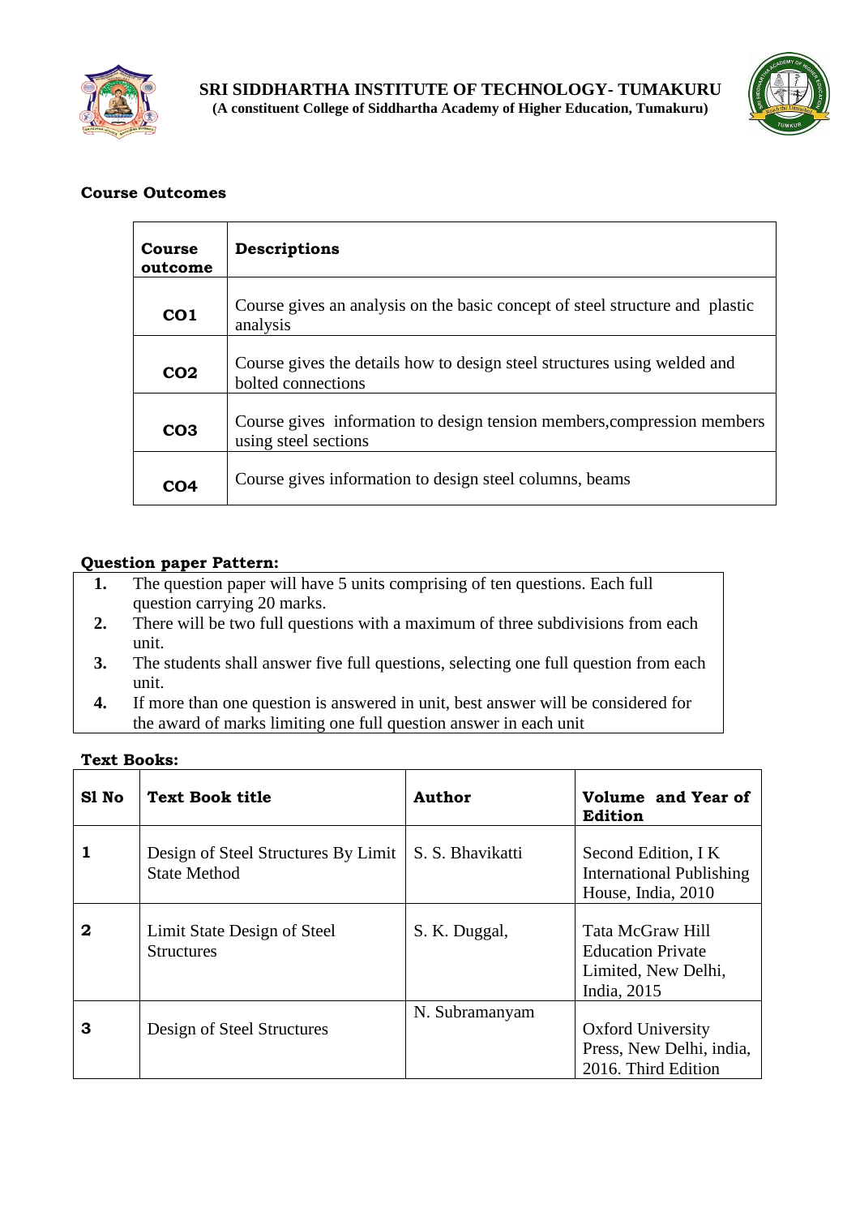**Course Outcomes**

| Course outcome | Descriptions |
|---|---|
| **CO1** | Course gives an analysis on the basic concept of steel structure and plastic analysis |
| **CO2** | Course gives the details how to design steel structures using welded and bolted connections |
| **CO3** | Course gives information to design tension members,compression members using steel sections |
| **CO4** | Course gives information to design steel columns, beams |

**Question paper Pattern:**

1. The question paper will have 5 units comprising of ten questions. Each full question carrying 20 marks.
2. There will be two full questions with a maximum of three subdivisions from each unit.
3. The students shall answer five full questions, selecting one full question from each unit.
4. If more than one question is answered in unit, best answer will be considered for the award of marks limiting one full question answer in each unit

**Text Books:**

| Sl No | Text Book title | Author | Volume and Year of Edition |
|---|---|---|---|
| **1** | Design of Steel Structures By Limit State Method | S. S. Bhavikatti | Second Edition, I K International Publishing House, India, 2010 |
| **2** | Limit State Design of Steel Structures | S. K. Duggal, | Tata McGraw Hill Education Private Limited, New Delhi, India, 2015 |
| **3** | Design of Steel Structures | N. Subramanyam | Oxford University Press, New Delhi, india, 2016. Third Edition |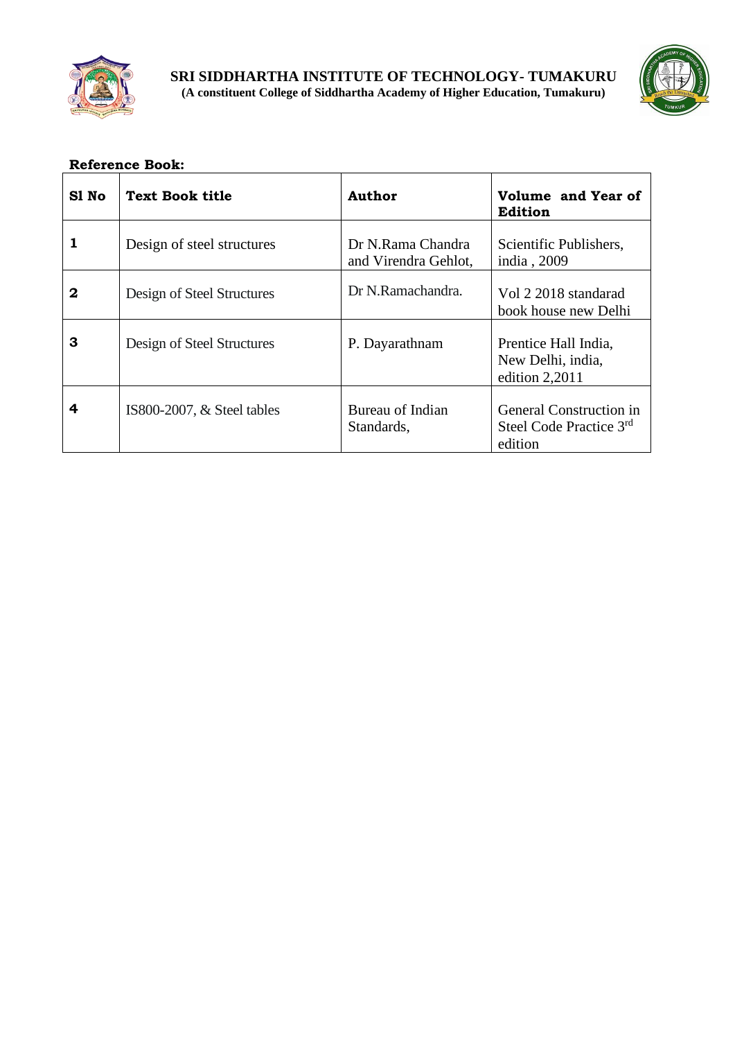**Reference Book:**

| Sl No | Text Book title | Author | Volume and Year of Edition |
|---|---|---|---|
| **1** | Design of steel structures | Dr N.Rama Chandra and Virendra Gehlot, | Scientific Publishers, india , 2009 |
| **2** | Design of Steel Structures | Dr N.Ramachandra. | Vol 2 2018 standarad book house new Delhi |
| **3** | Design of Steel Structures | P. Dayarathnam | Prentice Hall India, New Delhi, india, edition 2,2011 |
| **4** | IS800-2007, & Steel tables | Bureau of Indian Standards, | General Construction in Steel Code Practice 3rd edition |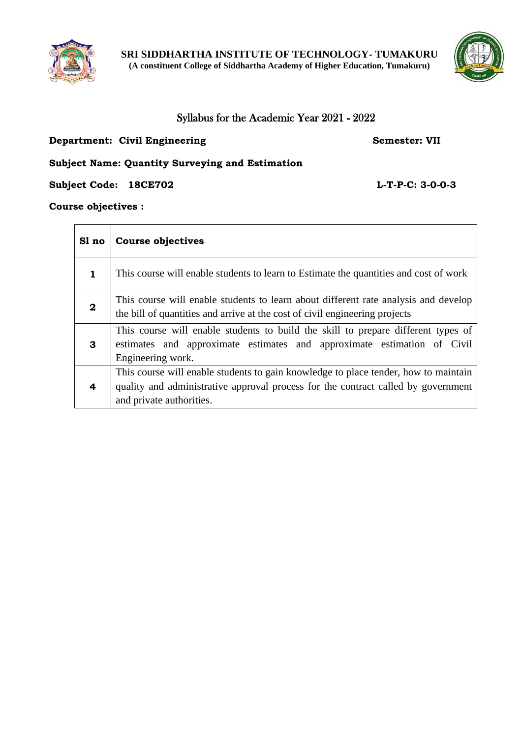**SRI SIDDHARTHA INSTITUTE OF TECHNOLOGY- TUMAKURU**
**(A constituent College of Siddhartha Academy of Higher Education, Tumakuru)**

Syllabus for the Academic Year 2021 - 2022

**Department: Civil Engineering** **Semester: VII**

**Subject Name: Quantity Surveying and Estimation**

**Subject Code: 18CE702** **L-T-P-C: 3-0-0-3**

**Course objectives :**

| Sl no | Course objectives |
|---|---|
| 1 | This course will enable students to learn to Estimate the quantities and cost of work |
| 2 | This course will enable students to learn about different rate analysis and develop the bill of quantities and arrive at the cost of civil engineering projects |
| 3 | This course will enable students to build the skill to prepare different types of estimates and approximate estimates and approximate estimation of Civil Engineering work. |
| 4 | This course will enable students to gain knowledge to place tender, how to maintain quality and administrative approval process for the contract called by government and private authorities. |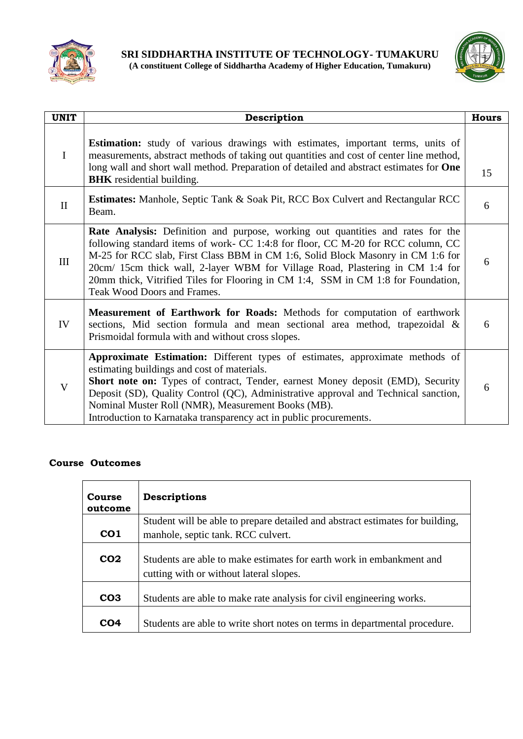| UNIT | Description | Hours |
|---|---|---|
| I | **Estimation:** study of various drawings with estimates, important terms, units of measurements, abstract methods of taking out quantities and cost of center line method, long wall and short wall method. Preparation of detailed and abstract estimates for **One BHK** residential building. | 15 |
| II | **Estimates:** Manhole, Septic Tank & Soak Pit, RCC Box Culvert and Rectangular RCC Beam. | 6 |
| III | **Rate Analysis:** Definition and purpose, working out quantities and rates for the following standard items of work- CC 1:4:8 for floor, CC M-20 for RCC column, CC M-25 for RCC slab, First Class BBM in CM 1:6, Solid Block Masonry in CM 1:6 for 20cm/ 15cm thick wall, 2-layer WBM for Village Road, Plastering in CM 1:4 for 20mm thick, Vitrified Tiles for Flooring in CM 1:4, SSM in CM 1:8 for Foundation, Teak Wood Doors and Frames. | 6 |
| IV | **Measurement of Earthwork for Roads:** Methods for computation of earthwork sections, Mid section formula and mean sectional area method, trapezoidal & Prismoidal formula with and without cross slopes. | 6 |
| V | **Approximate Estimation:** Different types of estimates, approximate methods of estimating buildings and cost of materials.<br>**Short note on:** Types of contract, Tender, earnest Money deposit (EMD), Security Deposit (SD), Quality Control (QC), Administrative approval and Technical sanction, Nominal Muster Roll (NMR), Measurement Books (MB).<br>Introduction to Karnataka transparency act in public procurements. | 6 |

## Course Outcomes

| Course outcome | Descriptions |
|---|---|
| **CO1** | Student will be able to prepare detailed and abstract estimates for building, manhole, septic tank. RCC culvert. |
| **CO2** | Students are able to make estimates for earth work in embankment and cutting with or without lateral slopes. |
| **CO3** | Students are able to make rate analysis for civil engineering works. |
| **CO4** | Students are able to write short notes on terms in departmental procedure. |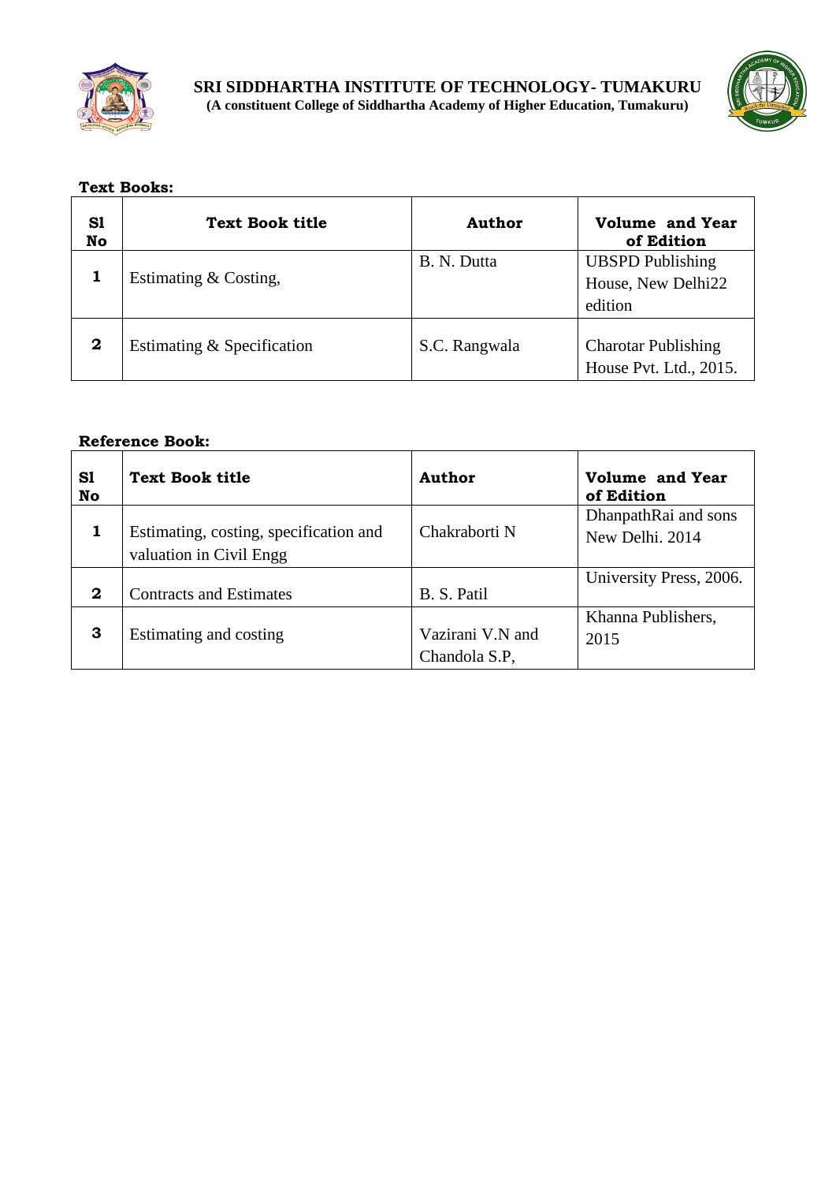**Text Books:**

| Sl No | Text Book title | Author | Volume and Year of Edition |
|---|---|---|---|
| 1 | Estimating & Costing, | B. N. Dutta | UBSPD Publishing House, New Delhi22 edition |
| 2 | Estimating & Specification | S.C. Rangwala | Charotar Publishing House Pvt. Ltd., 2015. |

**Reference Book:**

| Sl No | Text Book title | Author | Volume and Year of Edition |
|---|---|---|---|
| 1 | Estimating, costing, specification and valuation in Civil Engg | Chakraborti N | DhanpathRai and sons New Delhi. 2014 |
| 2 | Contracts and Estimates | B. S. Patil | University Press, 2006. |
| 3 | Estimating and costing | Vazirani V.N and Chandola S.P, | Khanna Publishers, 2015 |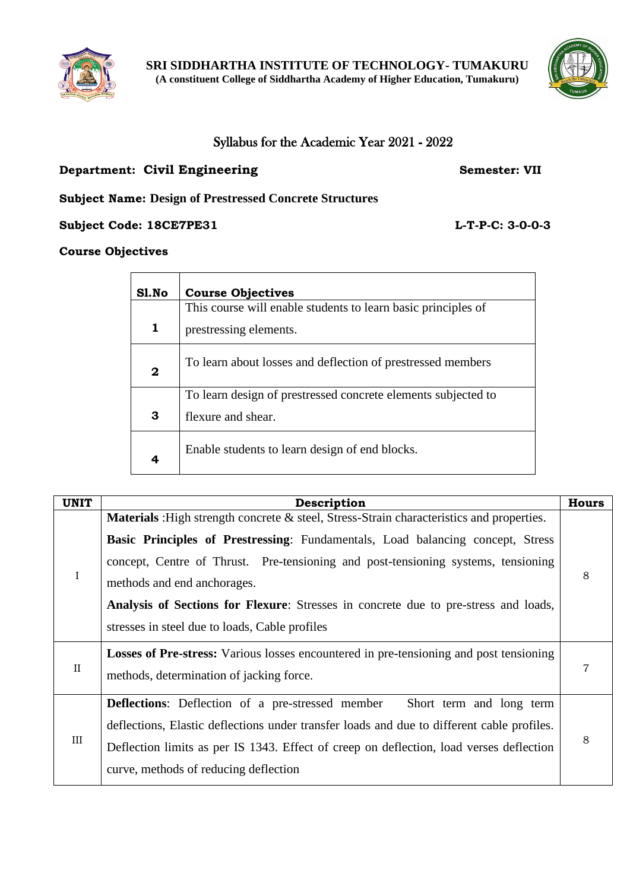**SRI SIDDHARTHA INSTITUTE OF TECHNOLOGY- TUMAKURU**
**(A constituent College of Siddhartha Academy of Higher Education, Tumakuru)**

## Syllabus for the Academic Year 2021 - 2022

**Department: Civil Engineering** **Semester: VII**

**Subject Name: Design of Prestressed Concrete Structures**

**Subject Code: 18CE7PE31** **L-T-P-C: 3-0-0-3**

**Course Objectives**

| Sl.No | Course Objectives |
|---|---|
| 1 | This course will enable students to learn basic principles of prestressing elements. |
| 2 | To learn about losses and deflection of prestressed members |
| 3 | To learn design of prestressed concrete elements subjected to flexure and shear. |
| 4 | Enable students to learn design of end blocks. |

| UNIT | Description | Hours |
|---|---|---|
| I | **Materials** :High strength concrete & steel, Stress-Strain characteristics and properties. **Basic Principles of Prestressing**: Fundamentals, Load balancing concept, Stress concept, Centre of Thrust. Pre-tensioning and post-tensioning systems, tensioning methods and end anchorages. **Analysis of Sections for Flexure**: Stresses in concrete due to pre-stress and loads, stresses in steel due to loads, Cable profiles | 8 |
| II | **Losses of Pre-stress:** Various losses encountered in pre-tensioning and post tensioning methods, determination of jacking force. | 7 |
| III | **Deflections**: Deflection of a pre-stressed member Short term and long term deflections, Elastic deflections under transfer loads and due to different cable profiles. Deflection limits as per IS 1343. Effect of creep on deflection, load verses deflection curve, methods of reducing deflection | 8 |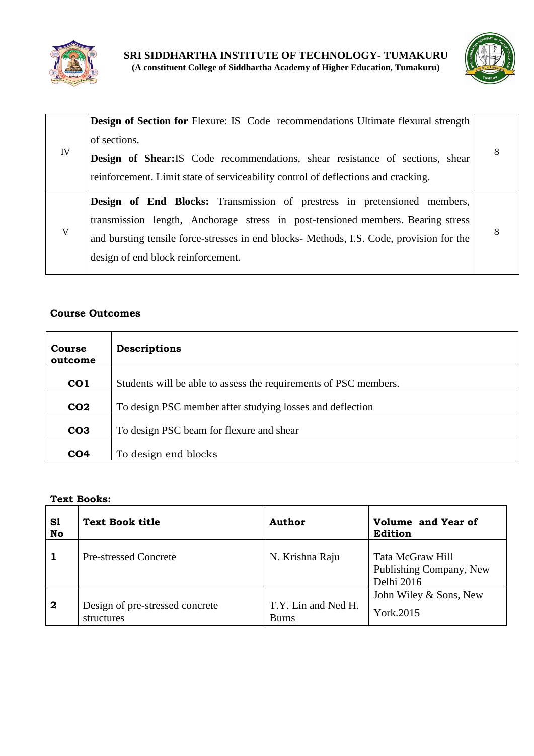| IV | **Design of Section for** Flexure: IS Code recommendations Ultimate flexural strength of sections.<br>**Design of Shear:**IS Code recommendations, shear resistance of sections, shear reinforcement. Limit state of serviceability control of deflections and cracking. | 8 |
|---|---|---|
| V | **Design of End Blocks:** Transmission of prestress in pretensioned members, transmission length, Anchorage stress in post-tensioned members. Bearing stress and bursting tensile force-stresses in end blocks- Methods, I.S. Code, provision for the design of end block reinforcement. | 8 |

**Course Outcomes**

| Course outcome | Descriptions |
|---|---|
| **CO1** | Students will be able to assess the requirements of PSC members. |
| **CO2** | To design PSC member after studying losses and deflection |
| **CO3** | To design PSC beam for flexure and shear |
| **CO4** | To design end blocks |

**Text Books:**

| Sl No | Text Book title | Author | Volume and Year of Edition |
|---|---|---|---|
| **1** | Pre-stressed Concrete | N. Krishna Raju | Tata McGraw Hill Publishing Company, New Delhi 2016 |
| **2** | Design of pre-stressed concrete structures | T.Y. Lin and Ned H. Burns | John Wiley & Sons, New York.2015 |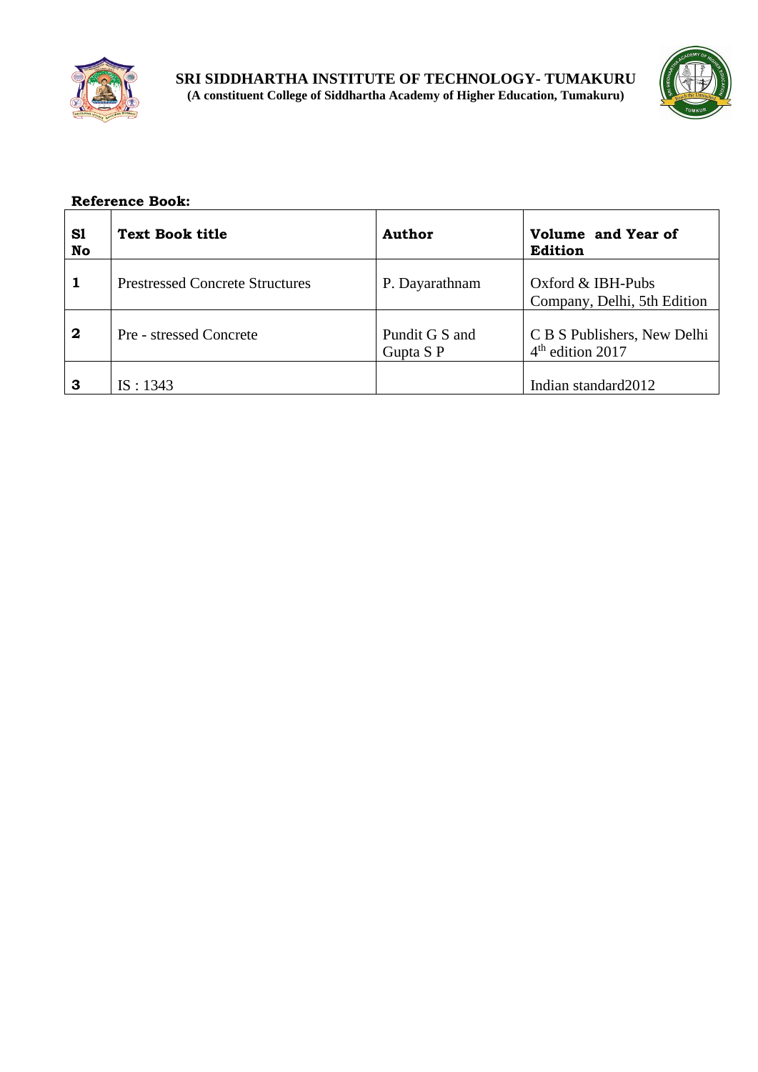**Reference Book:**

| Sl No | Text Book title | Author | Volume and Year of Edition |
|---|---|---|---|
| 1 | Prestressed Concrete Structures | P. Dayarathnam | Oxford & IBH-Pubs Company, Delhi, 5th Edition |
| 2 | Pre - stressed Concrete | Pundit G S and Gupta S P | C B S Publishers, New Delhi $4^{th}$ edition 2017 |
| 3 | IS : 1343 | | Indian standard2012 |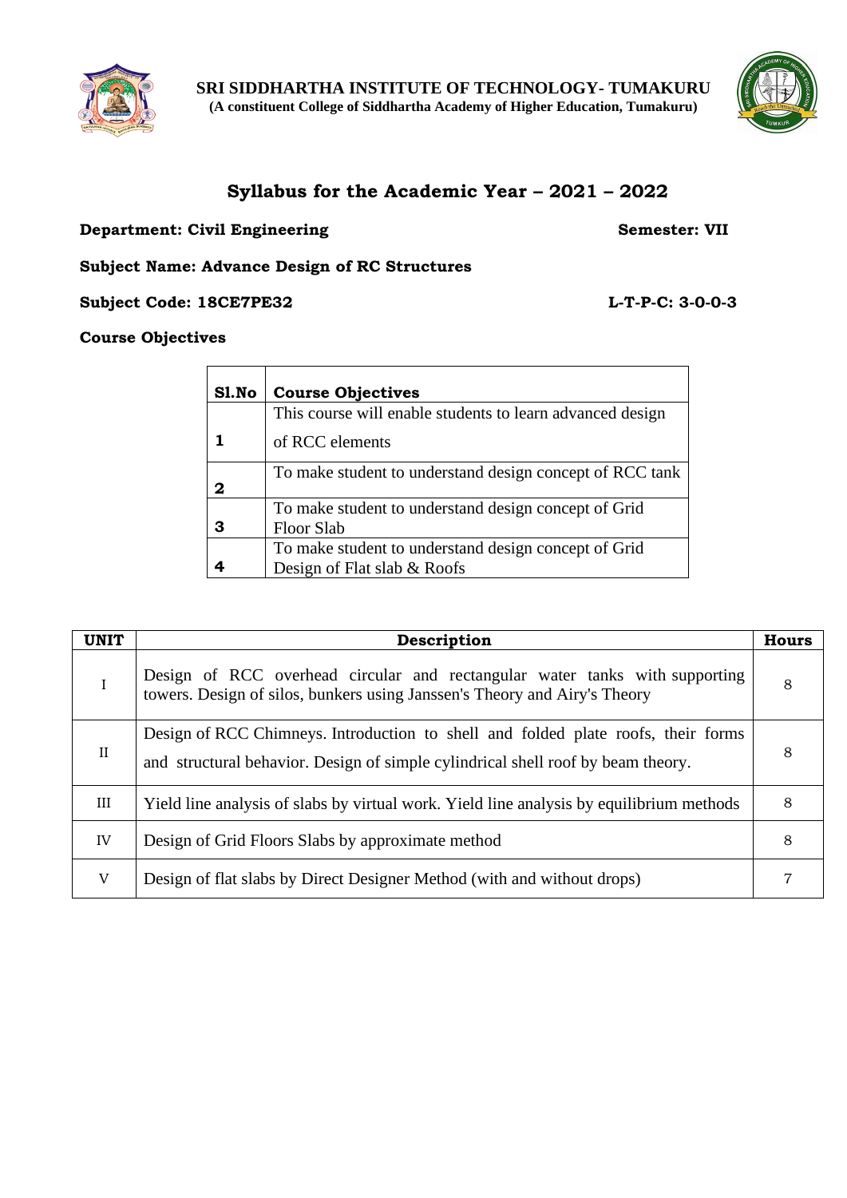**SRI SIDDHARTHA INSTITUTE OF TECHNOLOGY- TUMAKURU**
**(A constituent College of Siddhartha Academy of Higher Education, Tumakuru)**

## Syllabus for the Academic Year – 2021 – 2022

**Department: Civil Engineering** **Semester: VII**

**Subject Name: Advance Design of RC Structures**

**Subject Code: 18CE7PE32** **L-T-P-C: 3-0-0-3**

**Course Objectives**

| Sl.No | Course Objectives |
|---|---|
| 1 | This course will enable students to learn advanced design of RCC elements |
| 2 | To make student to understand design concept of RCC tank |
| 3 | To make student to understand design concept of Grid Floor Slab |
| 4 | To make student to understand design concept of Grid Design of Flat slab & Roofs |

| UNIT | Description | Hours |
|---|---|---|
| I | Design of RCC overhead circular and rectangular water tanks with supporting towers. Design of silos, bunkers using Janssen's Theory and Airy's Theory | 8 |
| II | Design of RCC Chimneys. Introduction to shell and folded plate roofs, their forms and structural behavior. Design of simple cylindrical shell roof by beam theory. | 8 |
| III | Yield line analysis of slabs by virtual work. Yield line analysis by equilibrium methods | 8 |
| IV | Design of Grid Floors Slabs by approximate method | 8 |
| V | Design of flat slabs by Direct Designer Method (with and without drops) | 7 |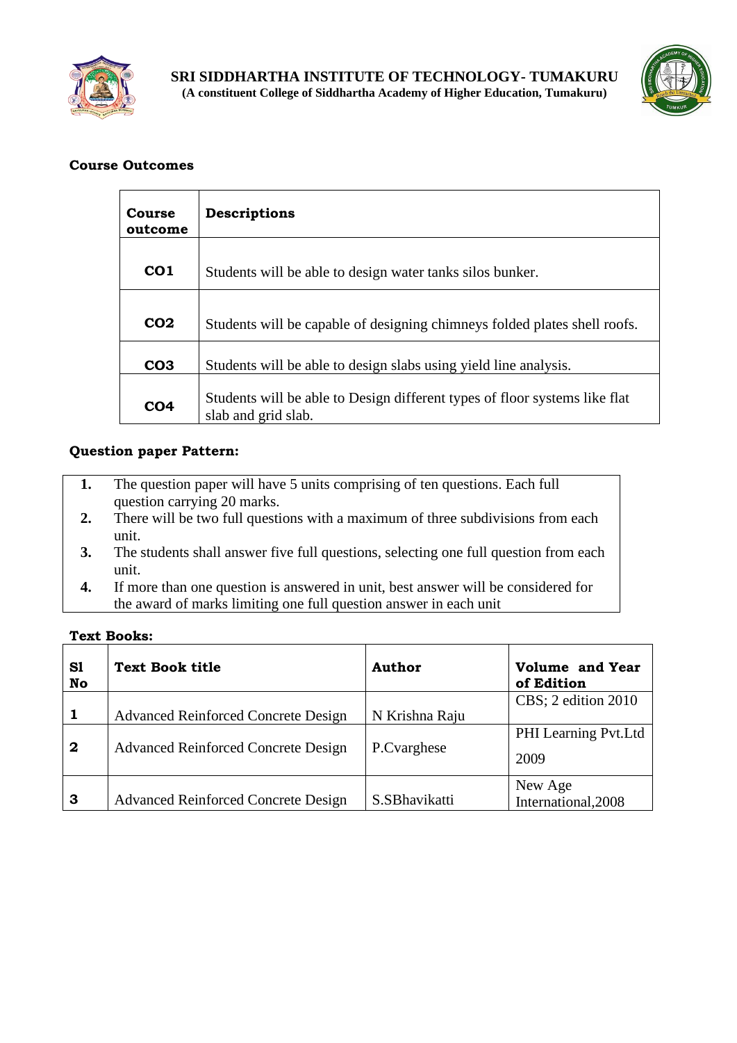## Course Outcomes

| Course outcome | Descriptions |
|---|---|
| **CO1** | Students will be able to design water tanks silos bunker. |
| **CO2** | Students will be capable of designing chimneys folded plates shell roofs. |
| **CO3** | Students will be able to design slabs using yield line analysis. |
| **CO4** | Students will be able to Design different types of floor systems like flat slab and grid slab. |

## Question paper Pattern:

1. The question paper will have 5 units comprising of ten questions. Each full question carrying 20 marks.
2. There will be two full questions with a maximum of three subdivisions from each unit.
3. The students shall answer five full questions, selecting one full question from each unit.
4. If more than one question is answered in unit, best answer will be considered for the award of marks limiting one full question answer in each unit

## Text Books:

| Sl No | Text Book title | Author | Volume and Year of Edition |
|---|---|---|---|
| **1** | Advanced Reinforced Concrete Design | N Krishna Raju | CBS; 2 edition 2010 |
| **2** | Advanced Reinforced Concrete Design | P.Cvarghese | PHI Learning Pvt.Ltd 2009 |
| **3** | Advanced Reinforced Concrete Design | S.SBhavikatti | New Age International,2008 |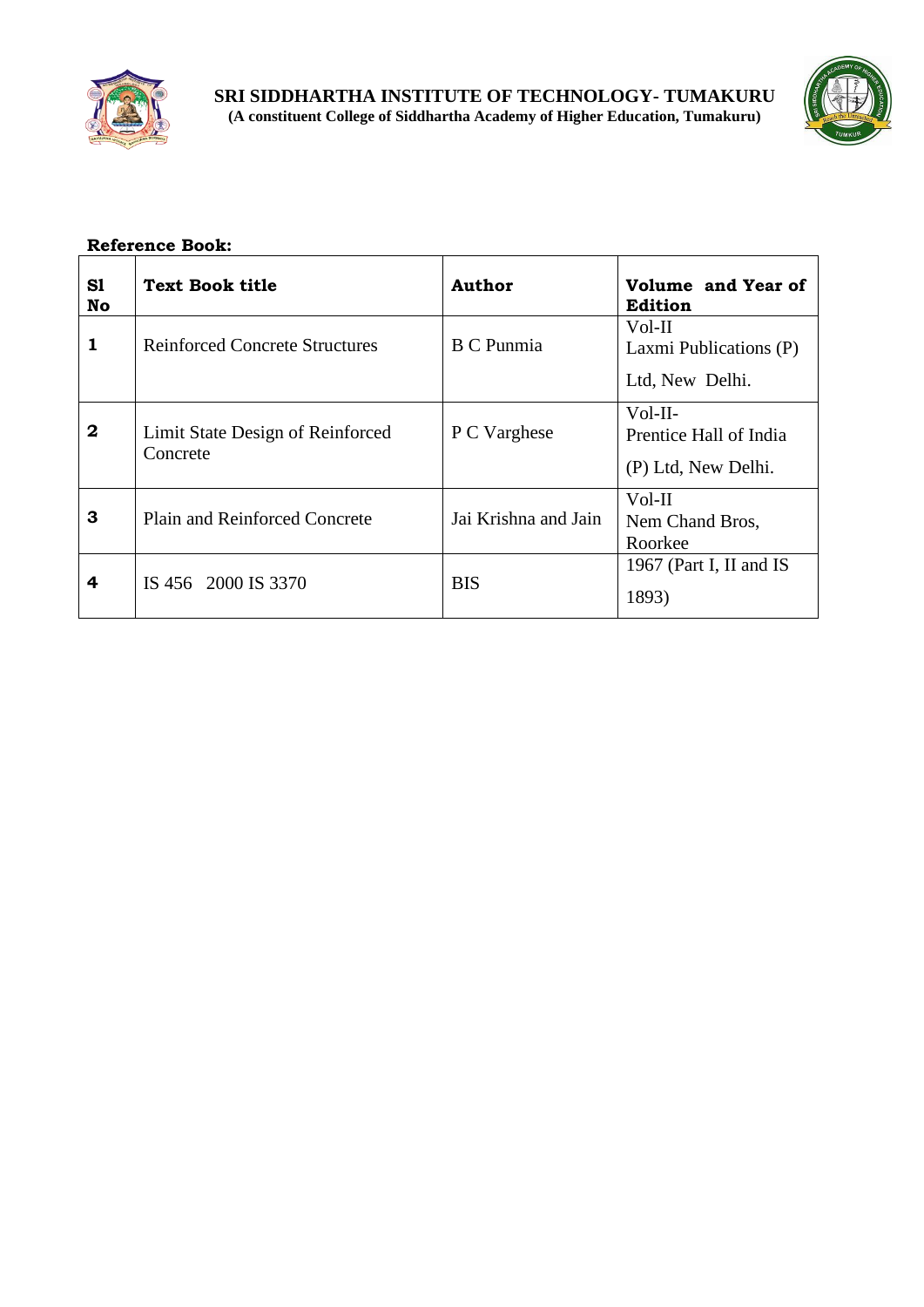**Reference Book:**

| Sl No | Text Book title | Author | Volume and Year of Edition |
|---|---|---|---|
| 1 | Reinforced Concrete Structures | B C Punmia | Vol-II Laxmi Publications (P) Ltd, New Delhi. |
| 2 | Limit State Design of Reinforced Concrete | P C Varghese | Vol-II- Prentice Hall of India (P) Ltd, New Delhi. |
| 3 | Plain and Reinforced Concrete | Jai Krishna and Jain | Vol-II Nem Chand Bros, Roorkee |
| 4 | IS 456 2000 IS 3370 | BIS | 1967 (Part I, II and IS 1893) |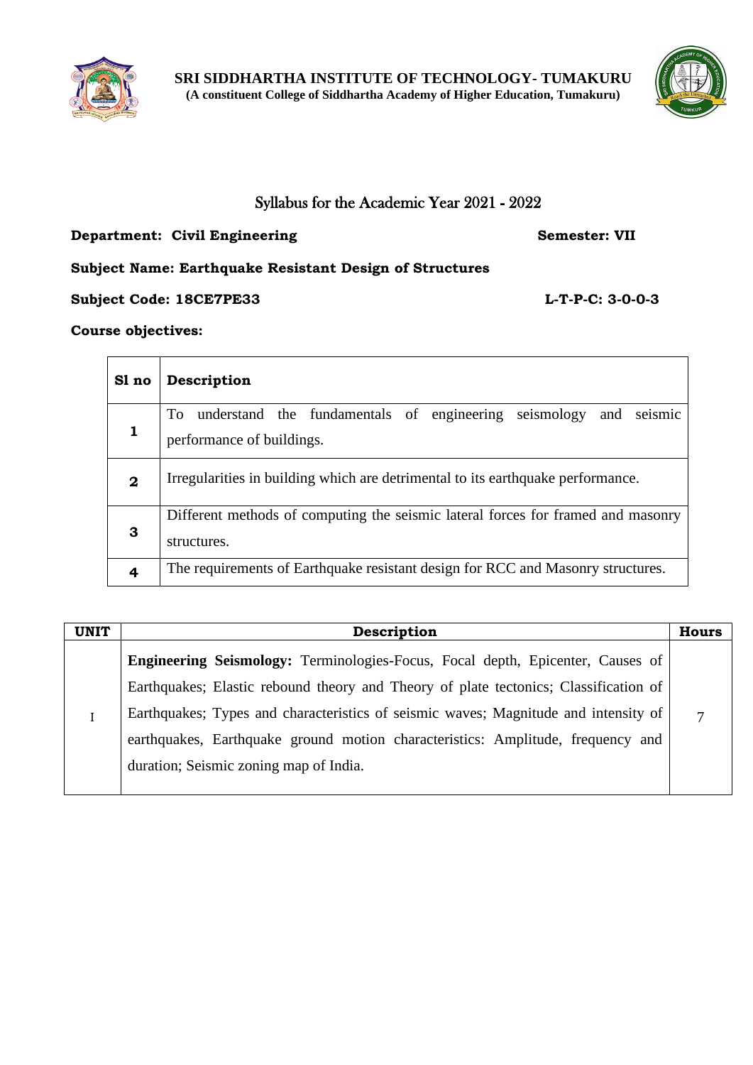**SRI SIDDHARTHA INSTITUTE OF TECHNOLOGY- TUMAKURU**
**(A constituent College of Siddhartha Academy of Higher Education, Tumakuru)**

## Syllabus for the Academic Year 2021 - 2022

**Department: Civil Engineering** **Semester: VII**

**Subject Name: Earthquake Resistant Design of Structures**

**Subject Code: 18CE7PE33** **L-T-P-C: 3-0-0-3**

**Course objectives:**

| Sl no | Description |
|---|---|
| 1 | To understand the fundamentals of engineering seismology and seismic performance of buildings. |
| 2 | Irregularities in building which are detrimental to its earthquake performance. |
| 3 | Different methods of computing the seismic lateral forces for framed and masonry structures. |
| 4 | The requirements of Earthquake resistant design for RCC and Masonry structures. |

| UNIT | Description | Hours |
|---|---|---|
| I | **Engineering Seismology:** Terminologies-Focus, Focal depth, Epicenter, Causes of Earthquakes; Elastic rebound theory and Theory of plate tectonics; Classification of Earthquakes; Types and characteristics of seismic waves; Magnitude and intensity of earthquakes, Earthquake ground motion characteristics: Amplitude, frequency and duration; Seismic zoning map of India. | 7 |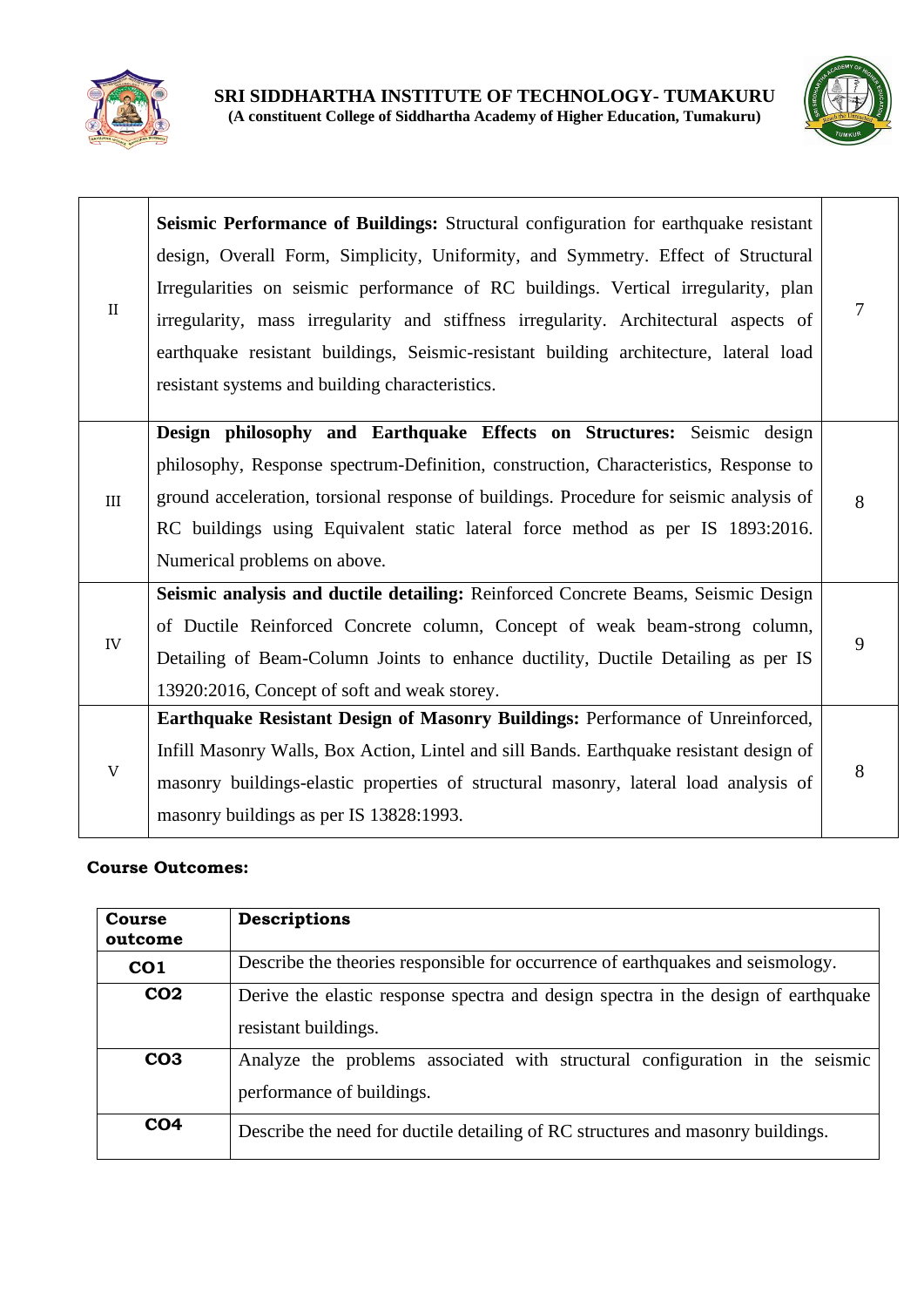| | | |
|---|---|---|
| II | **Seismic Performance of Buildings:** Structural configuration for earthquake resistant design, Overall Form, Simplicity, Uniformity, and Symmetry. Effect of Structural Irregularities on seismic performance of RC buildings. Vertical irregularity, plan irregularity, mass irregularity and stiffness irregularity. Architectural aspects of earthquake resistant buildings, Seismic-resistant building architecture, lateral load resistant systems and building characteristics. | 7 |
| III | **Design philosophy and Earthquake Effects on Structures:** Seismic design philosophy, Response spectrum-Definition, construction, Characteristics, Response to ground acceleration, torsional response of buildings. Procedure for seismic analysis of RC buildings using Equivalent static lateral force method as per IS 1893:2016. Numerical problems on above. | 8 |
| IV | **Seismic analysis and ductile detailing:** Reinforced Concrete Beams, Seismic Design of Ductile Reinforced Concrete column, Concept of weak beam-strong column, Detailing of Beam-Column Joints to enhance ductility, Ductile Detailing as per IS 13920:2016, Concept of soft and weak storey. | 9 |
| V | **Earthquake Resistant Design of Masonry Buildings:** Performance of Unreinforced, Infill Masonry Walls, Box Action, Lintel and sill Bands. Earthquake resistant design of masonry buildings-elastic properties of structural masonry, lateral load analysis of masonry buildings as per IS 13828:1993. | 8 |

**Course Outcomes:**

| Course outcome | Descriptions |
|---|---|
| CO1 | Describe the theories responsible for occurrence of earthquakes and seismology. |
| CO2 | Derive the elastic response spectra and design spectra in the design of earthquake resistant buildings. |
| CO3 | Analyze the problems associated with structural configuration in the seismic performance of buildings. |
| CO4 | Describe the need for ductile detailing of RC structures and masonry buildings. |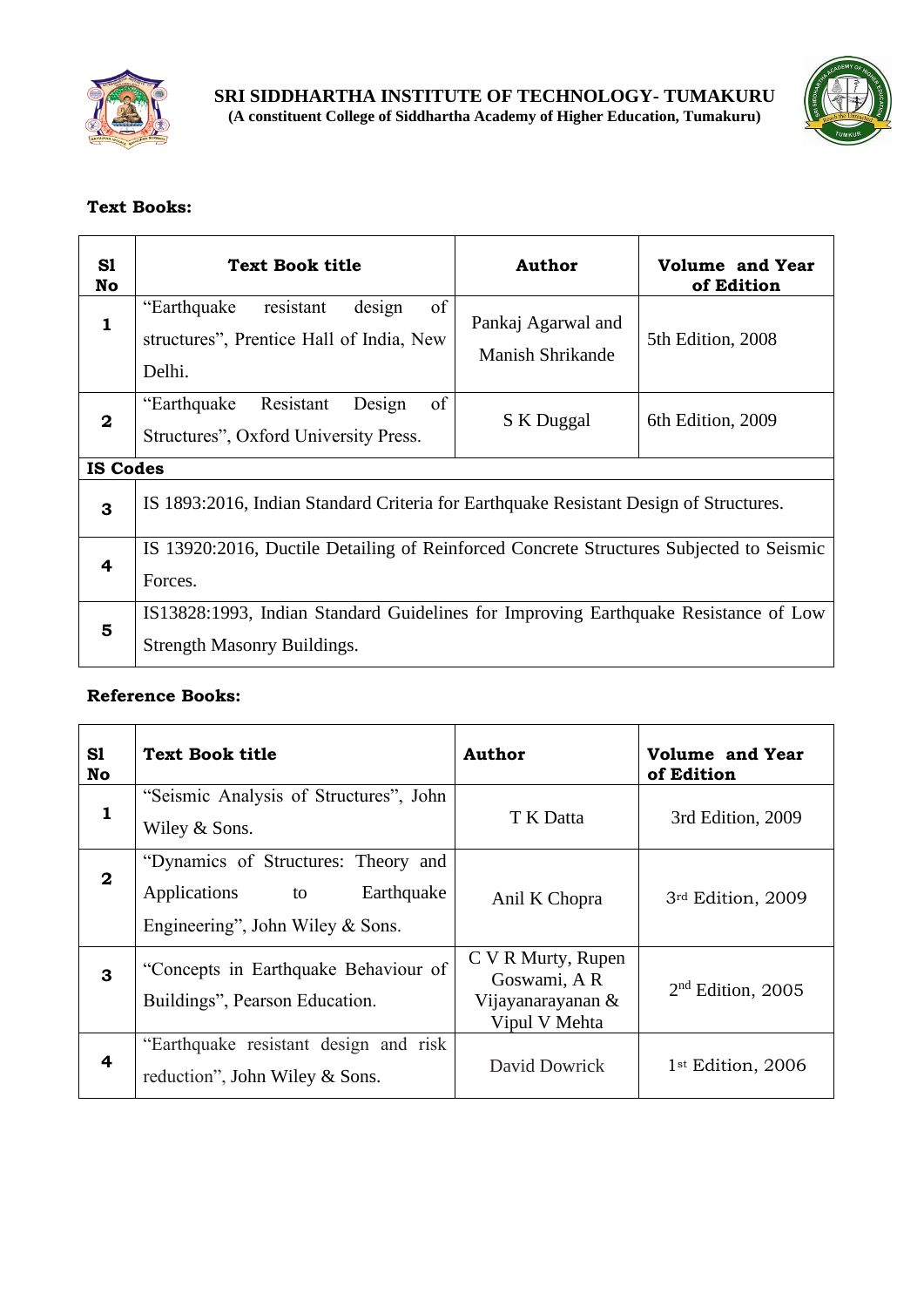**Text Books:**

| Sl No | Text Book title | Author | Volume and Year of Edition |
|---|---|---|---|
| 1 | "Earthquake resistant design of structures", Prentice Hall of India, New Delhi. | Pankaj Agarwal and Manish Shrikande | 5th Edition, 2008 |
| 2 | "Earthquake Resistant Design of Structures", Oxford University Press. | S K Duggal | 6th Edition, 2009 |
| **IS Codes** | | | |
| 3 | IS 1893:2016, Indian Standard Criteria for Earthquake Resistant Design of Structures. | | |
| 4 | IS 13920:2016, Ductile Detailing of Reinforced Concrete Structures Subjected to Seismic Forces. | | |
| 5 | IS13828:1993, Indian Standard Guidelines for Improving Earthquake Resistance of Low Strength Masonry Buildings. | | |

**Reference Books:**

| Sl No | Text Book title | Author | Volume and Year of Edition |
|---|---|---|---|
| 1 | "Seismic Analysis of Structures", John Wiley & Sons. | T K Datta | 3rd Edition, 2009 |
| 2 | "Dynamics of Structures: Theory and Applications to Earthquake Engineering", John Wiley & Sons. | Anil K Chopra | 3rd Edition, 2009 |
| 3 | "Concepts in Earthquake Behaviour of Buildings", Pearson Education. | C V R Murty, Rupen Goswami, A R Vijayanarayanan & Vipul V Mehta | 2nd Edition, 2005 |
| 4 | "Earthquake resistant design and risk reduction", John Wiley & Sons. | David Dowrick | 1st Edition, 2006 |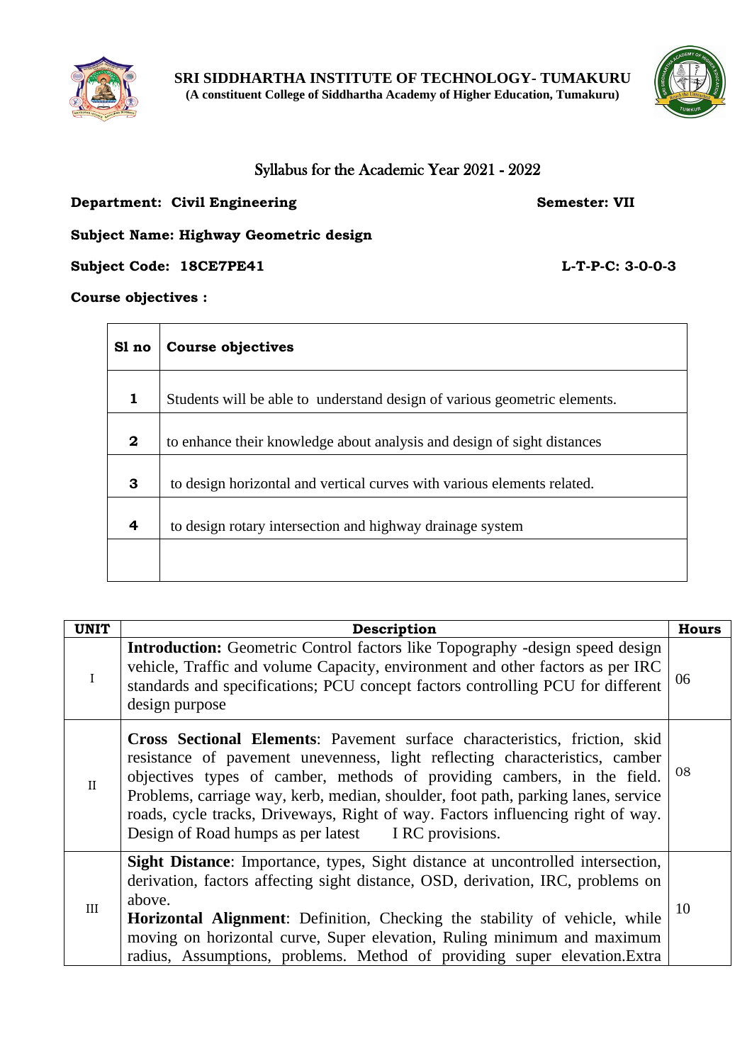**SRI SIDDHARTHA INSTITUTE OF TECHNOLOGY- TUMAKURU**
**(A constituent College of Siddhartha Academy of Higher Education, Tumakuru)**

## Syllabus for the Academic Year 2021 - 2022

**Department: Civil Engineering** **Semester: VII**

**Subject Name: Highway Geometric design**

**Subject Code: 18CE7PE41** **L-T-P-C: 3-0-0-3**

**Course objectives :**

| Sl no | Course objectives |
|---|---|
| 1 | Students will be able to understand design of various geometric elements. |
| 2 | to enhance their knowledge about analysis and design of sight distances |
| 3 | to design horizontal and vertical curves with various elements related. |
| 4 | to design rotary intersection and highway drainage system |
| | |

| UNIT | Description | Hours |
|---|---|---|
| I | **Introduction:** Geometric Control factors like Topography -design speed design vehicle, Traffic and volume Capacity, environment and other factors as per IRC standards and specifications; PCU concept factors controlling PCU for different design purpose | 06 |
| II | **Cross Sectional Elements**: Pavement surface characteristics, friction, skid resistance of pavement unevenness, light reflecting characteristics, camber objectives types of camber, methods of providing cambers, in the field. Problems, carriage way, kerb, median, shoulder, foot path, parking lanes, service roads, cycle tracks, Driveways, Right of way. Factors influencing right of way. Design of Road humps as per latest I RC provisions. | 08 |
| III | **Sight Distance**: Importance, types, Sight distance at uncontrolled intersection, derivation, factors affecting sight distance, OSD, derivation, IRC, problems on above. **Horizontal Alignment**: Definition, Checking the stability of vehicle, while moving on horizontal curve, Super elevation, Ruling minimum and maximum radius, Assumptions, problems. Method of providing super elevation.Extra | 10 |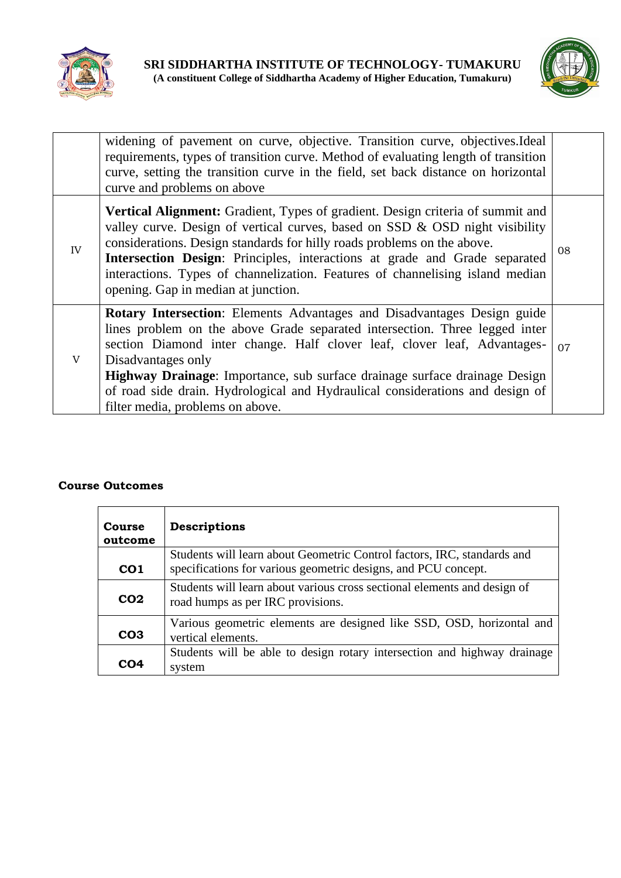| | widening of pavement on curve, objective. Transition curve, objectives.Ideal requirements, types of transition curve. Method of evaluating length of transition curve, setting the transition curve in the field, set back distance on horizontal curve and problems on above | |
|---|---|---|
| IV | **Vertical Alignment:** Gradient, Types of gradient. Design criteria of summit and valley curve. Design of vertical curves, based on SSD & OSD night visibility considerations. Design standards for hilly roads problems on the above.<br>**Intersection Design**: Principles, interactions at grade and Grade separated interactions. Types of channelization. Features of channelising island median opening. Gap in median at junction. | 08 |
| V | **Rotary Intersection**: Elements Advantages and Disadvantages Design guide lines problem on the above Grade separated intersection. Three legged inter section Diamond inter change. Half clover leaf, clover leaf, Advantages-Disadvantages only<br>**Highway Drainage**: Importance, sub surface drainage surface drainage Design of road side drain. Hydrological and Hydraulical considerations and design of filter media, problems on above. | 07 |

**Course Outcomes**

| Course outcome | Descriptions |
|---|---|
| **CO1** | Students will learn about Geometric Control factors, IRC, standards and specifications for various geometric designs, and PCU concept. |
| **CO2** | Students will learn about various cross sectional elements and design of road humps as per IRC provisions. |
| **CO3** | Various geometric elements are designed like SSD, OSD, horizontal and vertical elements. |
| **CO4** | Students will be able to design rotary intersection and highway drainage system |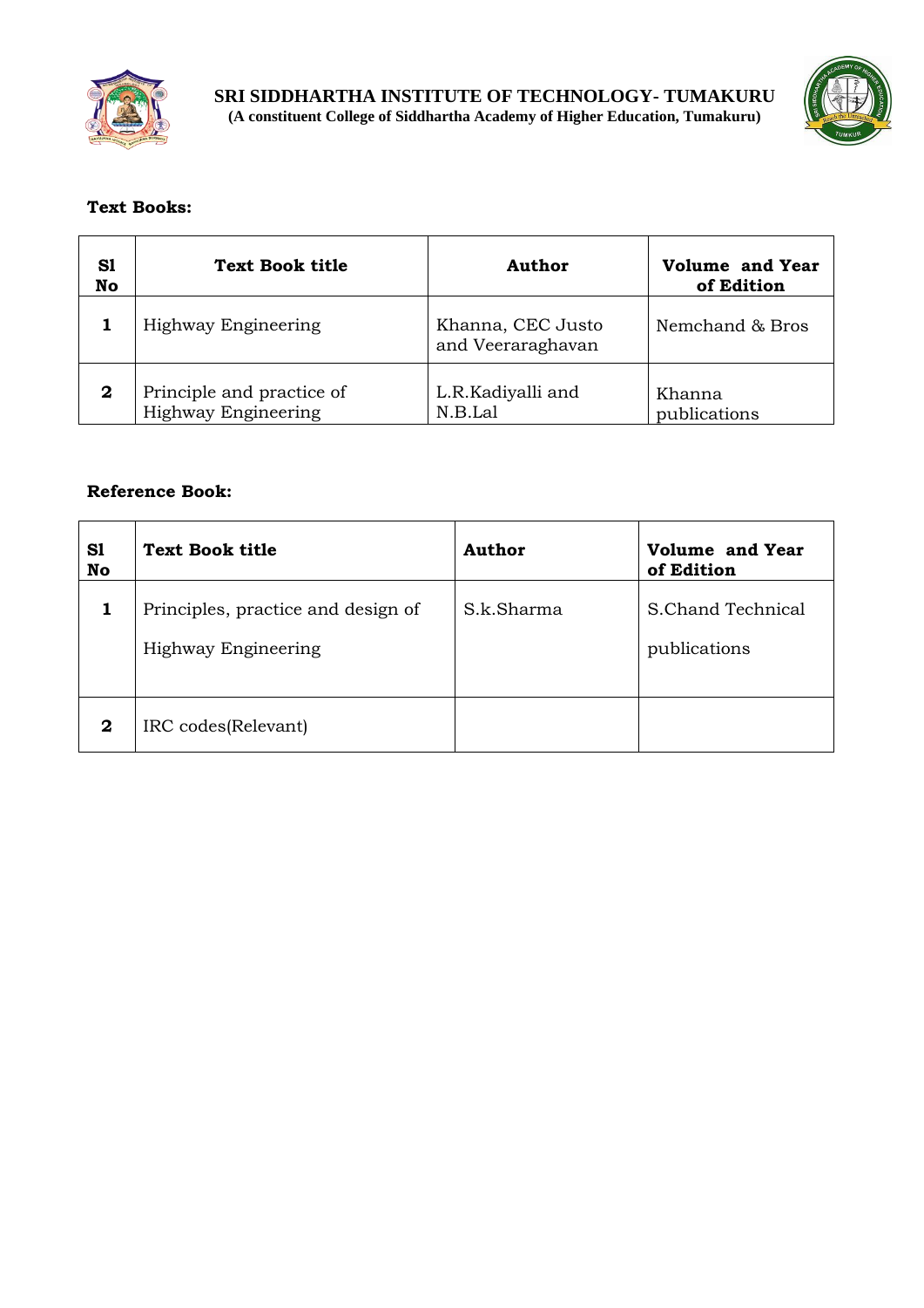**Text Books:**

| Sl No | Text Book title | Author | Volume and Year of Edition |
|---|---|---|---|
| 1 | Highway Engineering | Khanna, CEC Justo and Veeraraghavan | Nemchand & Bros |
| 2 | Principle and practice of Highway Engineering | L.R.Kadiyalli and N.B.Lal | Khanna publications |

**Reference Book:**

| Sl No | Text Book title | Author | Volume and Year of Edition |
|---|---|---|---|
| 1 | Principles, practice and design of Highway Engineering | S.k.Sharma | S.Chand Technical publications |
| 2 | IRC codes(Relevant) | | |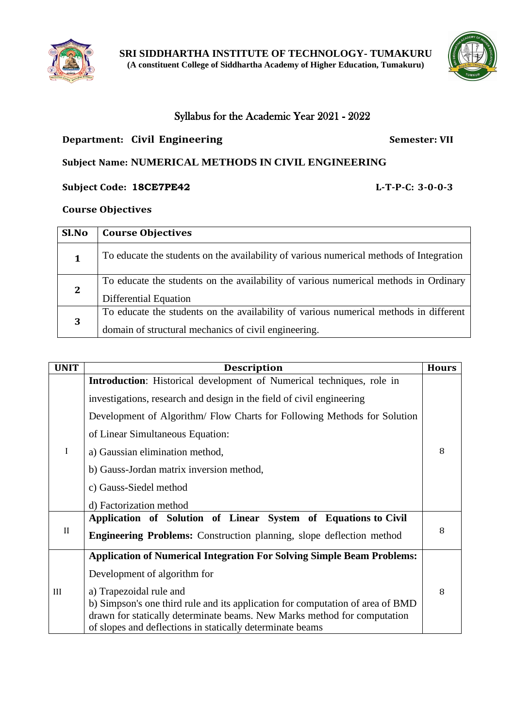**SRI SIDDHARTHA INSTITUTE OF TECHNOLOGY- TUMAKURU**
**(A constituent College of Siddhartha Academy of Higher Education, Tumakuru)**

## Syllabus for the Academic Year 2021 - 2022

**Department: Civil Engineering** **Semester: VII**

**Subject Name: NUMERICAL METHODS IN CIVIL ENGINEERING**

**Subject Code: 18CE7PE42** **L-T-P-C: 3-0-0-3**

**Course Objectives**

| Sl.No | Course Objectives |
|---|---|
| **1** | To educate the students on the availability of various numerical methods of Integration |
| **2** | To educate the students on the availability of various numerical methods in Ordinary Differential Equation |
| **3** | To educate the students on the availability of various numerical methods in different domain of structural mechanics of civil engineering. |

| UNIT | Description | Hours |
|---|---|---|
| I | **Introduction**: Historical development of Numerical techniques, role in investigations, research and design in the field of civil engineering<br>Development of Algorithm/ Flow Charts for Following Methods for Solution of Linear Simultaneous Equation:<br>a) Gaussian elimination method,<br>b) Gauss-Jordan matrix inversion method,<br>c) Gauss-Siedel method<br>d) Factorization method | 8 |
| II | **Application of Solution of Linear System of Equations to Civil Engineering Problems:** Construction planning, slope deflection method | 8 |
| III | **Application of Numerical Integration For Solving Simple Beam Problems:**<br>Development of algorithm for<br>a) Trapezoidal rule and<br>b) Simpson's one third rule and its application for computation of area of BMD drawn for statically determinate beams. New Marks method for computation of slopes and deflections in statically determinate beams | 8 |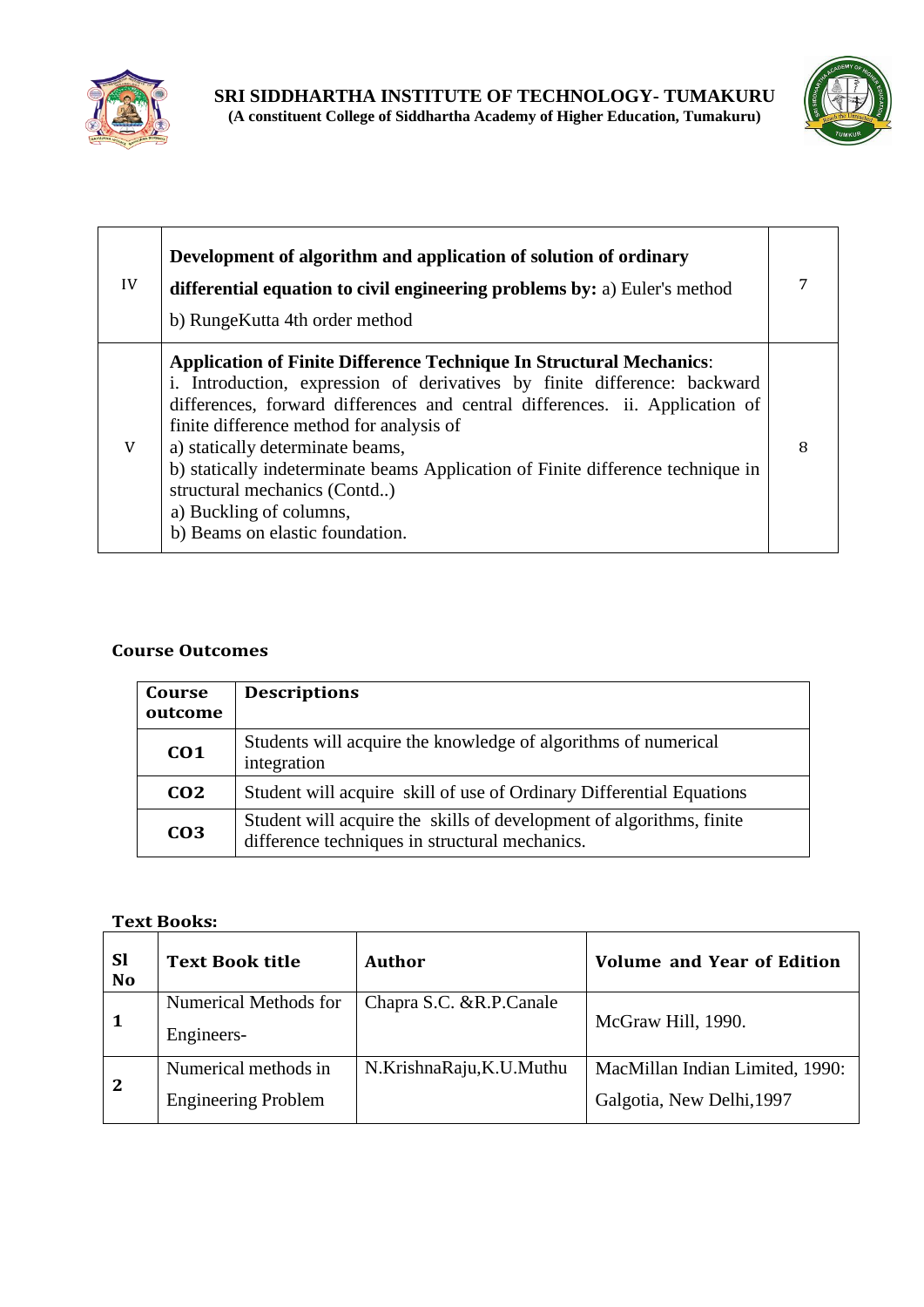| | | |
|---|---|---|
| IV | **Development of algorithm and application of solution of ordinary differential equation to civil engineering problems by:** a) Euler's method b) RungeKutta 4th order method | 7 |
| V | **Application of Finite Difference Technique In Structural Mechanics**: i. Introduction, expression of derivatives by finite difference: backward differences, forward differences and central differences. ii. Application of finite difference method for analysis of a) statically determinate beams, b) statically indeterminate beams Application of Finite difference technique in structural mechanics (Contd..) a) Buckling of columns, b) Beams on elastic foundation. | 8 |

**Course Outcomes**

| Course outcome | Descriptions |
|---|---|
| **CO1** | Students will acquire the knowledge of algorithms of numerical integration |
| **CO2** | Student will acquire skill of use of Ordinary Differential Equations |
| **CO3** | Student will acquire the skills of development of algorithms, finite difference techniques in structural mechanics. |

**Text Books:**

| Sl No | Text Book title | Author | Volume and Year of Edition |
|---|---|---|---|
| **1** | Numerical Methods for Engineers- | Chapra S.C. &R.P.Canale | McGraw Hill, 1990. |
| **2** | Numerical methods in Engineering Problem | N.KrishnaRaju,K.U.Muthu | MacMillan Indian Limited, 1990: Galgotia, New Delhi,1997 |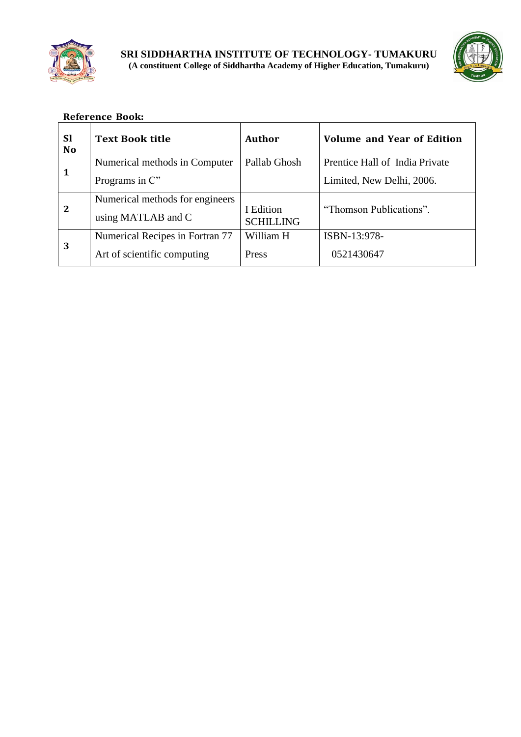**Reference Book:**

| Sl No | Text Book title | Author | Volume and Year of Edition |
|---|---|---|---|
| 1 | Numerical methods in Computer Programs in C" | Pallab Ghosh | Prentice Hall of India Private Limited, New Delhi, 2006. |
| 2 | Numerical methods for engineers using MATLAB and C | I Edition SCHILLING | "Thomson Publications". |
| 3 | Numerical Recipes in Fortran 77 Art of scientific computing | William H Press | ISBN-13:978-0521430647 |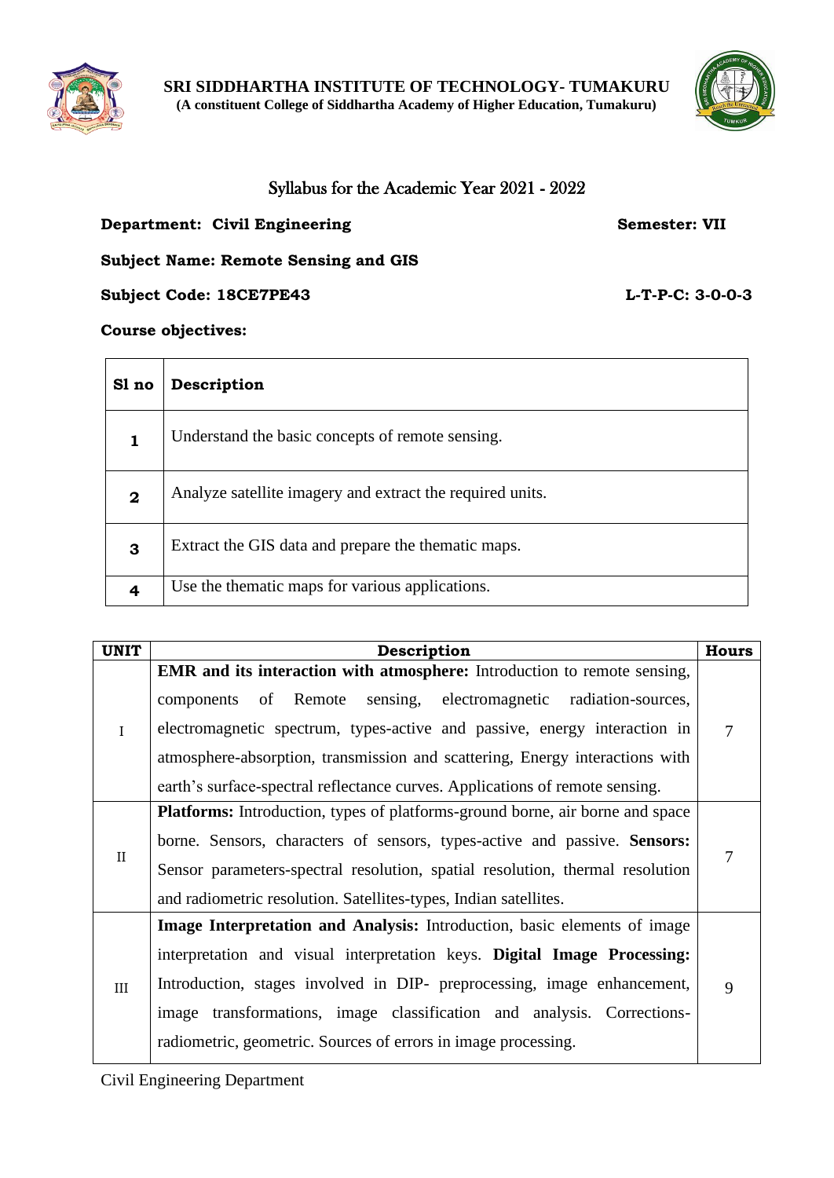**SRI SIDDHARTHA INSTITUTE OF TECHNOLOGY- TUMAKURU**
**(A constituent College of Siddhartha Academy of Higher Education, Tumakuru)**

## Syllabus for the Academic Year 2021 - 2022

**Department: Civil Engineering** **Semester: VII**

**Subject Name: Remote Sensing and GIS**

**Subject Code: 18CE7PE43** **L-T-P-C: 3-0-0-3**

**Course objectives:**

| Sl no | Description |
|---|---|
| **1** | Understand the basic concepts of remote sensing. |
| **2** | Analyze satellite imagery and extract the required units. |
| **3** | Extract the GIS data and prepare the thematic maps. |
| **4** | Use the thematic maps for various applications. |

| UNIT | Description | Hours |
|---|---|---|
| I | **EMR and its interaction with atmosphere:** Introduction to remote sensing, components of Remote sensing, electromagnetic radiation-sources, electromagnetic spectrum, types-active and passive, energy interaction in atmosphere-absorption, transmission and scattering, Energy interactions with earth's surface-spectral reflectance curves. Applications of remote sensing. | 7 |
| II | **Platforms:** Introduction, types of platforms-ground borne, air borne and space borne. Sensors, characters of sensors, types-active and passive. **Sensors:** Sensor parameters-spectral resolution, spatial resolution, thermal resolution and radiometric resolution. Satellites-types, Indian satellites. | 7 |
| III | **Image Interpretation and Analysis:** Introduction, basic elements of image interpretation and visual interpretation keys. **Digital Image Processing:** Introduction, stages involved in DIP- preprocessing, image enhancement, image transformations, image classification and analysis. Corrections-radiometric, geometric. Sources of errors in image processing. | 9 |

Civil Engineering Department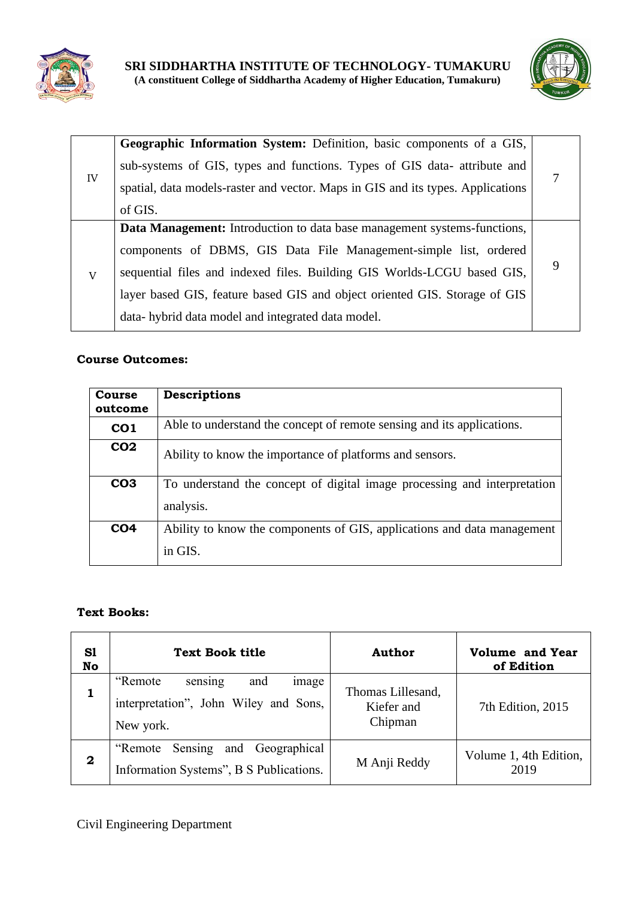| IV | **Geographic Information System:** Definition, basic components of a GIS, sub-systems of GIS, types and functions. Types of GIS data- attribute and spatial, data models-raster and vector. Maps in GIS and its types. Applications of GIS. | 7 |
|---|---|---|
| V | **Data Management:** Introduction to data base management systems-functions, components of DBMS, GIS Data File Management-simple list, ordered sequential files and indexed files. Building GIS Worlds-LCGU based GIS, layer based GIS, feature based GIS and object oriented GIS. Storage of GIS data- hybrid data model and integrated data model. | 9 |

**Course Outcomes:**

| Course outcome | Descriptions |
|---|---|
| **CO1** | Able to understand the concept of remote sensing and its applications. |
| **CO2** | Ability to know the importance of platforms and sensors. |
| **CO3** | To understand the concept of digital image processing and interpretation analysis. |
| **CO4** | Ability to know the components of GIS, applications and data management in GIS. |

**Text Books:**

| Sl No | Text Book title | Author | Volume and Year of Edition |
|---|---|---|---|
| **1** | "Remote sensing and image interpretation", John Wiley and Sons, New york. | Thomas Lillesand, Kiefer and Chipman | 7th Edition, 2015 |
| **2** | "Remote Sensing and Geographical Information Systems", B S Publications. | M Anji Reddy | Volume 1, 4th Edition, 2019 |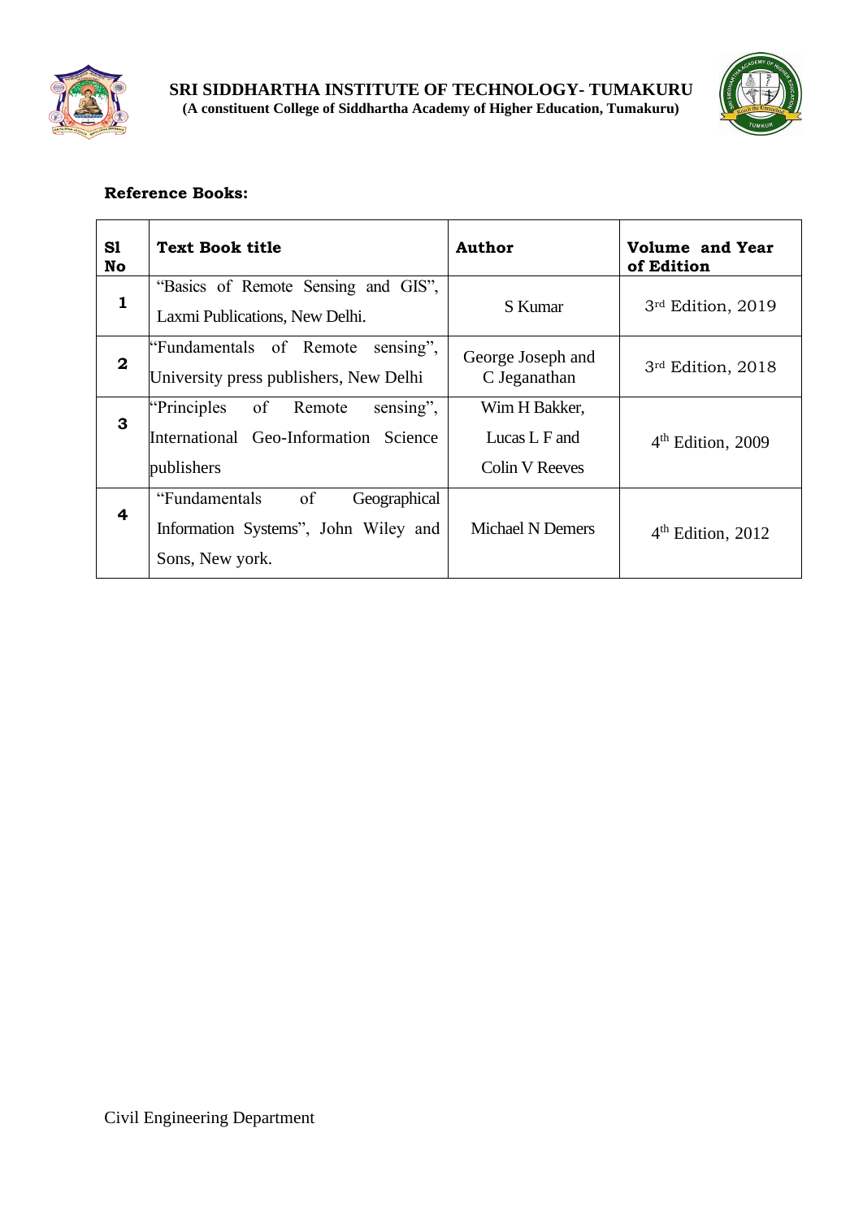**Reference Books:**

| Sl No | Text Book title | Author | Volume and Year of Edition |
|---|---|---|---|
| 1 | "Basics of Remote Sensing and GIS", Laxmi Publications, New Delhi. | S Kumar | 3rd Edition, 2019 |
| 2 | "Fundamentals of Remote sensing", University press publishers, New Delhi | George Joseph and C Jeganathan | 3rd Edition, 2018 |
| 3 | "Principles of Remote sensing", International Geo-Information Science publishers | Wim H Bakker, Lucas L F and Colin V Reeves | 4th Edition, 2009 |
| 4 | "Fundamentals of Geographical Information Systems", John Wiley and Sons, New york. | Michael N Demers | 4th Edition, 2012 |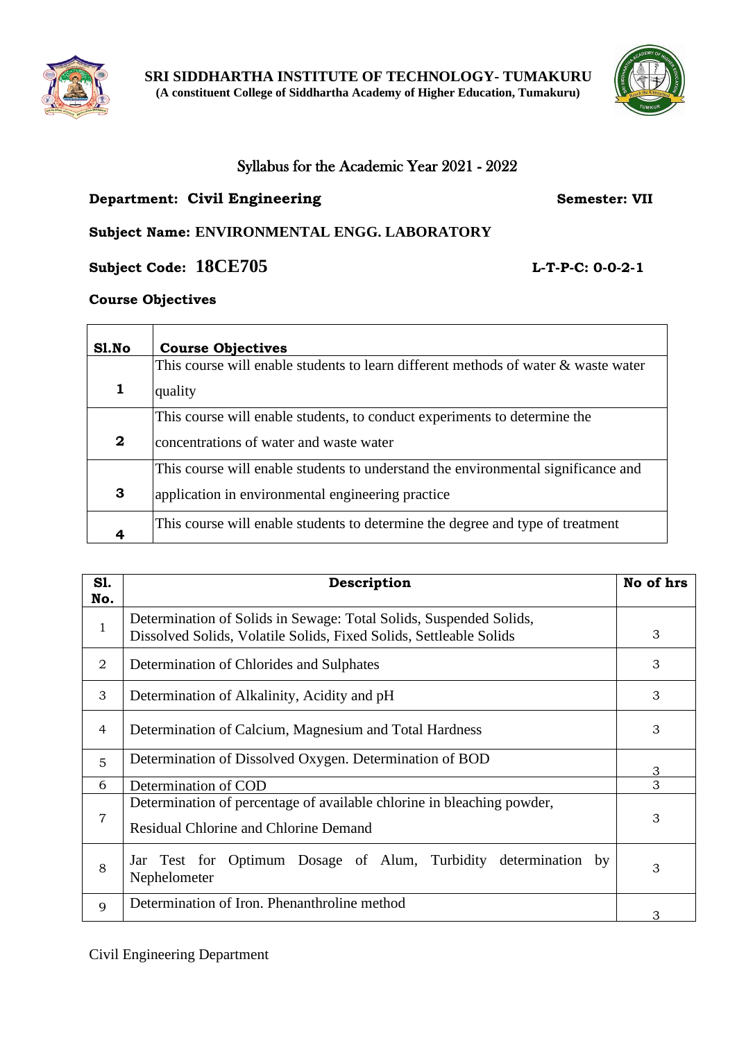**SRI SIDDHARTHA INSTITUTE OF TECHNOLOGY- TUMAKURU**
**(A constituent College of Siddhartha Academy of Higher Education, Tumakuru)**

## Syllabus for the Academic Year 2021 - 2022

**Department: Civil Engineering** **Semester: VII**

**Subject Name: ENVIRONMENTAL ENGG. LABORATORY**

**Subject Code: 18CE705** **L-T-P-C: 0-0-2-1**

**Course Objectives**

| Sl.No | Course Objectives |
|---|---|
| 1 | This course will enable students to learn different methods of water & waste water quality |
| 2 | This course will enable students, to conduct experiments to determine the concentrations of water and waste water |
| 3 | This course will enable students to understand the environmental significance and application in environmental engineering practice |
| 4 | This course will enable students to determine the degree and type of treatment |

| Sl. No. | Description | No of hrs |
|---|---|---|
| 1 | Determination of Solids in Sewage: Total Solids, Suspended Solids, Dissolved Solids, Volatile Solids, Fixed Solids, Settleable Solids | 3 |
| 2 | Determination of Chlorides and Sulphates | 3 |
| 3 | Determination of Alkalinity, Acidity and pH | 3 |
| 4 | Determination of Calcium, Magnesium and Total Hardness | 3 |
| 5 | Determination of Dissolved Oxygen. Determination of BOD | 3 |
| 6 | Determination of COD | 3 |
| 7 | Determination of percentage of available chlorine in bleaching powder, Residual Chlorine and Chlorine Demand | 3 |
| 8 | Jar Test for Optimum Dosage of Alum, Turbidity determination by Nephelometer | 3 |
| 9 | Determination of Iron. Phenanthroline method | 3 |

Civil Engineering Department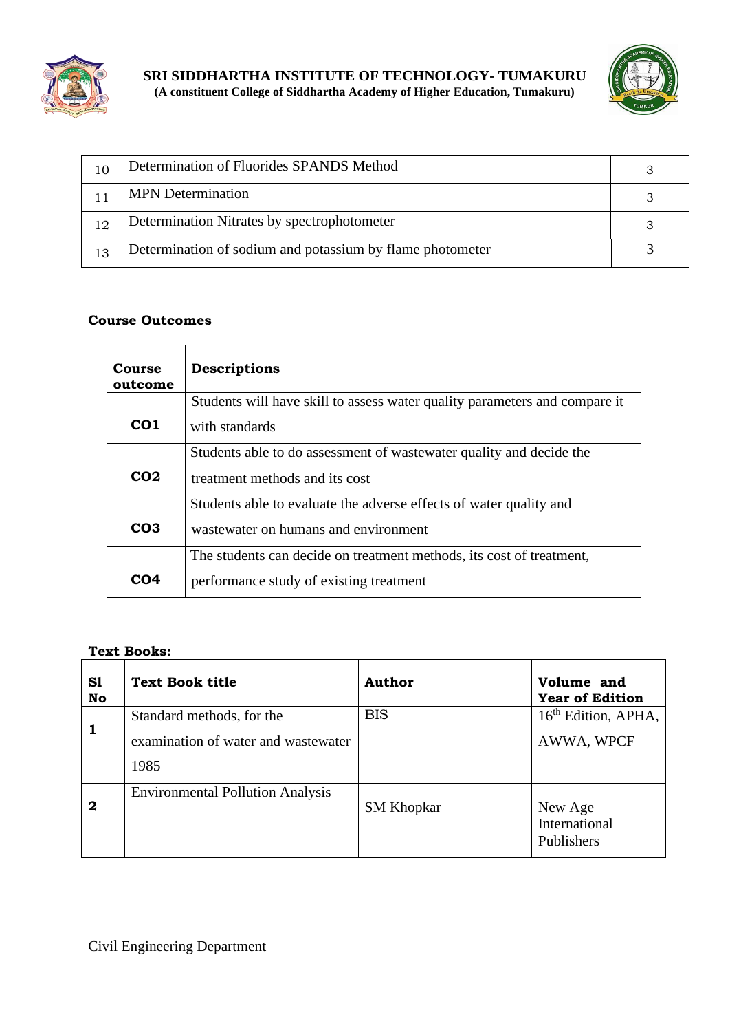| 10 | Determination of Fluorides SPANDS Method | 3 |
|---|---|---|
| 11 | MPN Determination | 3 |
| 12 | Determination Nitrates by spectrophotometer | 3 |
| 13 | Determination of sodium and potassium by flame photometer | 3 |

**Course Outcomes**

| Course outcome | Descriptions |
|---|---|
| **CO1** | Students will have skill to assess water quality parameters and compare it with standards |
| **CO2** | Students able to do assessment of wastewater quality and decide the treatment methods and its cost |
| **CO3** | Students able to evaluate the adverse effects of water quality and wastewater on humans and environment |
| **CO4** | The students can decide on treatment methods, its cost of treatment, performance study of existing treatment |

**Text Books:**

| Sl No | Text Book title | Author | Volume and Year of Edition |
|---|---|---|---|
| **1** | Standard methods, for the examination of water and wastewater 1985 | BIS | 16th Edition, APHA, AWWA, WPCF |
| **2** | Environmental Pollution Analysis | SM Khopkar | New Age International Publishers |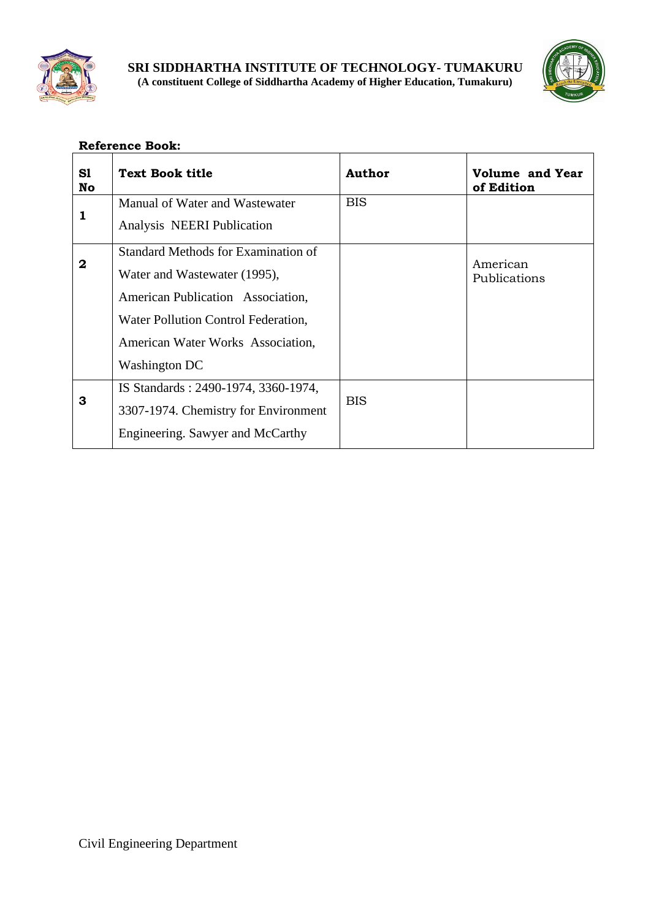**Reference Book:**

| Sl No | Text Book title | Author | Volume and Year of Edition |
|---|---|---|---|
| 1 | Manual of Water and Wastewater Analysis NEERI Publication | BIS | |
| 2 | Standard Methods for Examination of Water and Wastewater (1995), American Publication Association, Water Pollution Control Federation, American Water Works Association, Washington DC | | American Publications |
| 3 | IS Standards : 2490-1974, 3360-1974, 3307-1974. Chemistry for Environment Engineering. Sawyer and McCarthy | BIS | |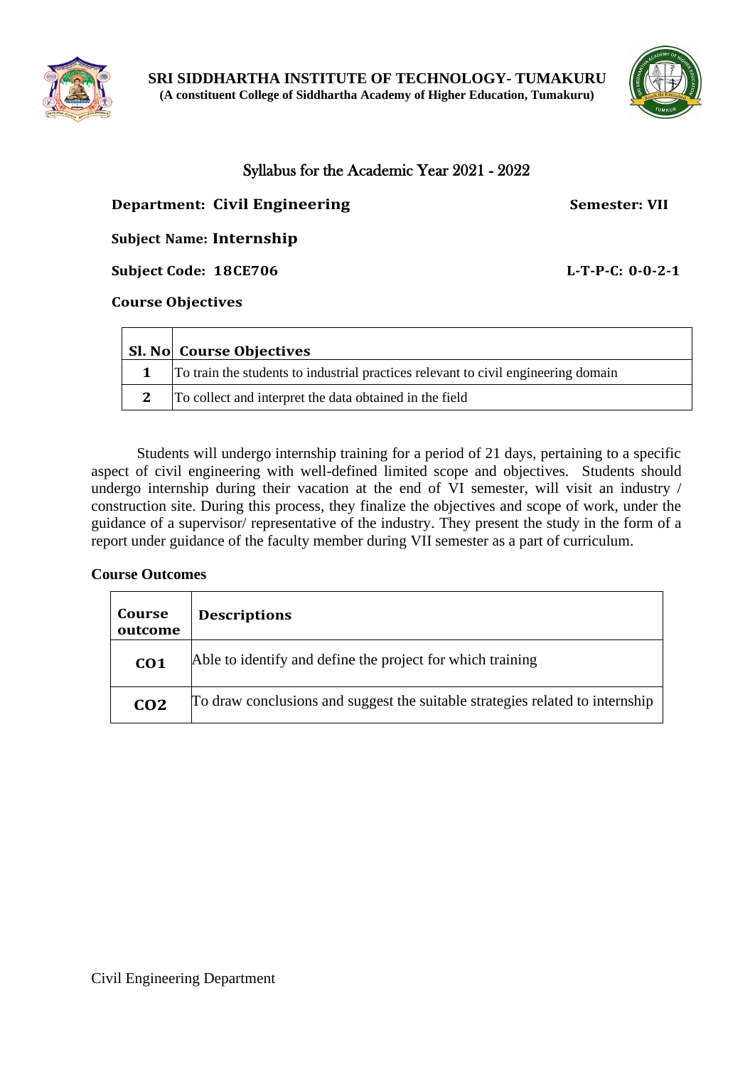**SRI SIDDHARTHA INSTITUTE OF TECHNOLOGY- TUMAKURU**
**(A constituent College of Siddhartha Academy of Higher Education, Tumakuru)**

## Syllabus for the Academic Year 2021 - 2022

**Department: Civil Engineering** **Semester: VII**

**Subject Name: Internship**

**Subject Code: 18CE706** **L-T-P-C: 0-0-2-1**

### Course Objectives

| Sl. No | Course Objectives |
|---|---|
| 1 | To train the students to industrial practices relevant to civil engineering domain |
| 2 | To collect and interpret the data obtained in the field |

Students will undergo internship training for a period of 21 days, pertaining to a specific aspect of civil engineering with well-defined limited scope and objectives. Students should undergo internship during their vacation at the end of VI semester, will visit an industry / construction site. During this process, they finalize the objectives and scope of work, under the guidance of a supervisor/ representative of the industry. They present the study in the form of a report under guidance of the faculty member during VII semester as a part of curriculum.

### Course Outcomes

| Course outcome | Descriptions |
|---|---|
| CO1 | Able to identify and define the project for which training |
| CO2 | To draw conclusions and suggest the suitable strategies related to internship |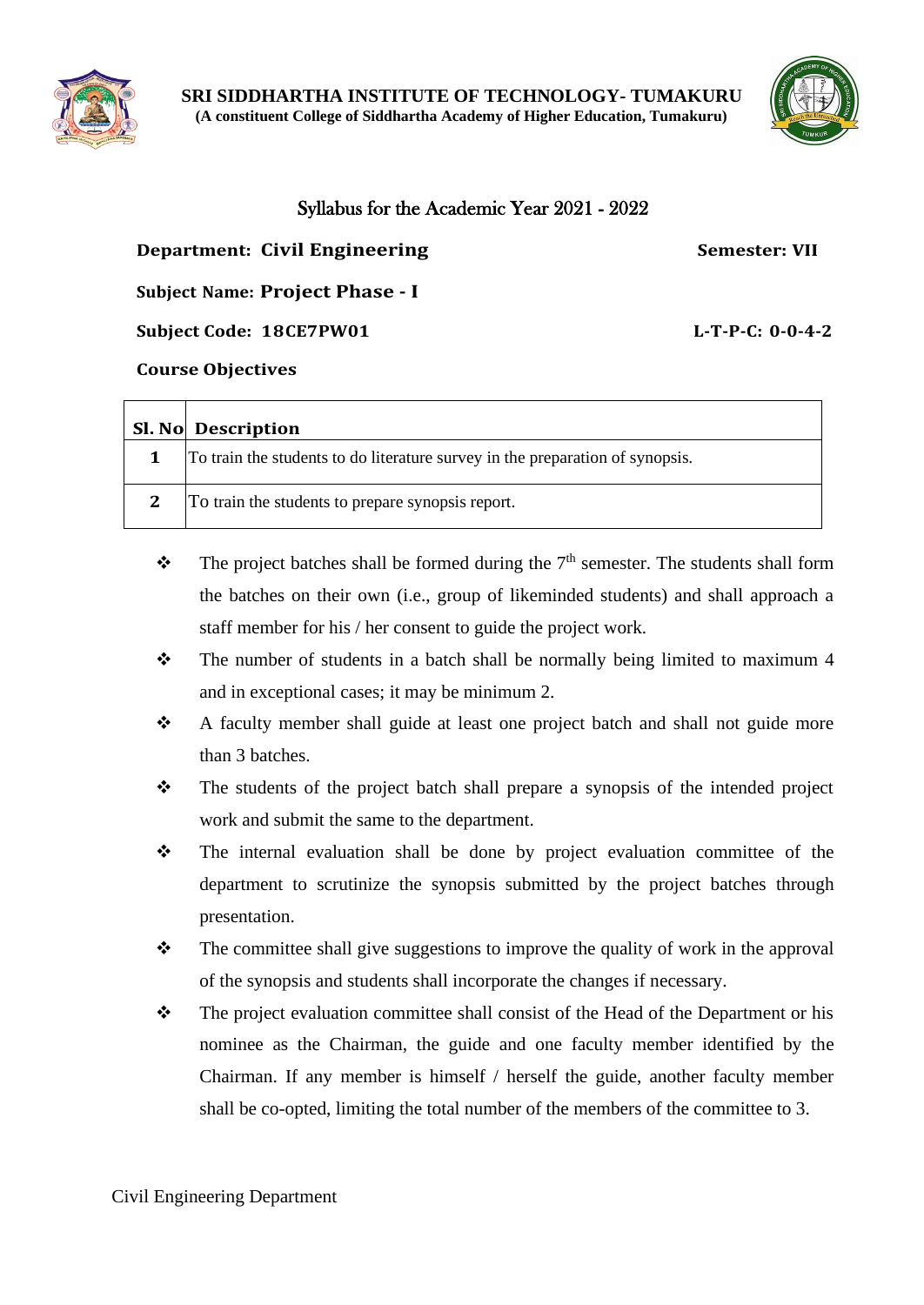**SRI SIDDHARTHA INSTITUTE OF TECHNOLOGY- TUMAKURU**
**(A constituent College of Siddhartha Academy of Higher Education, Tumakuru)**

## Syllabus for the Academic Year 2021 - 2022

**Department: Civil Engineering** **Semester: VII**

**Subject Name: Project Phase - I**

**Subject Code: 18CE7PW01** **L-T-P-C: 0-0-4-2**

**Course Objectives**

| Sl. No | Description |
|---|---|
| 1 | To train the students to do literature survey in the preparation of synopsis. |
| 2 | To train the students to prepare synopsis report. |

- ❖ The project batches shall be formed during the 7th semester. The students shall form the batches on their own (i.e., group of likeminded students) and shall approach a staff member for his / her consent to guide the project work.
- ❖ The number of students in a batch shall be normally being limited to maximum 4 and in exceptional cases; it may be minimum 2.
- ❖ A faculty member shall guide at least one project batch and shall not guide more than 3 batches.
- ❖ The students of the project batch shall prepare a synopsis of the intended project work and submit the same to the department.
- ❖ The internal evaluation shall be done by project evaluation committee of the department to scrutinize the synopsis submitted by the project batches through presentation.
- ❖ The committee shall give suggestions to improve the quality of work in the approval of the synopsis and students shall incorporate the changes if necessary.
- ❖ The project evaluation committee shall consist of the Head of the Department or his nominee as the Chairman, the guide and one faculty member identified by the Chairman. If any member is himself / herself the guide, another faculty member shall be co-opted, limiting the total number of the members of the committee to 3.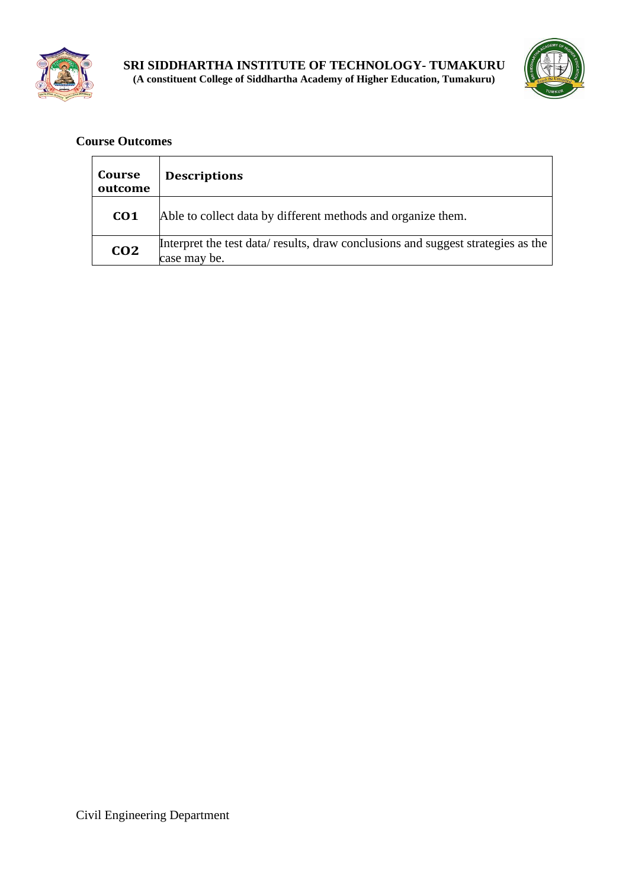**Course Outcomes**

| Course outcome | Descriptions |
|---|---|
| **CO1** | Able to collect data by different methods and organize them. |
| **CO2** | Interpret the test data/ results, draw conclusions and suggest strategies as the case may be. |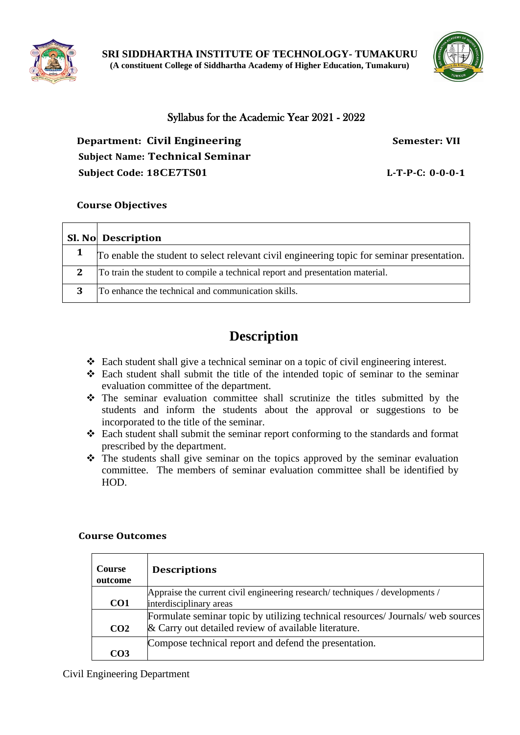**SRI SIDDHARTHA INSTITUTE OF TECHNOLOGY- TUMAKURU**
**(A constituent College of Siddhartha Academy of Higher Education, Tumakuru)**

Syllabus for the Academic Year 2021 - 2022

**Department: Civil Engineering** **Semester: VII**

**Subject Name: Technical Seminar**

**Subject Code: 18CE7TS01** **L-T-P-C: 0-0-0-1**

**Course Objectives**

| Sl. No | Description |
|---|---|
| 1 | To enable the student to select relevant civil engineering topic for seminar presentation. |
| 2 | To train the student to compile a technical report and presentation material. |
| 3 | To enhance the technical and communication skills. |

# Description

- Each student shall give a technical seminar on a topic of civil engineering interest.
- Each student shall submit the title of the intended topic of seminar to the seminar evaluation committee of the department.
- The seminar evaluation committee shall scrutinize the titles submitted by the students and inform the students about the approval or suggestions to be incorporated to the title of the seminar.
- Each student shall submit the seminar report conforming to the standards and format prescribed by the department.
- The students shall give seminar on the topics approved by the seminar evaluation committee. The members of seminar evaluation committee shall be identified by HOD.

**Course Outcomes**

| Course outcome | Descriptions |
|---|---|
| CO1 | Appraise the current civil engineering research/ techniques / developments / interdisciplinary areas |
| CO2 | Formulate seminar topic by utilizing technical resources/ Journals/ web sources & Carry out detailed review of available literature. |
| CO3 | Compose technical report and defend the presentation. |

Civil Engineering Department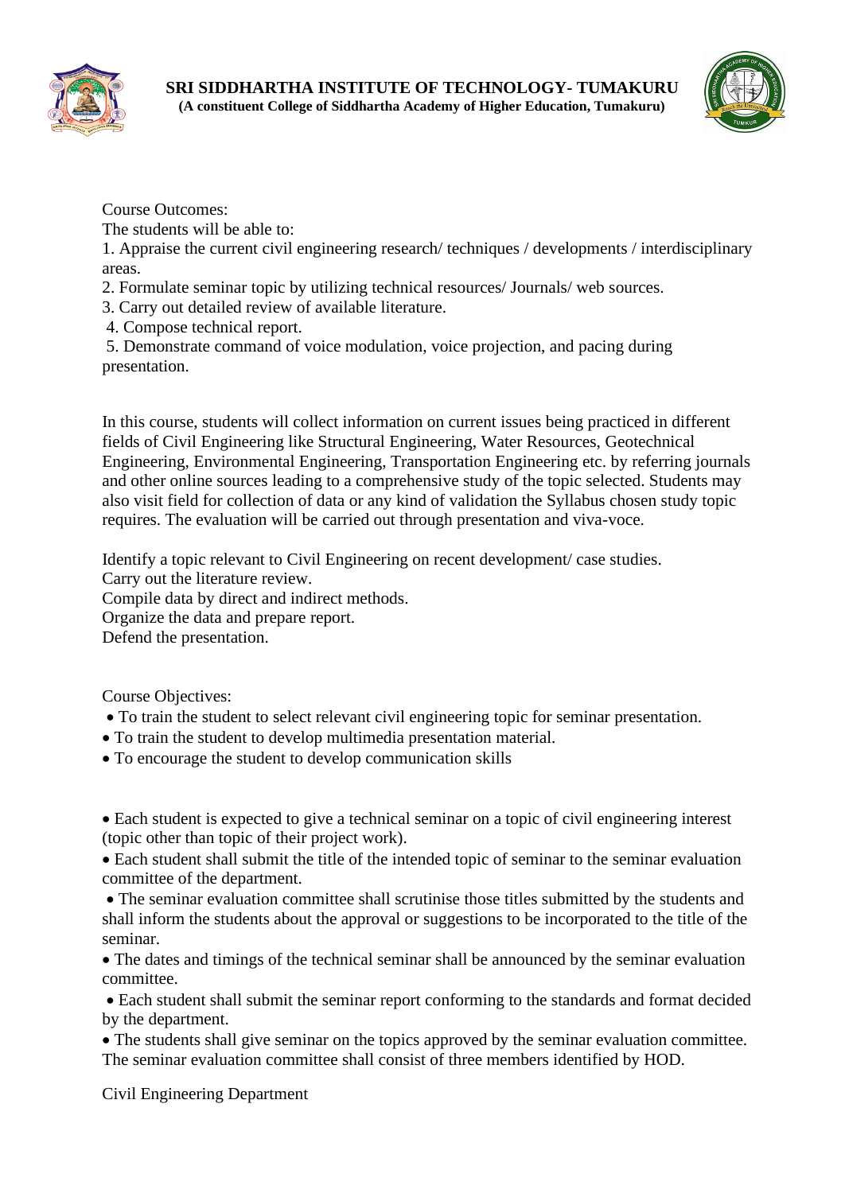Course Outcomes:

The students will be able to:

1. Appraise the current civil engineering research/ techniques / developments / interdisciplinary areas.
2. Formulate seminar topic by utilizing technical resources/ Journals/ web sources.
3. Carry out detailed review of available literature.
4. Compose technical report.
5. Demonstrate command of voice modulation, voice projection, and pacing during presentation.

In this course, students will collect information on current issues being practiced in different fields of Civil Engineering like Structural Engineering, Water Resources, Geotechnical Engineering, Environmental Engineering, Transportation Engineering etc. by referring journals and other online sources leading to a comprehensive study of the topic selected. Students may also visit field for collection of data or any kind of validation the Syllabus chosen study topic requires. The evaluation will be carried out through presentation and viva-voce.

Identify a topic relevant to Civil Engineering on recent development/ case studies.
Carry out the literature review.
Compile data by direct and indirect methods.
Organize the data and prepare report.
Defend the presentation.

Course Objectives:

- To train the student to select relevant civil engineering topic for seminar presentation.
- To train the student to develop multimedia presentation material.
- To encourage the student to develop communication skills

- Each student is expected to give a technical seminar on a topic of civil engineering interest (topic other than topic of their project work).
- Each student shall submit the title of the intended topic of seminar to the seminar evaluation committee of the department.
- The seminar evaluation committee shall scrutinise those titles submitted by the students and shall inform the students about the approval or suggestions to be incorporated to the title of the seminar.
- The dates and timings of the technical seminar shall be announced by the seminar evaluation committee.
- Each student shall submit the seminar report conforming to the standards and format decided by the department.
- The students shall give seminar on the topics approved by the seminar evaluation committee. The seminar evaluation committee shall consist of three members identified by HOD.

Civil Engineering Department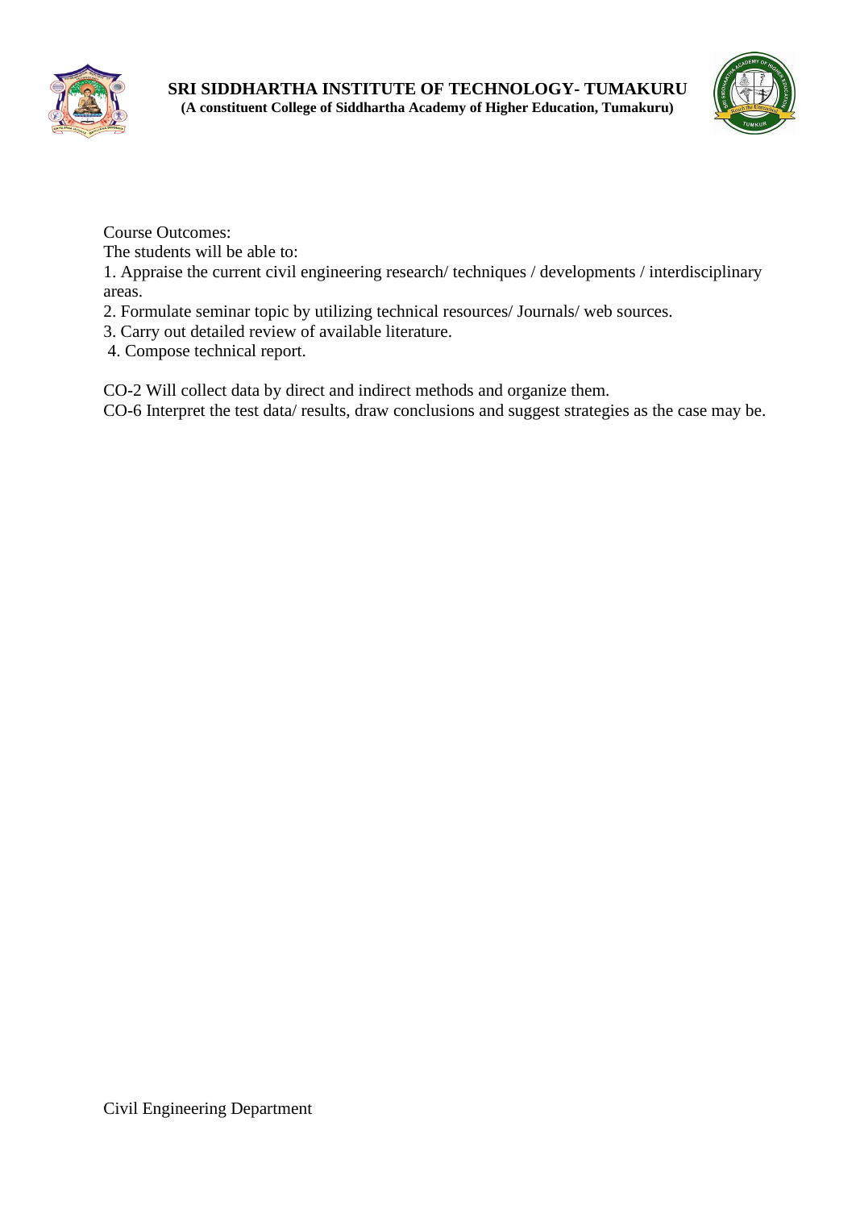Course Outcomes:

The students will be able to:

1. Appraise the current civil engineering research/ techniques / developments / interdisciplinary areas.
2. Formulate seminar topic by utilizing technical resources/ Journals/ web sources.
3. Carry out detailed review of available literature.
4. Compose technical report.

CO-2 Will collect data by direct and indirect methods and organize them.

CO-6 Interpret the test data/ results, draw conclusions and suggest strategies as the case may be.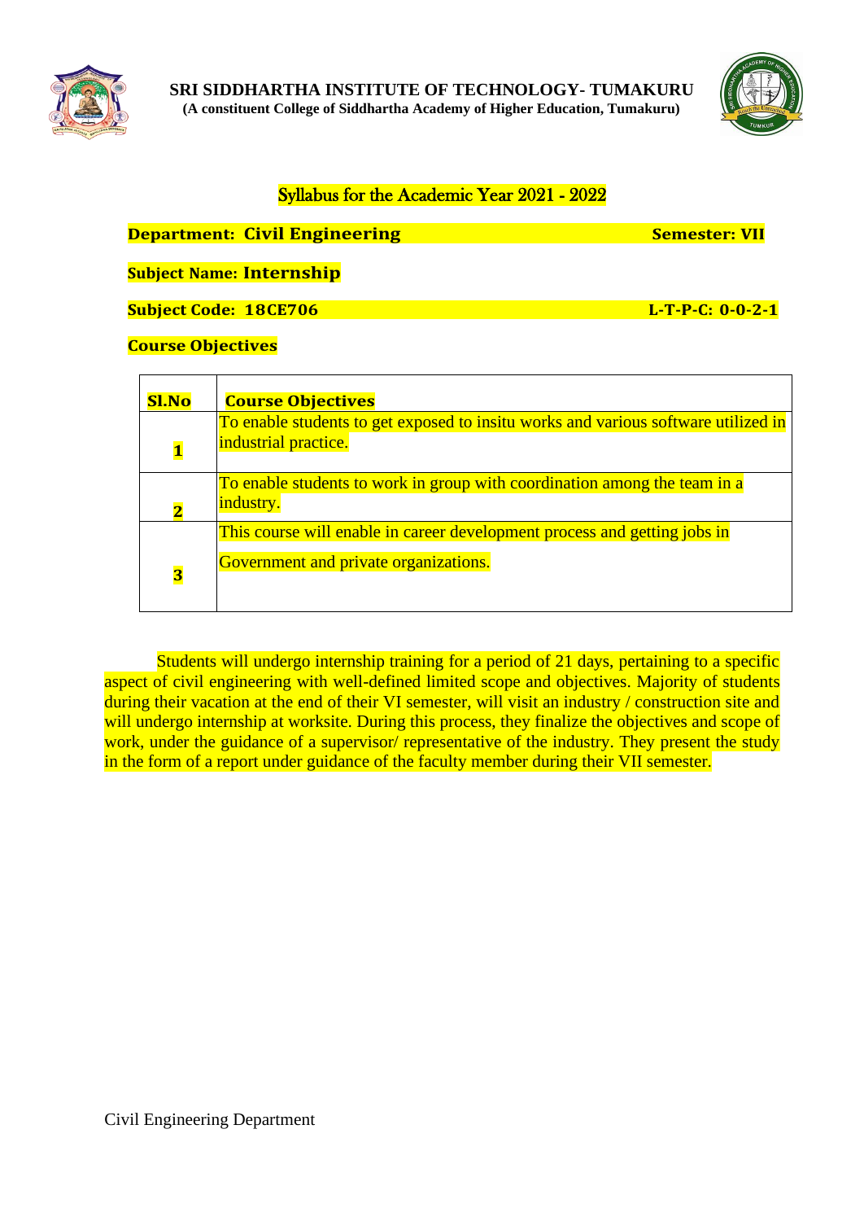**SRI SIDDHARTHA INSTITUTE OF TECHNOLOGY- TUMAKURU**
**(A constituent College of Siddhartha Academy of Higher Education, Tumakuru)**

## Syllabus for the Academic Year 2021 - 2022

**Department: Civil Engineering** **Semester: VII**

**Subject Name: Internship**

**Subject Code: 18CE706** **L-T-P-C: 0-0-2-1**

**Course Objectives**

| Sl.No | Course Objectives |
|---|---|
| 1 | To enable students to get exposed to insitu works and various software utilized in industrial practice. |
| 2 | To enable students to work in group with coordination among the team in a industry. |
| 3 | This course will enable in career development process and getting jobs in Government and private organizations. |

Students will undergo internship training for a period of 21 days, pertaining to a specific aspect of civil engineering with well-defined limited scope and objectives. Majority of students during their vacation at the end of their VI semester, will visit an industry / construction site and will undergo internship at worksite. During this process, they finalize the objectives and scope of work, under the guidance of a supervisor/ representative of the industry. They present the study in the form of a report under guidance of the faculty member during their VII semester.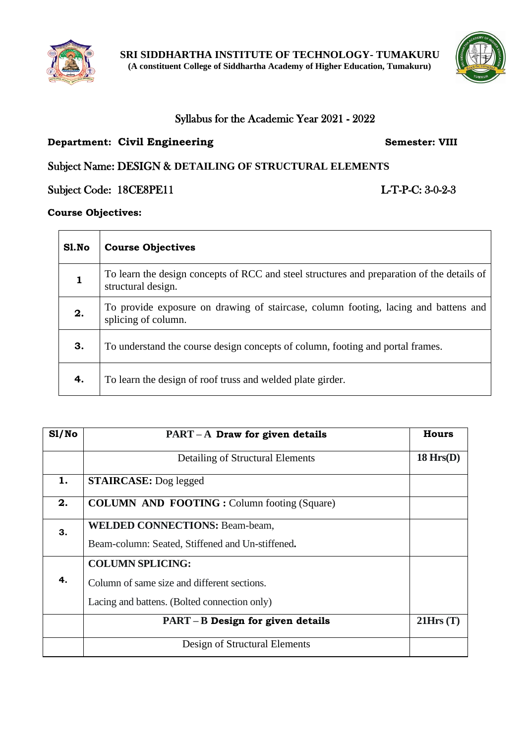**SRI SIDDHARTHA INSTITUTE OF TECHNOLOGY- TUMAKURU**
**(A constituent College of Siddhartha Academy of Higher Education, Tumakuru)**

Syllabus for the Academic Year 2021 - 2022

**Department: Civil Engineering** **Semester: VIII**

Subject Name: **DESIGN & DETAILING OF STRUCTURAL ELEMENTS**

Subject Code: 18CE8PE11 L-T-P-C: 3-0-2-3

**Course Objectives:**

| Sl.No | Course Objectives |
|---|---|
| 1 | To learn the design concepts of RCC and steel structures and preparation of the details of structural design. |
| 2. | To provide exposure on drawing of staircase, column footing, lacing and battens and splicing of column. |
| 3. | To understand the course design concepts of column, footing and portal frames. |
| 4. | To learn the design of roof truss and welded plate girder. |

| Sl/No | PART – A Draw for given details | Hours |
|---|---|---|
| | Detailing of Structural Elements | 18 Hrs(D) |
| 1. | **STAIRCASE:** Dog legged | |
| 2. | **COLUMN AND FOOTING :** Column footing (Square) | |
| 3. | **WELDED CONNECTIONS:** Beam-beam, Beam-column: Seated, Stiffened and Un-stiffened**.** | |
| 4. | **COLUMN SPLICING:** Column of same size and different sections. Lacing and battens. (Bolted connection only) | |
| | **PART – B Design for given details** | **21Hrs (T)** |
| | Design of Structural Elements | |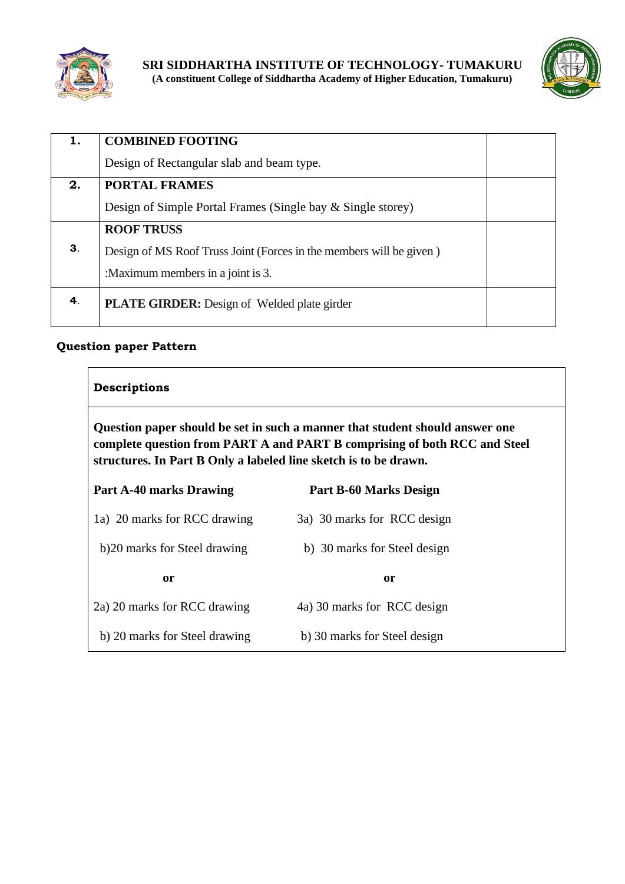**SRI SIDDHARTHA INSTITUTE OF TECHNOLOGY- TUMAKURU**
**(A constituent College of Siddhartha Academy of Higher Education, Tumakuru)**

| | | |
|---|---|---|
| **1.** | **COMBINED FOOTING**<br>Design of Rectangular slab and beam type. | |
| **2.** | **PORTAL FRAMES**<br>Design of Simple Portal Frames (Single bay & Single storey) | |
| **3**. | **ROOF TRUSS**<br>Design of MS Roof Truss Joint (Forces in the members will be given )<br>:Maximum members in a joint is 3. | |
| **4**. | **PLATE GIRDER:** Design of Welded plate girder | |

**Question paper Pattern**

**Descriptions**

**Question paper should be set in such a manner that student should answer one complete question from PART A and PART B comprising of both RCC and Steel structures. In Part B Only a labeled line sketch is to be drawn.**

| **Part A-40 marks Drawing** | **Part B-60 Marks Design** |
|---|---|
| 1a) 20 marks for RCC drawing | 3a) 30 marks for RCC design |
| b)20 marks for Steel drawing | b) 30 marks for Steel design |
| **or** | **or** |
| 2a) 20 marks for RCC drawing | 4a) 30 marks for RCC design |
| b) 20 marks for Steel drawing | b) 30 marks for Steel design |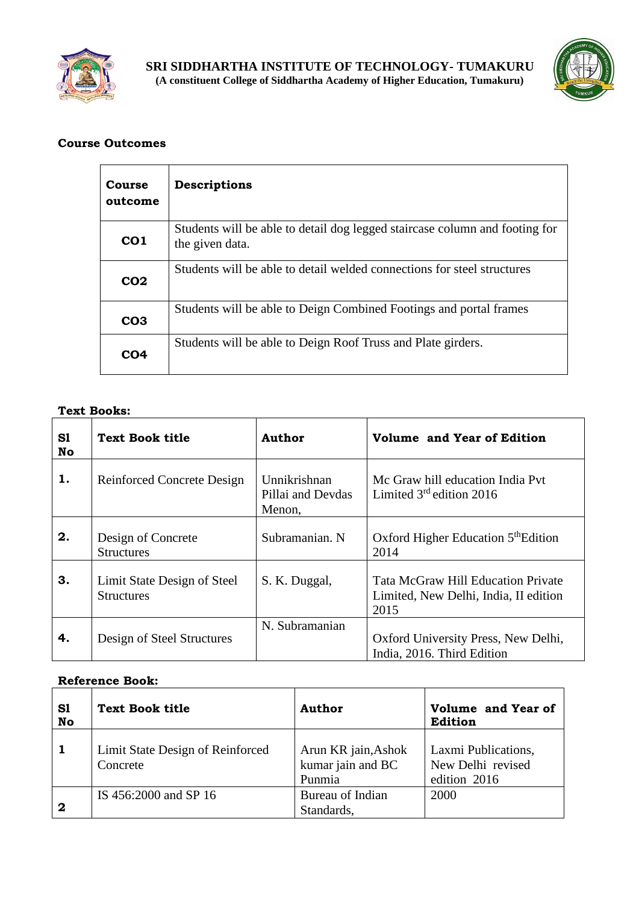**SRI SIDDHARTHA INSTITUTE OF TECHNOLOGY- TUMAKURU**
**(A constituent College of Siddhartha Academy of Higher Education, Tumakuru)**

**Course Outcomes**

| Course outcome | Descriptions |
|---|---|
| CO1 | Students will be able to detail dog legged staircase column and footing for the given data. |
| CO2 | Students will be able to detail welded connections for steel structures |
| CO3 | Students will be able to Deign Combined Footings and portal frames |
| CO4 | Students will be able to Deign Roof Truss and Plate girders. |

**Text Books:**

| Sl No | Text Book title | Author | Volume and Year of Edition |
|---|---|---|---|
| 1. | Reinforced Concrete Design | Unnikrishnan Pillai and Devdas Menon, | Mc Graw hill education India Pvt Limited 3rd edition 2016 |
| 2. | Design of Concrete Structures | Subramanian. N | Oxford Higher Education 5thEdition 2014 |
| 3. | Limit State Design of Steel Structures | S. K. Duggal, | Tata McGraw Hill Education Private Limited, New Delhi, India, II edition 2015 |
| 4. | Design of Steel Structures | N. Subramanian | Oxford University Press, New Delhi, India, 2016. Third Edition |

**Reference Book:**

| Sl No | Text Book title | Author | Volume and Year of Edition |
|---|---|---|---|
| 1 | Limit State Design of Reinforced Concrete | Arun KR jain,Ashok kumar jain and BC Punmia | Laxmi Publications, New Delhi revised edition 2016 |
| 2 | IS 456:2000 and SP 16 | Bureau of Indian Standards, | 2000 |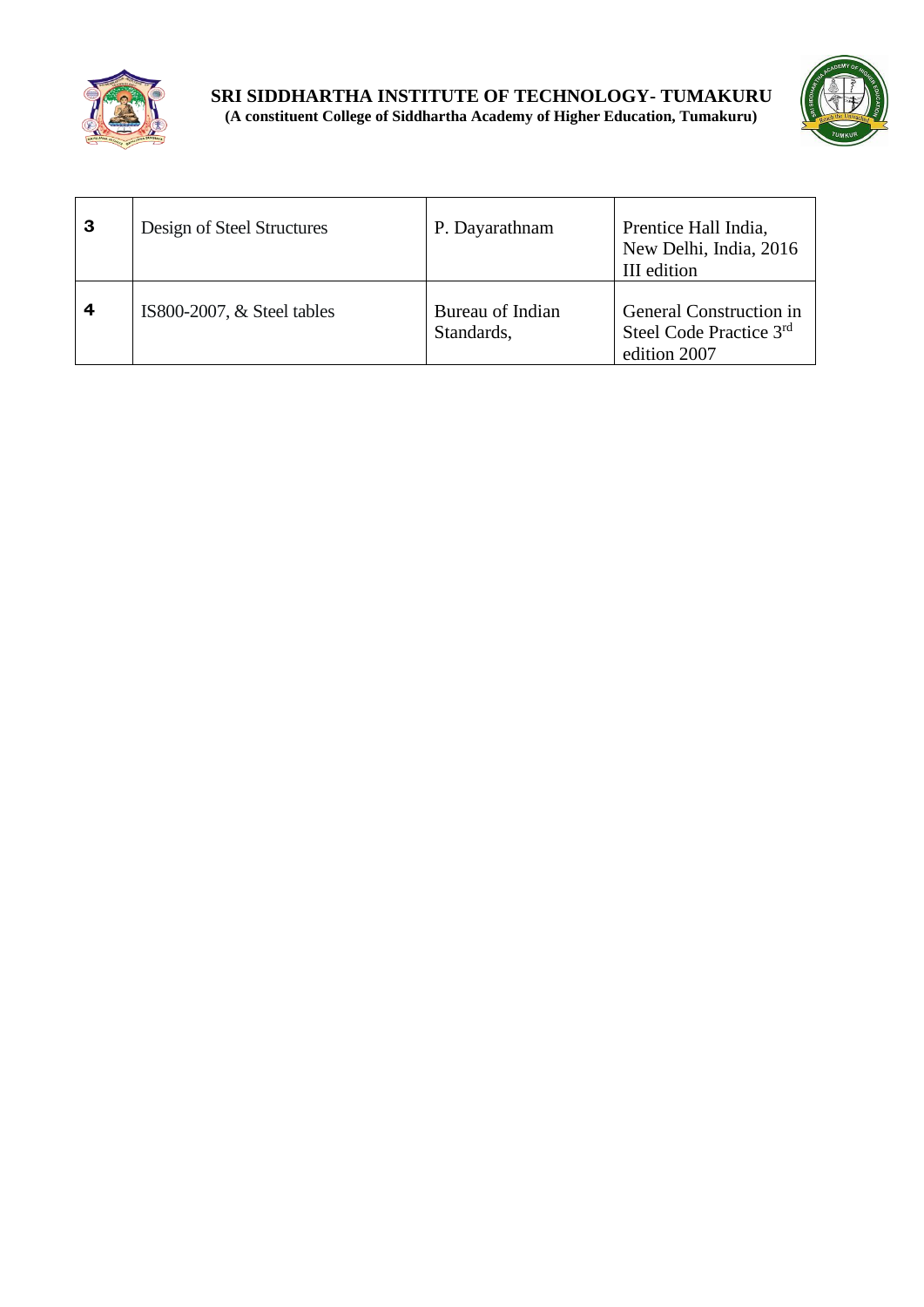| 3 | Design of Steel Structures | P. Dayarathnam | Prentice Hall India, New Delhi, India, 2016 III edition |
|---|---|---|---|
| 4 | IS800-2007, & Steel tables | Bureau of Indian Standards, | General Construction in Steel Code Practice 3rd edition 2007 |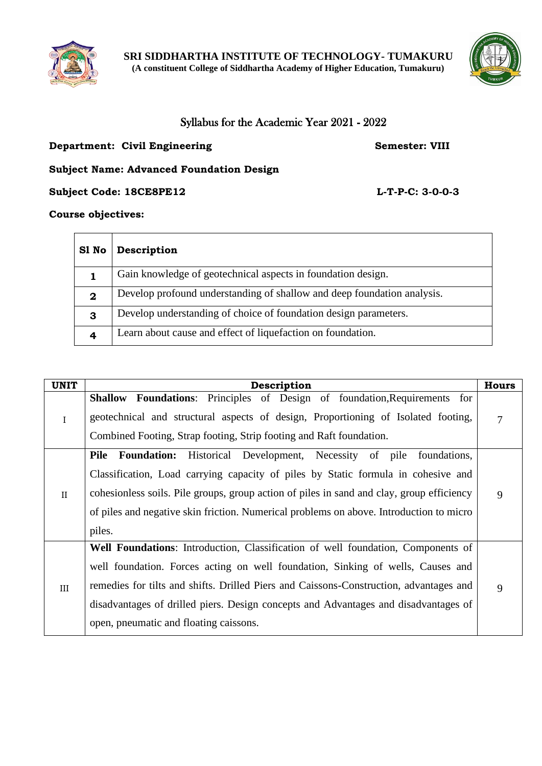**SRI SIDDHARTHA INSTITUTE OF TECHNOLOGY- TUMAKURU**
**(A constituent College of Siddhartha Academy of Higher Education, Tumakuru)**

## Syllabus for the Academic Year 2021 - 2022

**Department: Civil Engineering** **Semester: VIII**

**Subject Name: Advanced Foundation Design**

**Subject Code: 18CE8PE12** **L-T-P-C: 3-0-0-3**

**Course objectives:**

| Sl No | Description |
|---|---|
| **1** | Gain knowledge of geotechnical aspects in foundation design. |
| **2** | Develop profound understanding of shallow and deep foundation analysis. |
| **3** | Develop understanding of choice of foundation design parameters. |
| **4** | Learn about cause and effect of liquefaction on foundation. |

| UNIT | Description | Hours |
|---|---|---|
| I | **Shallow Foundations**: Principles of Design of foundation,Requirements for geotechnical and structural aspects of design, Proportioning of Isolated footing, Combined Footing, Strap footing, Strip footing and Raft foundation. | 7 |
| II | **Pile Foundation:** Historical Development, Necessity of pile foundations, Classification, Load carrying capacity of piles by Static formula in cohesive and cohesionless soils. Pile groups, group action of piles in sand and clay, group efficiency of piles and negative skin friction. Numerical problems on above. Introduction to micro piles. | 9 |
| III | **Well Foundations**: Introduction, Classification of well foundation, Components of well foundation. Forces acting on well foundation, Sinking of wells, Causes and remedies for tilts and shifts. Drilled Piers and Caissons-Construction, advantages and disadvantages of drilled piers. Design concepts and Advantages and disadvantages of open, pneumatic and floating caissons. | 9 |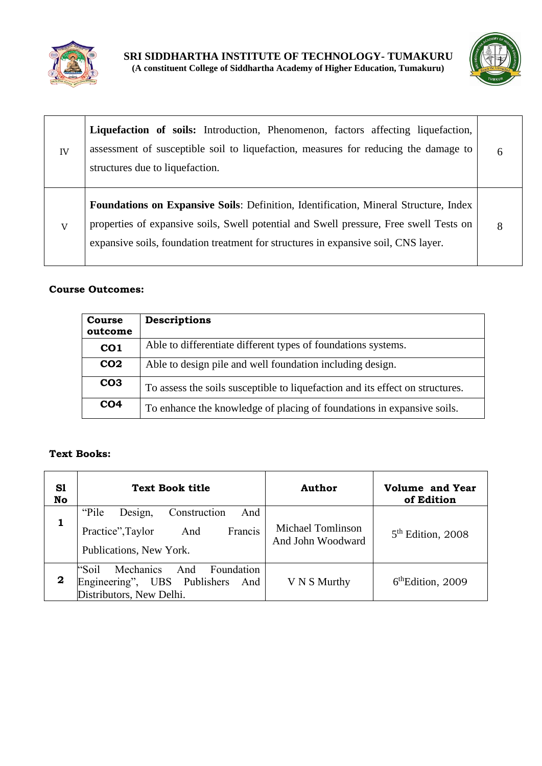| | | |
|---|---|---|
| IV | **Liquefaction of soils:** Introduction, Phenomenon, factors affecting liquefaction, assessment of susceptible soil to liquefaction, measures for reducing the damage to structures due to liquefaction. | 6 |
| V | **Foundations on Expansive Soils**: Definition, Identification, Mineral Structure, Index properties of expansive soils, Swell potential and Swell pressure, Free swell Tests on expansive soils, foundation treatment for structures in expansive soil, CNS layer. | 8 |

**Course Outcomes:**

| Course outcome | Descriptions |
|---|---|
| **CO1** | Able to differentiate different types of foundations systems. |
| **CO2** | Able to design pile and well foundation including design. |
| **CO3** | To assess the soils susceptible to liquefaction and its effect on structures. |
| **CO4** | To enhance the knowledge of placing of foundations in expansive soils. |

**Text Books:**

| Sl No | Text Book title | Author | Volume and Year of Edition |
|---|---|---|---|
| **1** | "Pile Design, Construction And Practice",Taylor And Francis Publications, New York. | Michael Tomlinson And John Woodward | 5th Edition, 2008 |
| **2** | "Soil Mechanics And Foundation Engineering", UBS Publishers And Distributors, New Delhi. | V N S Murthy | 6thEdition, 2009 |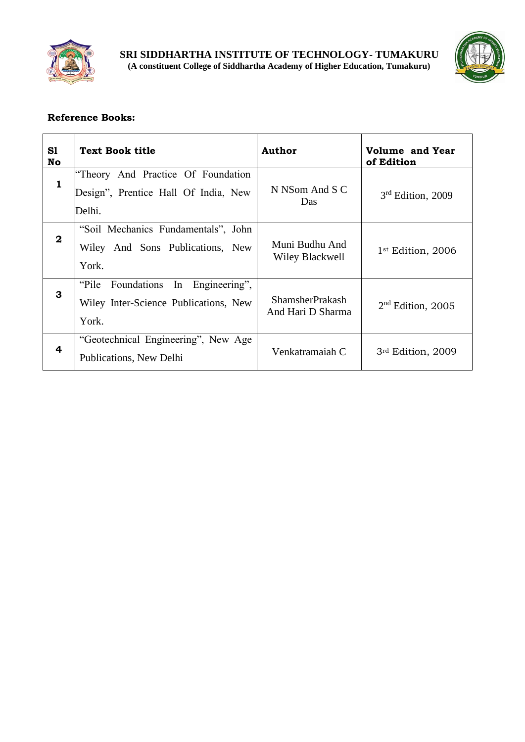**Reference Books:**

| Sl No | Text Book title | Author | Volume and Year of Edition |
|---|---|---|---|
| 1 | "Theory And Practice Of Foundation Design", Prentice Hall Of India, New Delhi. | N NSom And S C Das | 3rd Edition, 2009 |
| 2 | "Soil Mechanics Fundamentals", John Wiley And Sons Publications, New York. | Muni Budhu And Wiley Blackwell | 1st Edition, 2006 |
| 3 | "Pile Foundations In Engineering", Wiley Inter-Science Publications, New York. | ShamsherPrakash And Hari D Sharma | 2nd Edition, 2005 |
| 4 | "Geotechnical Engineering", New Age Publications, New Delhi | Venkatramaiah C | 3rd Edition, 2009 |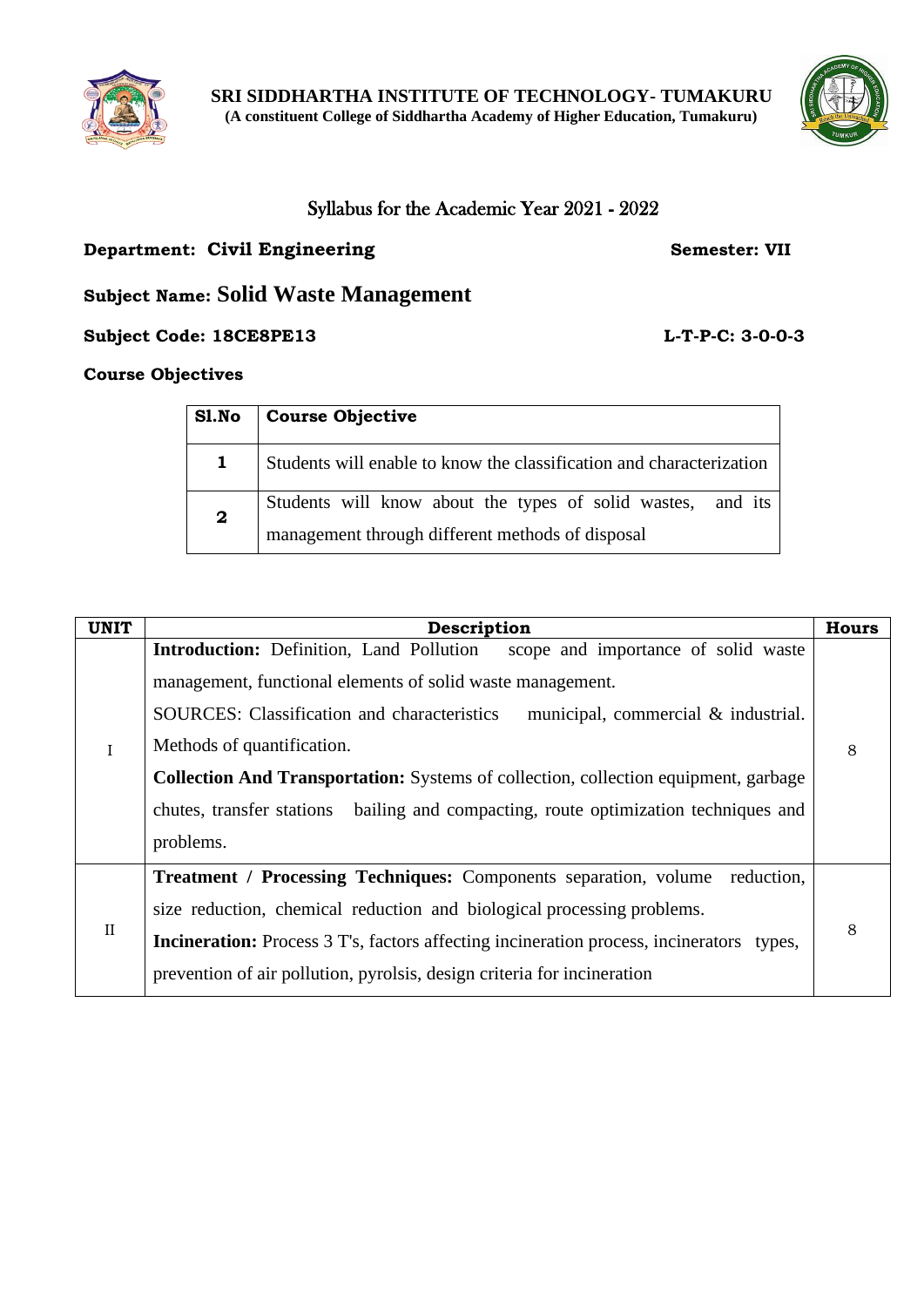**SRI SIDDHARTHA INSTITUTE OF TECHNOLOGY- TUMAKURU**
**(A constituent College of Siddhartha Academy of Higher Education, Tumakuru)**

## Syllabus for the Academic Year 2021 - 2022

**Department: Civil Engineering** **Semester: VII**

**Subject Name: Solid Waste Management**

**Subject Code: 18CE8PE13** **L-T-P-C: 3-0-0-3**

**Course Objectives**

| Sl.No | Course Objective |
|---|---|
| 1 | Students will enable to know the classification and characterization |
| 2 | Students will know about the types of solid wastes, and its management through different methods of disposal |

| UNIT | Description | Hours |
|---|---|---|
| I | **Introduction:** Definition, Land Pollution scope and importance of solid waste management, functional elements of solid waste management.<br>SOURCES: Classification and characteristics municipal, commercial & industrial. Methods of quantification.<br>**Collection And Transportation:** Systems of collection, collection equipment, garbage chutes, transfer stations bailing and compacting, route optimization techniques and problems. | 8 |
| II | **Treatment / Processing Techniques:** Components separation, volume reduction, size reduction, chemical reduction and biological processing problems.<br>**Incineration:** Process 3 T's, factors affecting incineration process, incinerators types, prevention of air pollution, pyrolsis, design criteria for incineration | 8 |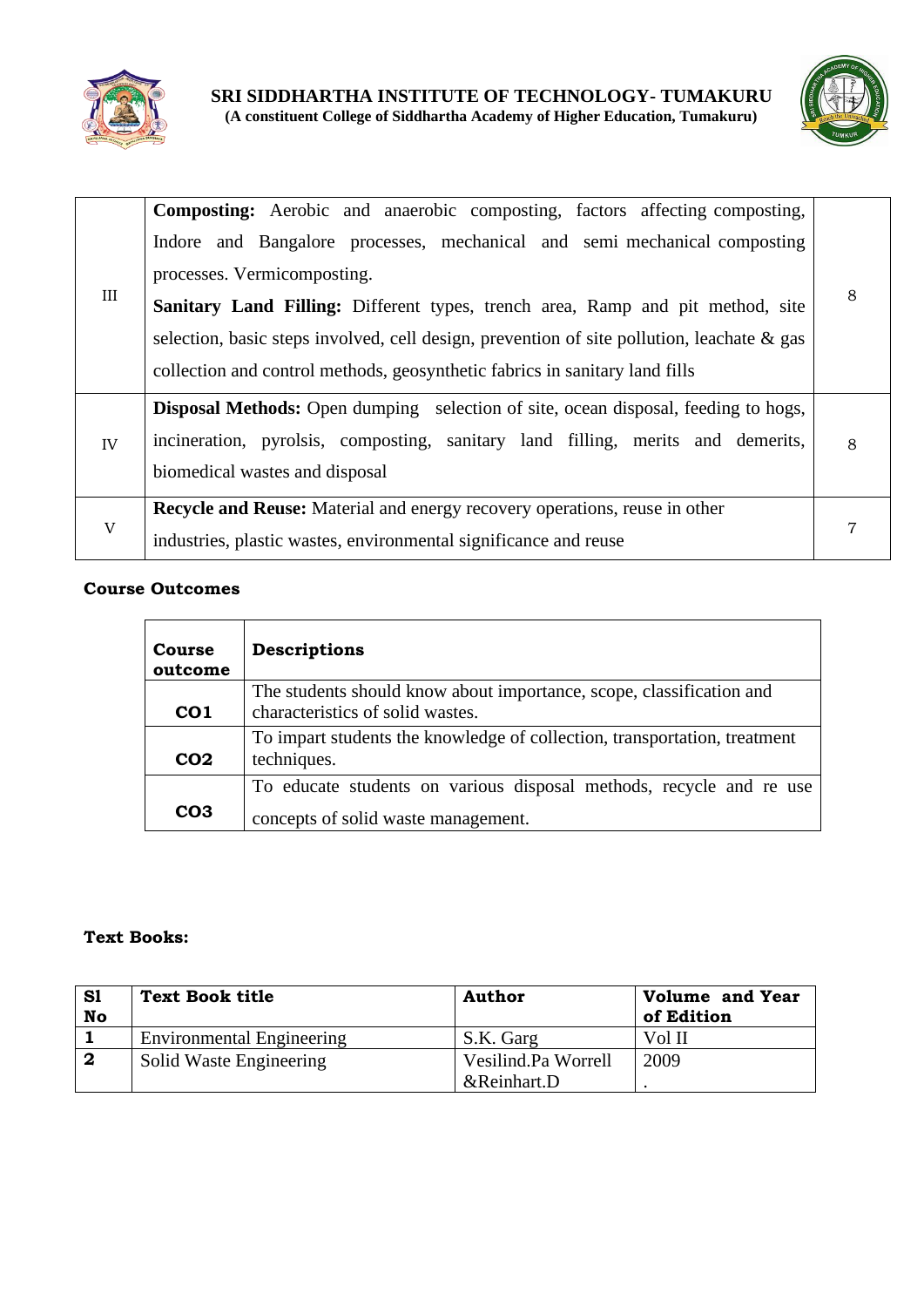| III | **Composting:** Aerobic and anaerobic composting, factors affecting composting, Indore and Bangalore processes, mechanical and semi mechanical composting processes. Vermicomposting. **Sanitary Land Filling:** Different types, trench area, Ramp and pit method, site selection, basic steps involved, cell design, prevention of site pollution, leachate & gas collection and control methods, geosynthetic fabrics in sanitary land fills | 8 |
|---|---|---|
| IV | **Disposal Methods:** Open dumping selection of site, ocean disposal, feeding to hogs, incineration, pyrolsis, composting, sanitary land filling, merits and demerits, biomedical wastes and disposal | 8 |
| V | **Recycle and Reuse:** Material and energy recovery operations, reuse in other industries, plastic wastes, environmental significance and reuse | 7 |

**Course Outcomes**

| Course outcome | Descriptions |
|---|---|
| CO1 | The students should know about importance, scope, classification and characteristics of solid wastes. |
| CO2 | To impart students the knowledge of collection, transportation, treatment techniques. |
| CO3 | To educate students on various disposal methods, recycle and re use concepts of solid waste management. |

**Text Books:**

| Sl No | Text Book title | Author | Volume and Year of Edition |
|---|---|---|---|
| 1 | Environmental Engineering | S.K. Garg | Vol II |
| 2 | Solid Waste Engineering | Vesilind.Pa Worrell &Reinhart.D | 2009 . |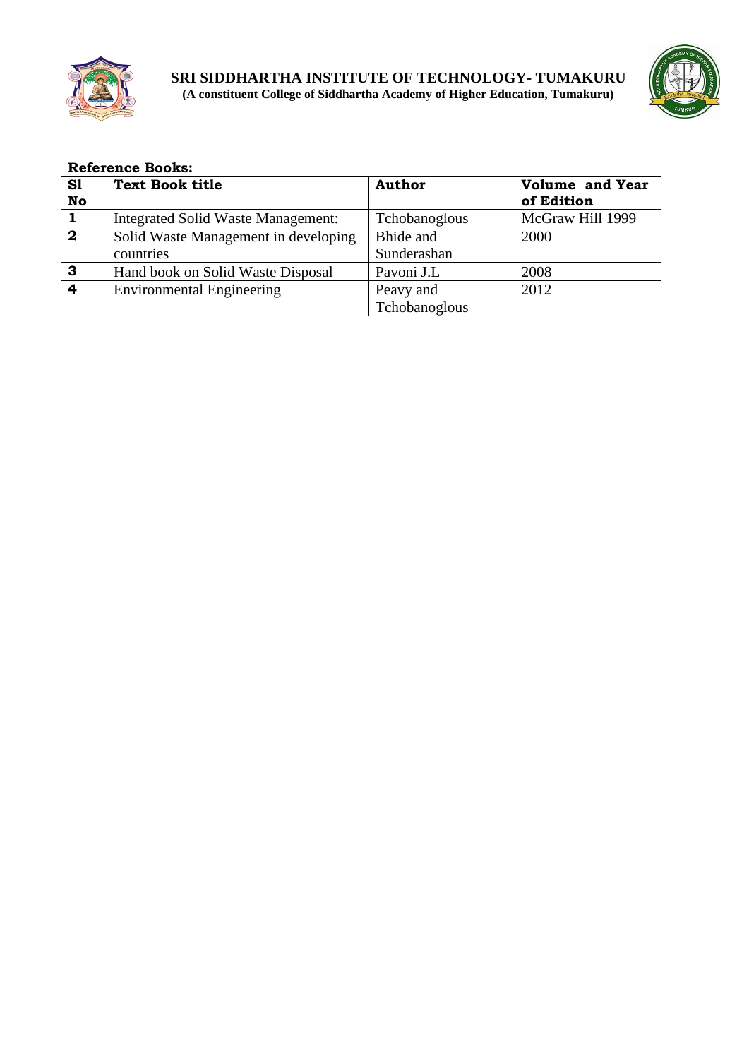**Reference Books:**

| Sl No | Text Book title | Author | Volume and Year of Edition |
|---|---|---|---|
| 1 | Integrated Solid Waste Management: | Tchobanoglous | McGraw Hill 1999 |
| 2 | Solid Waste Management in developing countries | Bhide and Sunderashan | 2000 |
| 3 | Hand book on Solid Waste Disposal | Pavoni J.L | 2008 |
| 4 | Environmental Engineering | Peavy and Tchobanoglous | 2012 |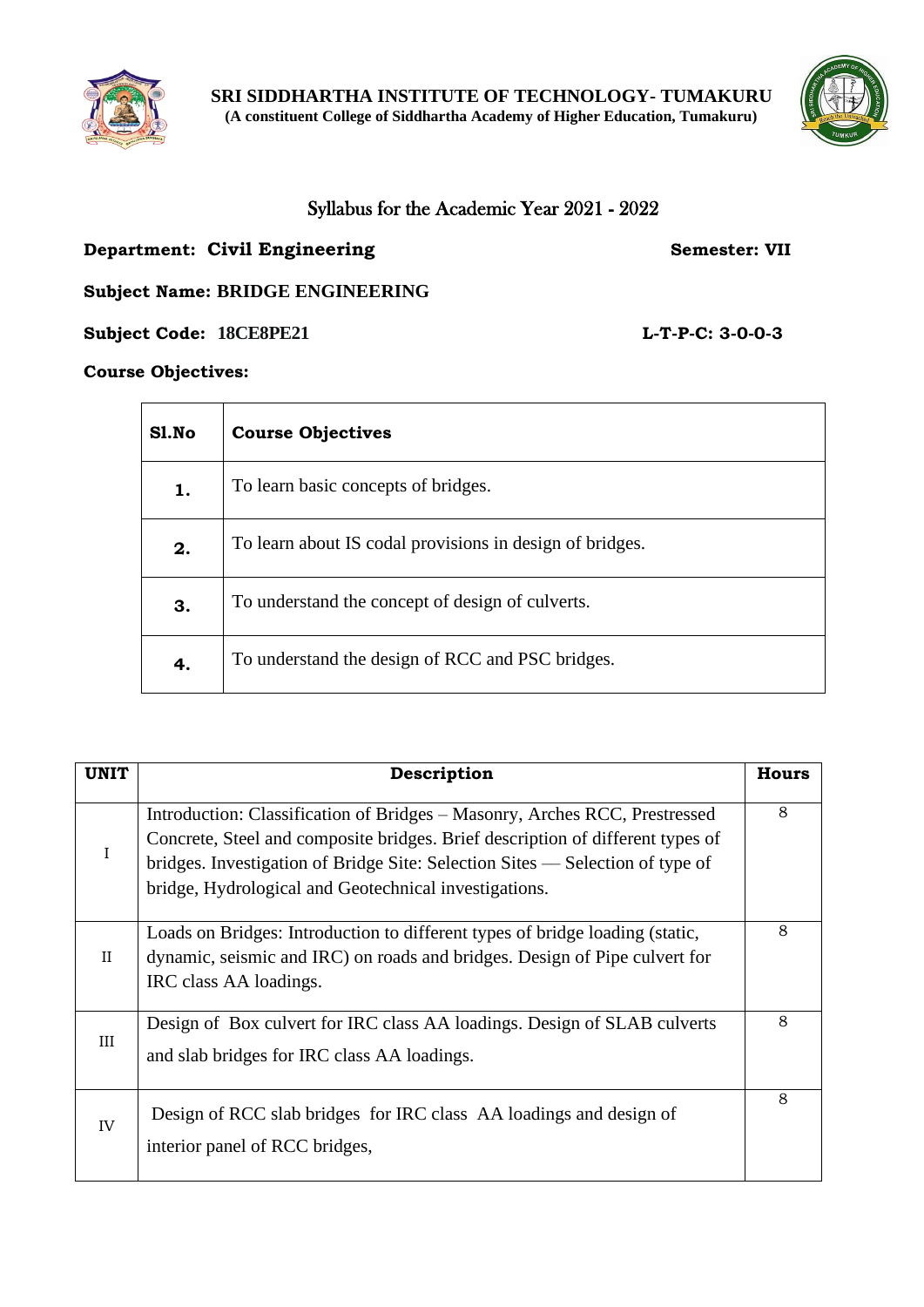**SRI SIDDHARTHA INSTITUTE OF TECHNOLOGY- TUMAKURU**
**(A constituent College of Siddhartha Academy of Higher Education, Tumakuru)**

Syllabus for the Academic Year 2021 - 2022

**Department: Civil Engineering** **Semester: VII**

**Subject Name: BRIDGE ENGINEERING**

**Subject Code: 18CE8PE21** **L-T-P-C: 3-0-0-3**

**Course Objectives:**

| Sl.No | Course Objectives |
|---|---|
| 1. | To learn basic concepts of bridges. |
| 2. | To learn about IS codal provisions in design of bridges. |
| 3. | To understand the concept of design of culverts. |
| 4. | To understand the design of RCC and PSC bridges. |

| UNIT | Description | Hours |
|---|---|---|
| I | Introduction: Classification of Bridges – Masonry, Arches RCC, Prestressed Concrete, Steel and composite bridges. Brief description of different types of bridges. Investigation of Bridge Site: Selection Sites — Selection of type of bridge, Hydrological and Geotechnical investigations. | 8 |
| II | Loads on Bridges: Introduction to different types of bridge loading (static, dynamic, seismic and IRC) on roads and bridges. Design of Pipe culvert for IRC class AA loadings. | 8 |
| III | Design of Box culvert for IRC class AA loadings. Design of SLAB culverts and slab bridges for IRC class AA loadings. | 8 |
| IV | Design of RCC slab bridges for IRC class AA loadings and design of interior panel of RCC bridges, | 8 |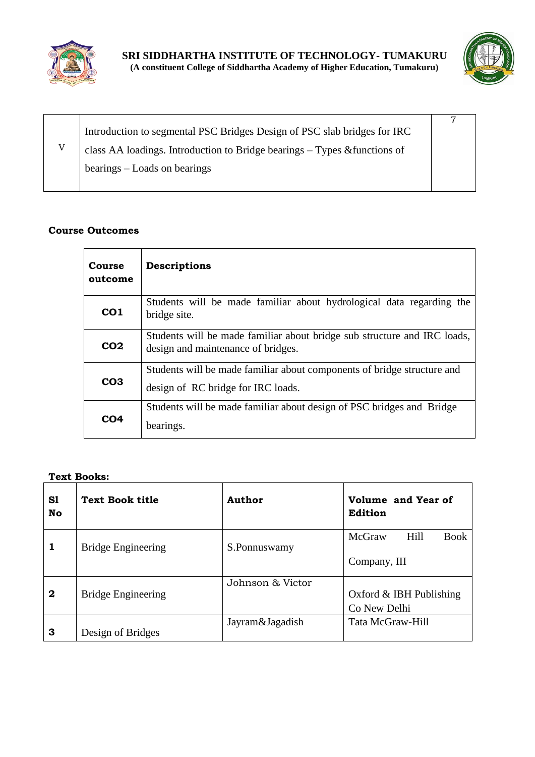| V | Introduction to segmental PSC Bridges Design of PSC slab bridges for IRC class AA loadings. Introduction to Bridge bearings – Types &functions of bearings – Loads on bearings | 7 |
|---|---|---|

**Course Outcomes**

| Course outcome | Descriptions |
|---|---|
| CO1 | Students will be made familiar about hydrological data regarding the bridge site. |
| CO2 | Students will be made familiar about bridge sub structure and IRC loads, design and maintenance of bridges. |
| CO3 | Students will be made familiar about components of bridge structure and design of RC bridge for IRC loads. |
| CO4 | Students will be made familiar about design of PSC bridges and Bridge bearings. |

**Text Books:**

| Sl No | Text Book title | Author | Volume and Year of Edition |
|---|---|---|---|
| 1 | Bridge Engineering | S.Ponnuswamy | McGraw Hill Book Company, III |
| 2 | Bridge Engineering | Johnson & Victor | Oxford & IBH Publishing Co New Delhi |
| 3 | Design of Bridges | Jayram&Jagadish | Tata McGraw-Hill |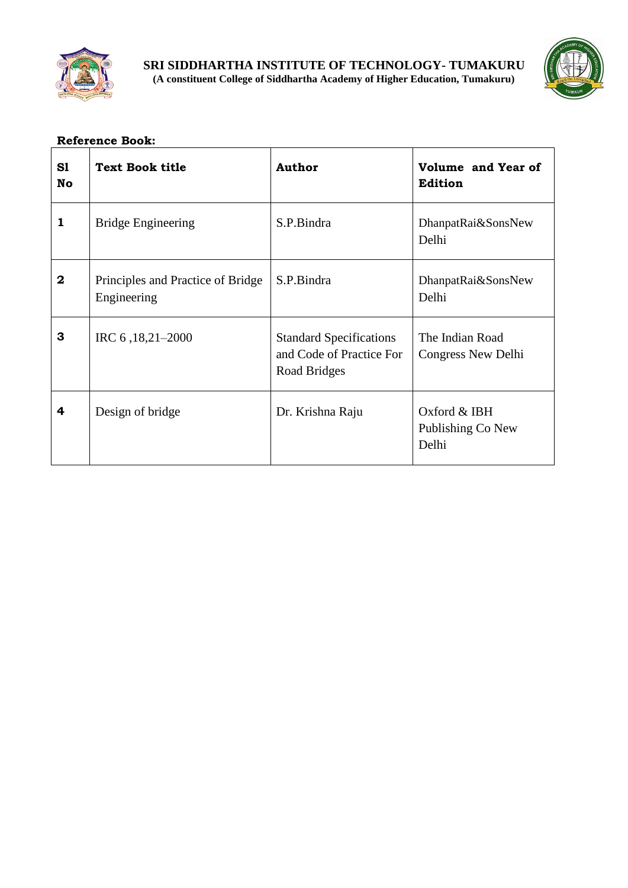**Reference Book:**

| Sl No | Text Book title | Author | Volume and Year of Edition |
|---|---|---|---|
| **1** | Bridge Engineering | S.P.Bindra | DhanpatRai&SonsNew Delhi |
| **2** | Principles and Practice of Bridge Engineering | S.P.Bindra | DhanpatRai&SonsNew Delhi |
| **3** | IRC 6 ,18,21–2000 | Standard Specifications and Code of Practice For Road Bridges | The Indian Road Congress New Delhi |
| **4** | Design of bridge | Dr. Krishna Raju | Oxford & IBH Publishing Co New Delhi |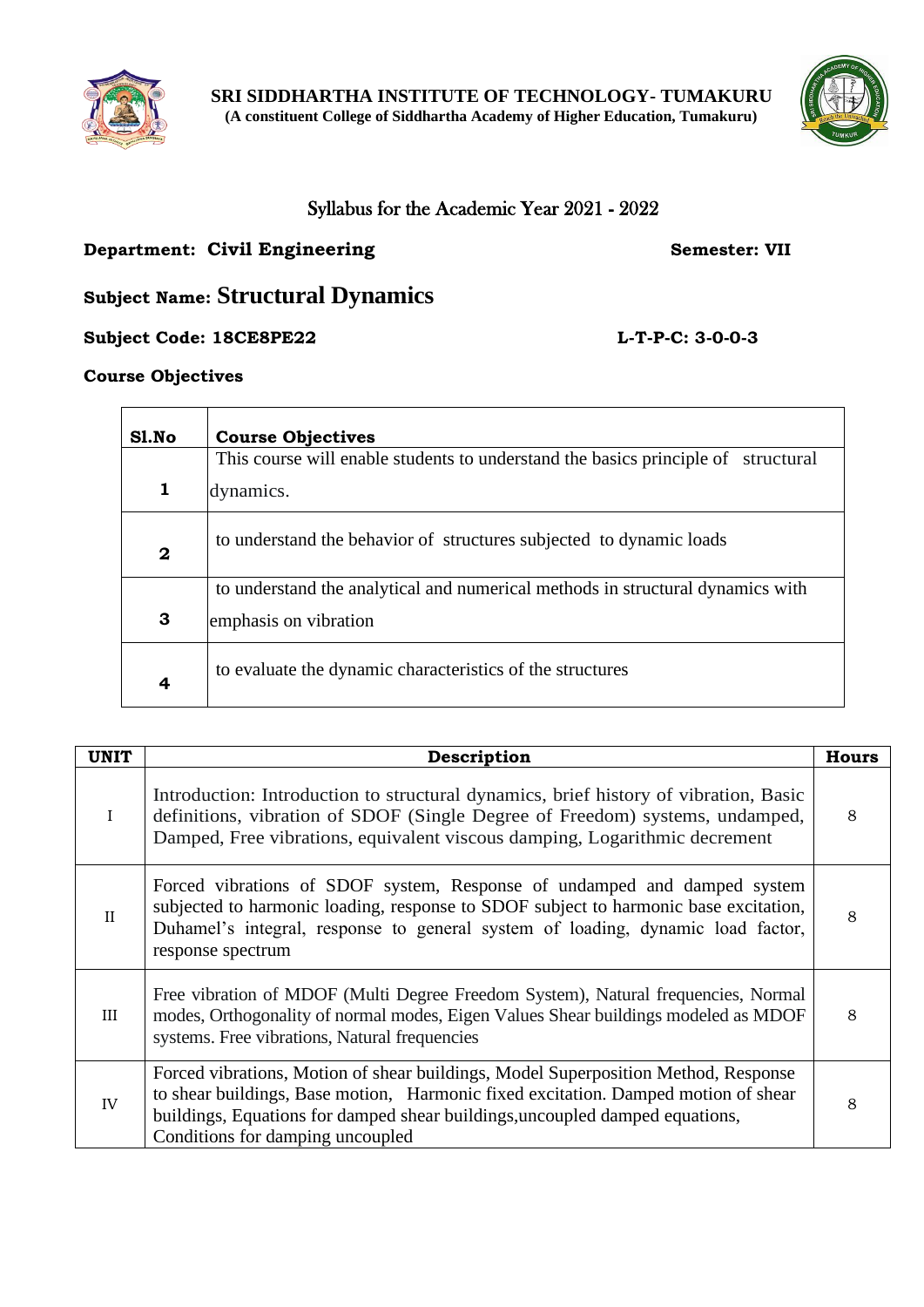**SRI SIDDHARTHA INSTITUTE OF TECHNOLOGY- TUMAKURU**
**(A constituent College of Siddhartha Academy of Higher Education, Tumakuru)**

Syllabus for the Academic Year 2021 - 2022

**Department: Civil Engineering** **Semester: VII**

**Subject Name: Structural Dynamics**

**Subject Code: 18CE8PE22** **L-T-P-C: 3-0-0-3**

**Course Objectives**

| Sl.No | Course Objectives |
|---|---|
| 1 | This course will enable students to understand the basics principle of structural dynamics. |
| 2 | to understand the behavior of structures subjected to dynamic loads |
| 3 | to understand the analytical and numerical methods in structural dynamics with emphasis on vibration |
| 4 | to evaluate the dynamic characteristics of the structures |

| UNIT | Description | Hours |
|---|---|---|
| I | Introduction: Introduction to structural dynamics, brief history of vibration, Basic definitions, vibration of SDOF (Single Degree of Freedom) systems, undamped, Damped, Free vibrations, equivalent viscous damping, Logarithmic decrement | 8 |
| II | Forced vibrations of SDOF system, Response of undamped and damped system subjected to harmonic loading, response to SDOF subject to harmonic base excitation, Duhamel's integral, response to general system of loading, dynamic load factor, response spectrum | 8 |
| III | Free vibration of MDOF (Multi Degree Freedom System), Natural frequencies, Normal modes, Orthogonality of normal modes, Eigen Values Shear buildings modeled as MDOF systems. Free vibrations, Natural frequencies | 8 |
| IV | Forced vibrations, Motion of shear buildings, Model Superposition Method, Response to shear buildings, Base motion, Harmonic fixed excitation. Damped motion of shear buildings, Equations for damped shear buildings,uncoupled damped equations, Conditions for damping uncoupled | 8 |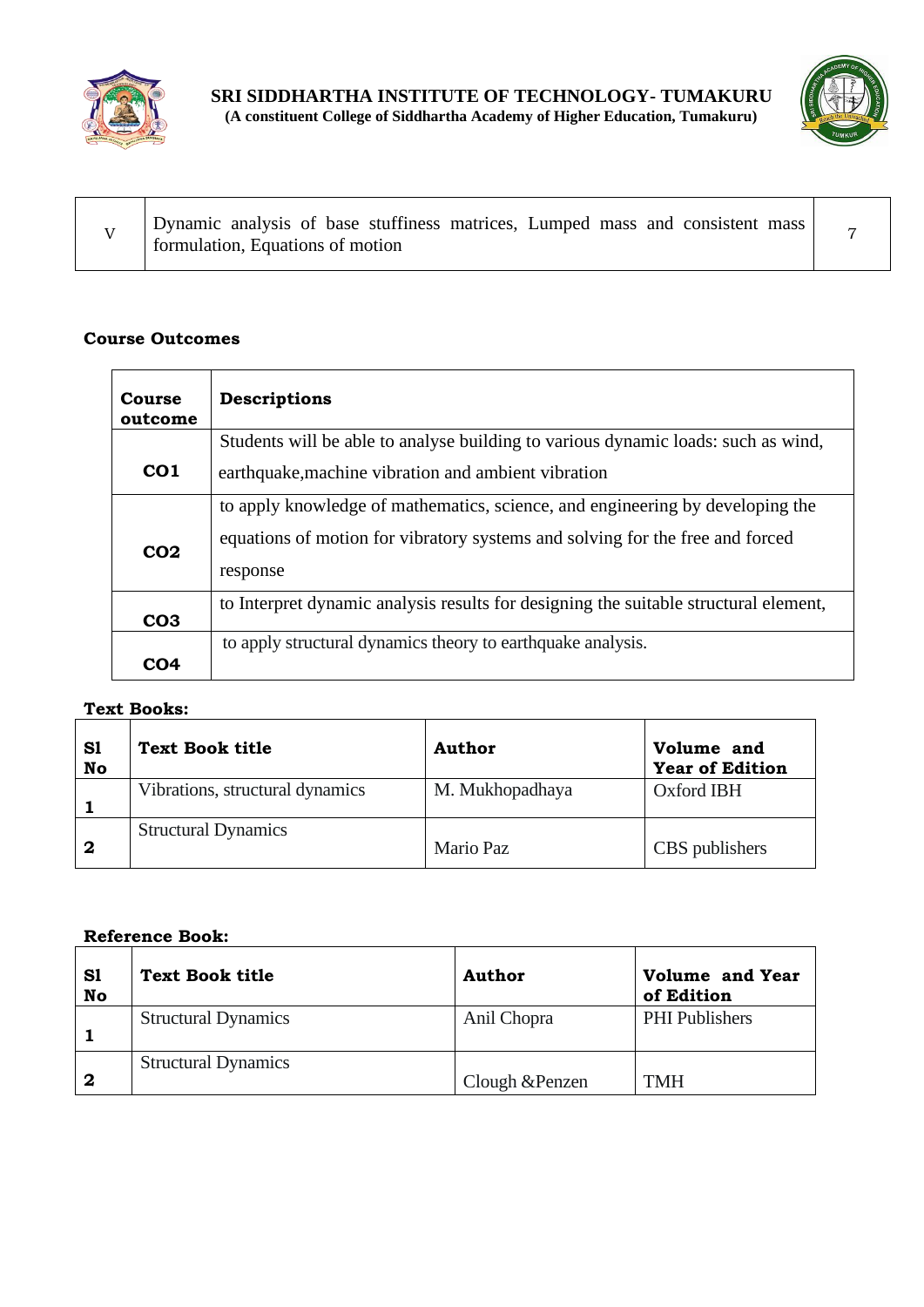| V | Dynamic analysis of base stuffiness matrices, Lumped mass and consistent mass formulation, Equations of motion | 7 |
|---|---|---|

**Course Outcomes**

| Course outcome | Descriptions |
|---|---|
| CO1 | Students will be able to analyse building to various dynamic loads: such as wind, earthquake,machine vibration and ambient vibration |
| CO2 | to apply knowledge of mathematics, science, and engineering by developing the equations of motion for vibratory systems and solving for the free and forced response |
| CO3 | to Interpret dynamic analysis results for designing the suitable structural element, |
| CO4 | to apply structural dynamics theory to earthquake analysis. |

**Text Books:**

| Sl No | Text Book title | Author | Volume and Year of Edition |
|---|---|---|---|
| 1 | Vibrations, structural dynamics | M. Mukhopadhaya | Oxford IBH |
| 2 | Structural Dynamics | Mario Paz | CBS publishers |

**Reference Book:**

| Sl No | Text Book title | Author | Volume and Year of Edition |
|---|---|---|---|
| 1 | Structural Dynamics | Anil Chopra | PHI Publishers |
| 2 | Structural Dynamics | Clough &Penzen | TMH |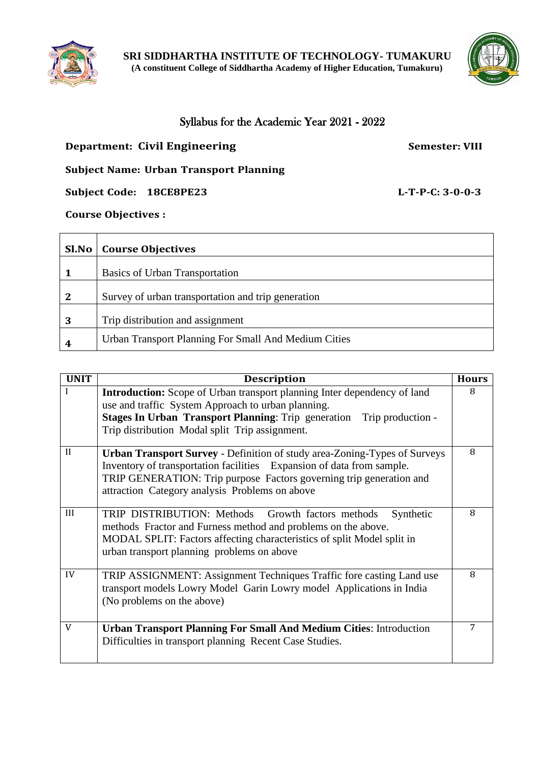**SRI SIDDHARTHA INSTITUTE OF TECHNOLOGY- TUMAKURU**
**(A constituent College of Siddhartha Academy of Higher Education, Tumakuru)**

## Syllabus for the Academic Year 2021 - 2022

**Department: Civil Engineering** **Semester: VIII**

**Subject Name: Urban Transport Planning**

**Subject Code: 18CE8PE23** **L-T-P-C: 3-0-0-3**

**Course Objectives :**

| Sl.No | Course Objectives |
|---|---|
| 1 | Basics of Urban Transportation |
| 2 | Survey of urban transportation and trip generation |
| 3 | Trip distribution and assignment |
| 4 | Urban Transport Planning For Small And Medium Cities |

| UNIT | Description | Hours |
|---|---|---|
| I | **Introduction:** Scope of Urban transport planning Inter dependency of land use and traffic System Approach to urban planning. **Stages In Urban Transport Planning**: Trip generation Trip production - Trip distribution Modal split Trip assignment. | 8 |
| II | **Urban Transport Survey** - Definition of study area-Zoning-Types of Surveys Inventory of transportation facilities Expansion of data from sample. TRIP GENERATION: Trip purpose Factors governing trip generation and attraction Category analysis Problems on above | 8 |
| III | TRIP DISTRIBUTION: Methods Growth factors methods Synthetic methods Fractor and Furness method and problems on the above. MODAL SPLIT: Factors affecting characteristics of split Model split in urban transport planning problems on above | 8 |
| IV | TRIP ASSIGNMENT: Assignment Techniques Traffic fore casting Land use transport models Lowry Model Garin Lowry model Applications in India (No problems on the above) | 8 |
| V | **Urban Transport Planning For Small And Medium Cities**: Introduction Difficulties in transport planning Recent Case Studies. | 7 |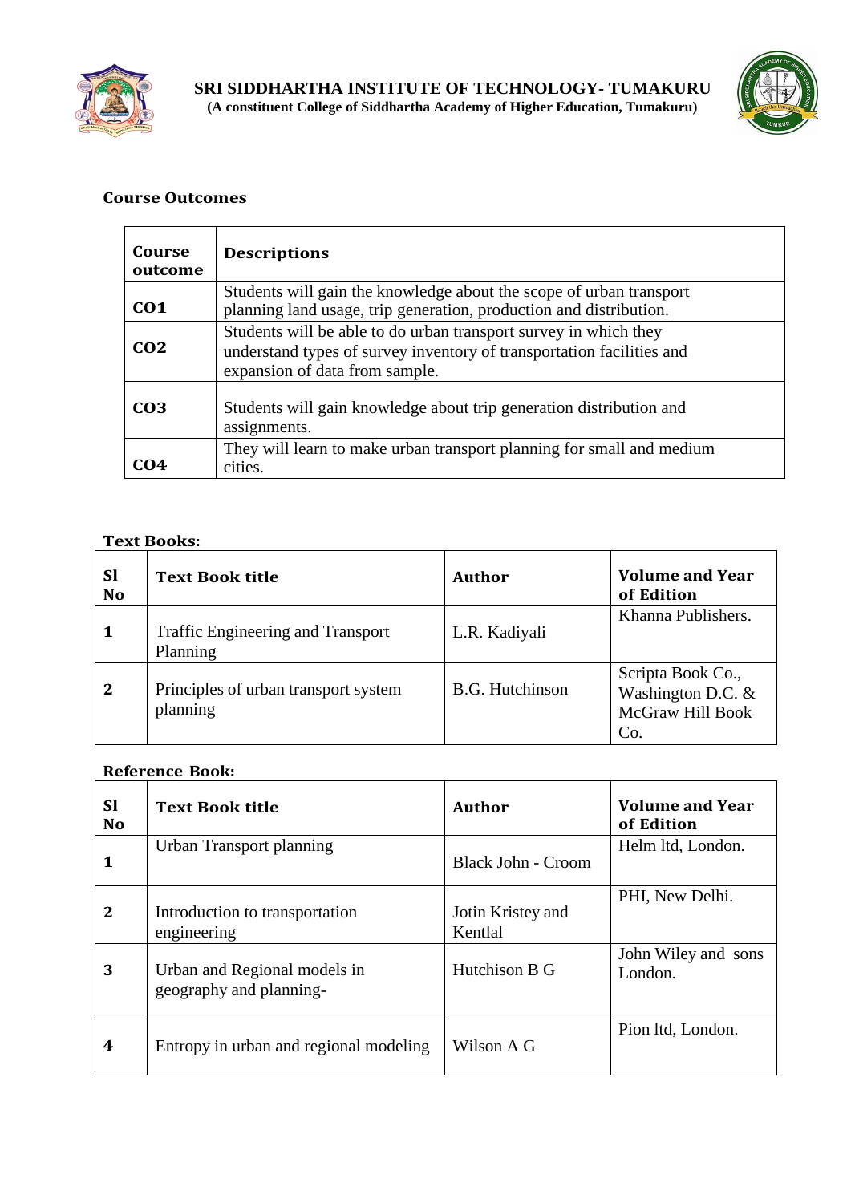## Course Outcomes

| Course outcome | Descriptions |
|---|---|
| CO1 | Students will gain the knowledge about the scope of urban transport planning land usage, trip generation, production and distribution. |
| CO2 | Students will be able to do urban transport survey in which they understand types of survey inventory of transportation facilities and expansion of data from sample. |
| CO3 | Students will gain knowledge about trip generation distribution and assignments. |
| CO4 | They will learn to make urban transport planning for small and medium cities. |

**Text Books:**

| Sl No | Text Book title | Author | Volume and Year of Edition |
|---|---|---|---|
| 1 | Traffic Engineering and Transport Planning | L.R. Kadiyali | Khanna Publishers. |
| 2 | Principles of urban transport system planning | B.G. Hutchinson | Scripta Book Co., Washington D.C. & McGraw Hill Book Co. |

**Reference Book:**

| Sl No | Text Book title | Author | Volume and Year of Edition |
|---|---|---|---|
| 1 | Urban Transport planning | Black John - Croom | Helm ltd, London. |
| 2 | Introduction to transportation engineering | Jotin Kristey and Kentlal | PHI, New Delhi. |
| 3 | Urban and Regional models in geography and planning- | Hutchison B G | John Wiley and sons London. |
| 4 | Entropy in urban and regional modeling | Wilson A G | Pion ltd, London. |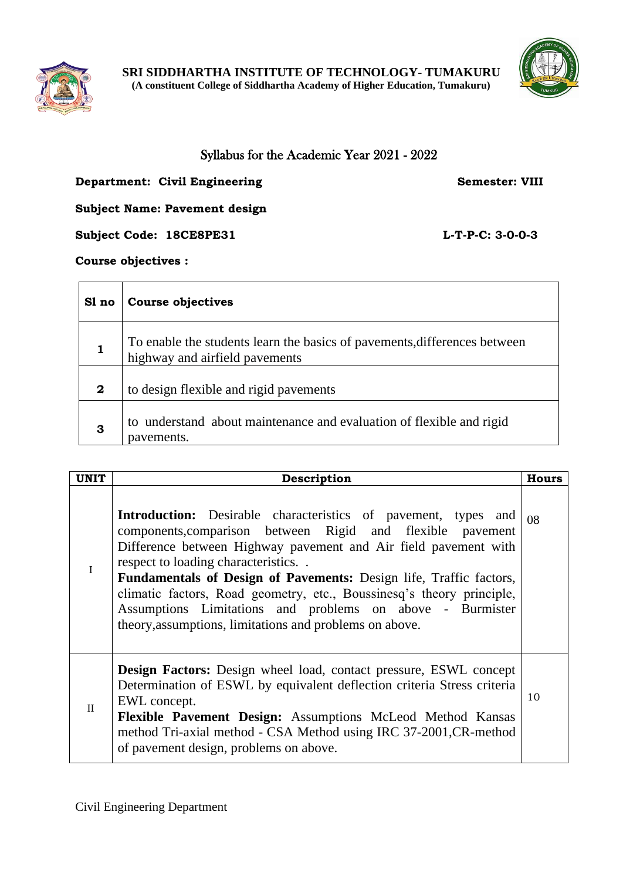**SRI SIDDHARTHA INSTITUTE OF TECHNOLOGY- TUMAKURU**
**(A constituent College of Siddhartha Academy of Higher Education, Tumakuru)**

## Syllabus for the Academic Year 2021 - 2022

**Department: Civil Engineering** **Semester: VIII**

**Subject Name: Pavement design**

**Subject Code: 18CE8PE31** **L-T-P-C: 3-0-0-3**

**Course objectives :**

| Sl no | Course objectives |
|---|---|
| 1 | To enable the students learn the basics of pavements,differences between highway and airfield pavements |
| 2 | to design flexible and rigid pavements |
| 3 | to understand about maintenance and evaluation of flexible and rigid pavements. |

| UNIT | Description | Hours |
|---|---|---|
| I | **Introduction:** Desirable characteristics of pavement, types and components,comparison between Rigid and flexible pavement Difference between Highway pavement and Air field pavement with respect to loading characteristics. . **Fundamentals of Design of Pavements:** Design life, Traffic factors, climatic factors, Road geometry, etc., Boussinesq's theory principle, Assumptions Limitations and problems on above - Burmister theory,assumptions, limitations and problems on above. | 08 |
| II | **Design Factors:** Design wheel load, contact pressure, ESWL concept Determination of ESWL by equivalent deflection criteria Stress criteria EWL concept. **Flexible Pavement Design:** Assumptions McLeod Method Kansas method Tri-axial method - CSA Method using IRC 37-2001,CR-method of pavement design, problems on above. | 10 |

Civil Engineering Department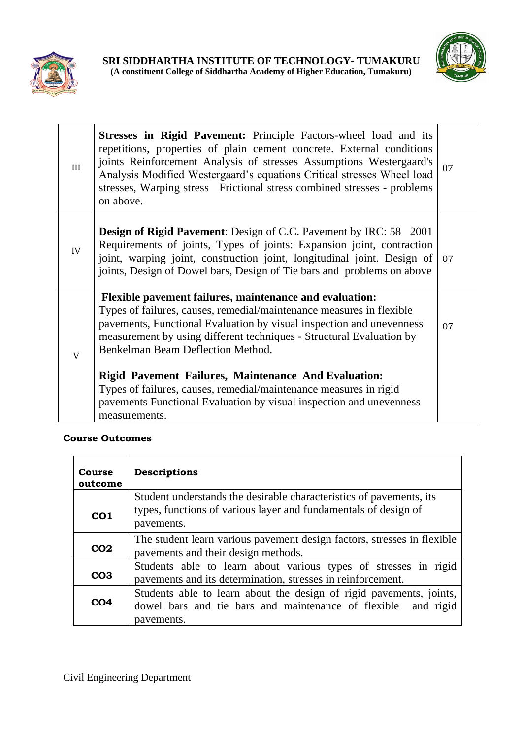| | | |
|---|---|---|
| III | **Stresses in Rigid Pavement:** Principle Factors-wheel load and its repetitions, properties of plain cement concrete. External conditions joints Reinforcement Analysis of stresses Assumptions Westergaard's Analysis Modified Westergaard's equations Critical stresses Wheel load stresses, Warping stress Frictional stress combined stresses - problems on above. | 07 |
| IV | **Design of Rigid Pavement**: Design of C.C. Pavement by IRC: 58 2001 Requirements of joints, Types of joints: Expansion joint, contraction joint, warping joint, construction joint, longitudinal joint. Design of joints, Design of Dowel bars, Design of Tie bars and problems on above | 07 |
| V | **Flexible pavement failures, maintenance and evaluation:** Types of failures, causes, remedial/maintenance measures in flexible pavements, Functional Evaluation by visual inspection and unevenness measurement by using different techniques - Structural Evaluation by Benkelman Beam Deflection Method. **Rigid Pavement Failures, Maintenance And Evaluation:** Types of failures, causes, remedial/maintenance measures in rigid pavements Functional Evaluation by visual inspection and unevenness measurements. | 07 |

**Course Outcomes**

| Course outcome | Descriptions |
|---|---|
| **CO1** | Student understands the desirable characteristics of pavements, its types, functions of various layer and fundamentals of design of pavements. |
| **CO2** | The student learn various pavement design factors, stresses in flexible pavements and their design methods. |
| **CO3** | Students able to learn about various types of stresses in rigid pavements and its determination, stresses in reinforcement. |
| **CO4** | Students able to learn about the design of rigid pavements, joints, dowel bars and tie bars and maintenance of flexible and rigid pavements. |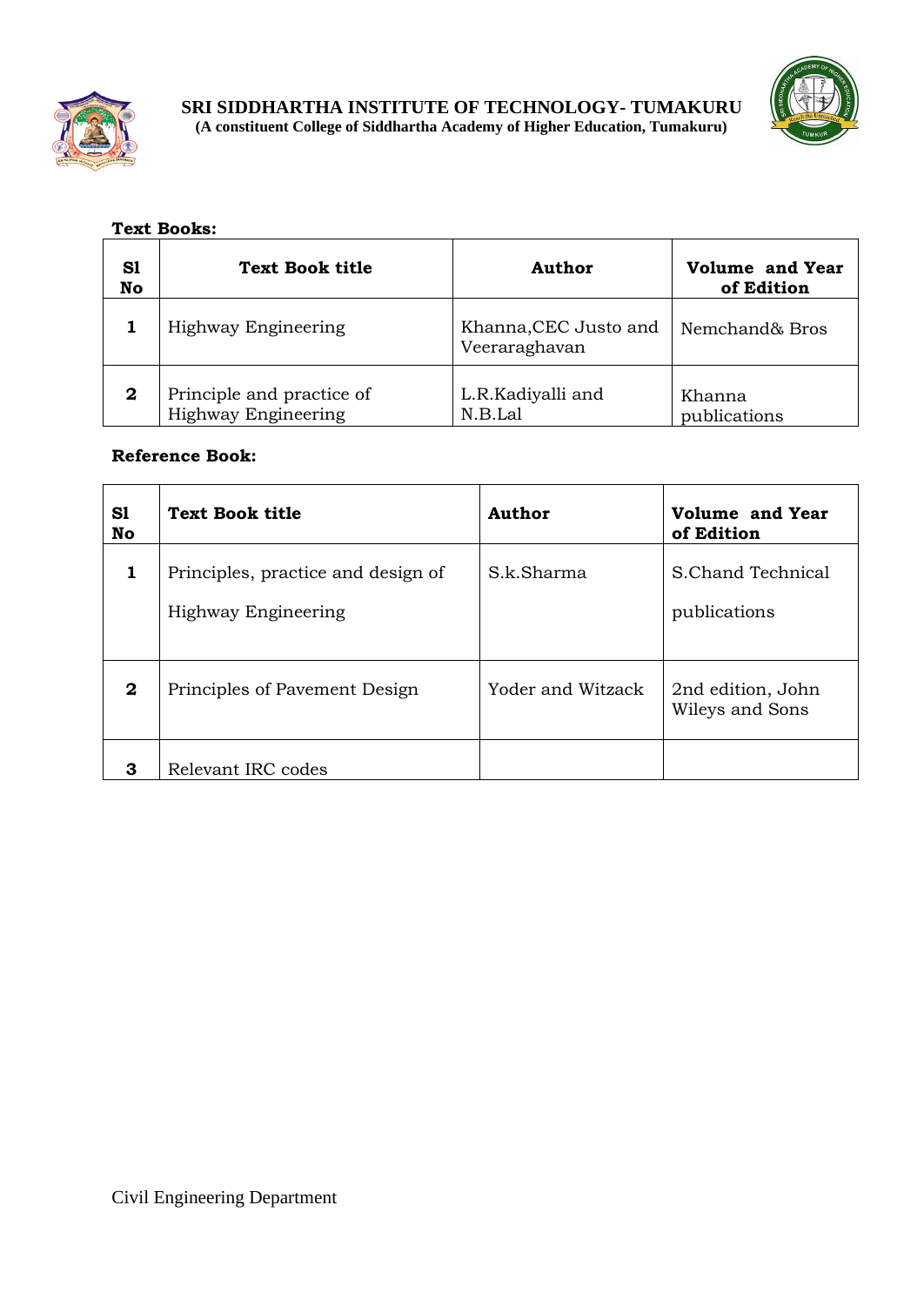**Text Books:**

| Sl No | Text Book title | Author | Volume and Year of Edition |
|---|---|---|---|
| 1 | Highway Engineering | Khanna,CEC Justo and Veeraraghavan | Nemchand& Bros |
| 2 | Principle and practice of Highway Engineering | L.R.Kadiyalli and N.B.Lal | Khanna publications |

**Reference Book:**

| Sl No | Text Book title | Author | Volume and Year of Edition |
|---|---|---|---|
| 1 | Principles, practice and design of Highway Engineering | S.k.Sharma | S.Chand Technical publications |
| 2 | Principles of Pavement Design | Yoder and Witzack | 2nd edition, John Wileys and Sons |
| 3 | Relevant IRC codes | | |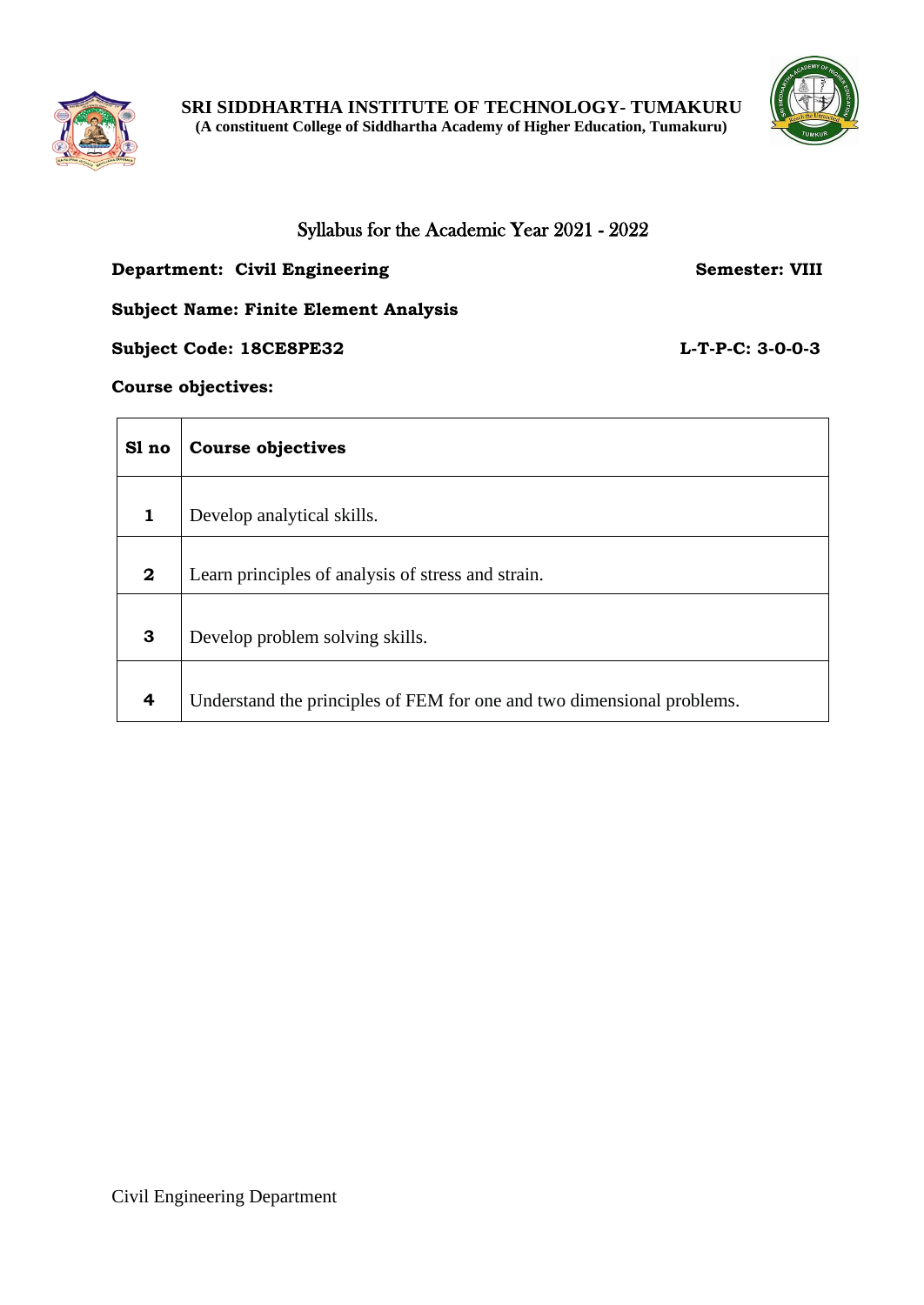**SRI SIDDHARTHA INSTITUTE OF TECHNOLOGY- TUMAKURU**
**(A constituent College of Siddhartha Academy of Higher Education, Tumakuru)**

## Syllabus for the Academic Year 2021 - 2022

**Department: Civil Engineering** **Semester: VIII**

**Subject Name: Finite Element Analysis**

**Subject Code: 18CE8PE32** **L-T-P-C: 3-0-0-3**

**Course objectives:**

| Sl no | Course objectives |
|---|---|
| **1** | Develop analytical skills. |
| **2** | Learn principles of analysis of stress and strain. |
| **3** | Develop problem solving skills. |
| **4** | Understand the principles of FEM for one and two dimensional problems. |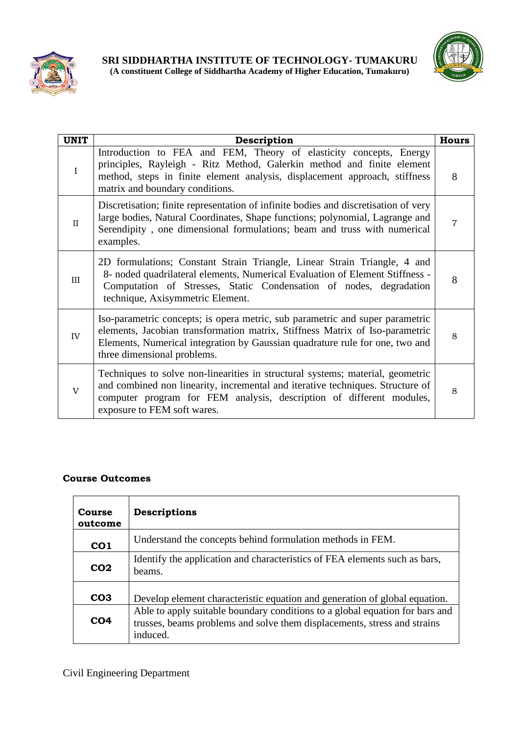| UNIT | Description | Hours |
|---|---|---|
| I | Introduction to FEA and FEM, Theory of elasticity concepts, Energy principles, Rayleigh - Ritz Method, Galerkin method and finite element method, steps in finite element analysis, displacement approach, stiffness matrix and boundary conditions. | 8 |
| II | Discretisation; finite representation of infinite bodies and discretisation of very large bodies, Natural Coordinates, Shape functions; polynomial, Lagrange and Serendipity , one dimensional formulations; beam and truss with numerical examples. | 7 |
| III | 2D formulations; Constant Strain Triangle, Linear Strain Triangle, 4 and 8- noded quadrilateral elements, Numerical Evaluation of Element Stiffness - Computation of Stresses, Static Condensation of nodes, degradation technique, Axisymmetric Element. | 8 |
| IV | Iso-parametric concepts; is opera metric, sub parametric and super parametric elements, Jacobian transformation matrix, Stiffness Matrix of Iso-parametric Elements, Numerical integration by Gaussian quadrature rule for one, two and three dimensional problems. | 8 |
| V | Techniques to solve non-linearities in structural systems; material, geometric and combined non linearity, incremental and iterative techniques. Structure of computer program for FEM analysis, description of different modules, exposure to FEM soft wares. | 8 |

**Course Outcomes**

| Course outcome | Descriptions |
|---|---|
| **CO1** | Understand the concepts behind formulation methods in FEM. |
| **CO2** | Identify the application and characteristics of FEA elements such as bars, beams. |
| **CO3** | Develop element characteristic equation and generation of global equation. |
| **CO4** | Able to apply suitable boundary conditions to a global equation for bars and trusses, beams problems and solve them displacements, stress and strains induced. |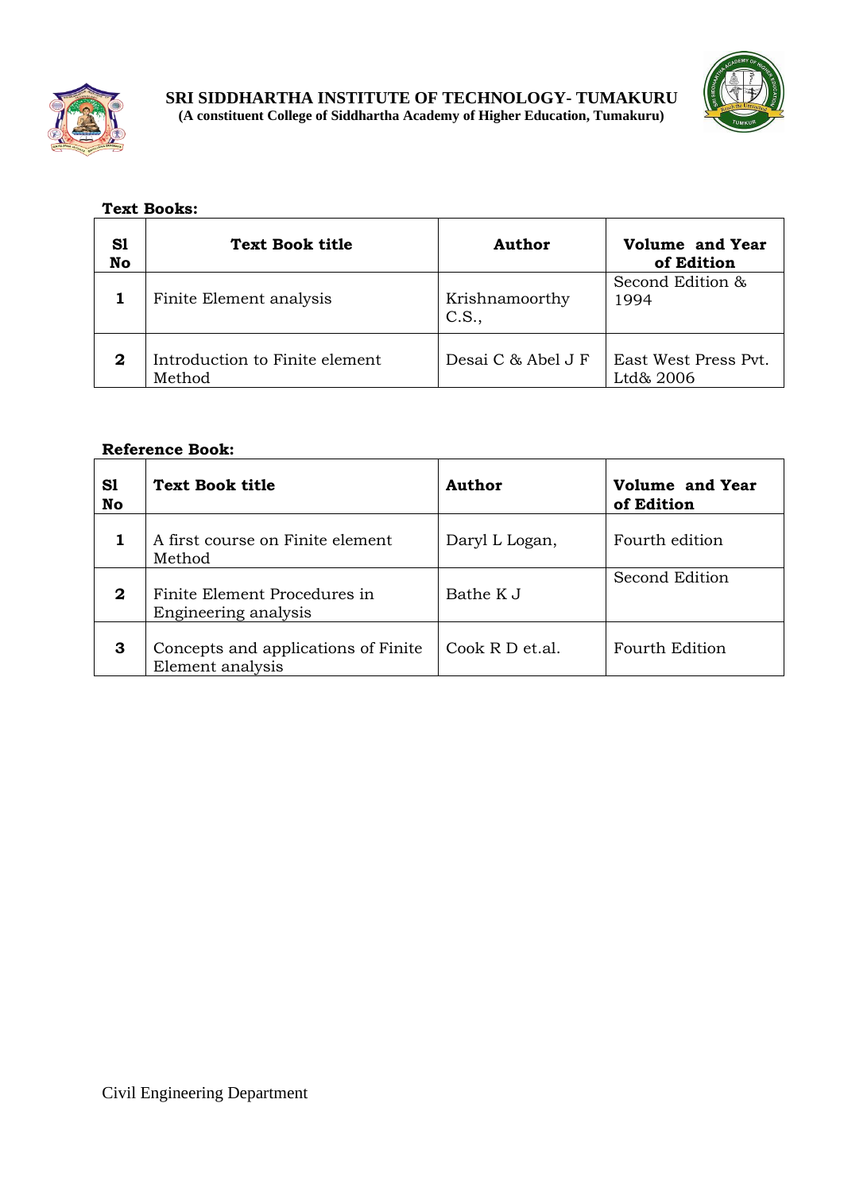**Text Books:**

| Sl No | Text Book title | Author | Volume and Year of Edition |
|---|---|---|---|
| 1 | Finite Element analysis | Krishnamoorthy C.S., | Second Edition & 1994 |
| 2 | Introduction to Finite element Method | Desai C & Abel J F | East West Press Pvt. Ltd& 2006 |

**Reference Book:**

| Sl No | Text Book title | Author | Volume and Year of Edition |
|---|---|---|---|
| 1 | A first course on Finite element Method | Daryl L Logan, | Fourth edition |
| 2 | Finite Element Procedures in Engineering analysis | Bathe K J | Second Edition |
| 3 | Concepts and applications of Finite Element analysis | Cook R D et.al. | Fourth Edition |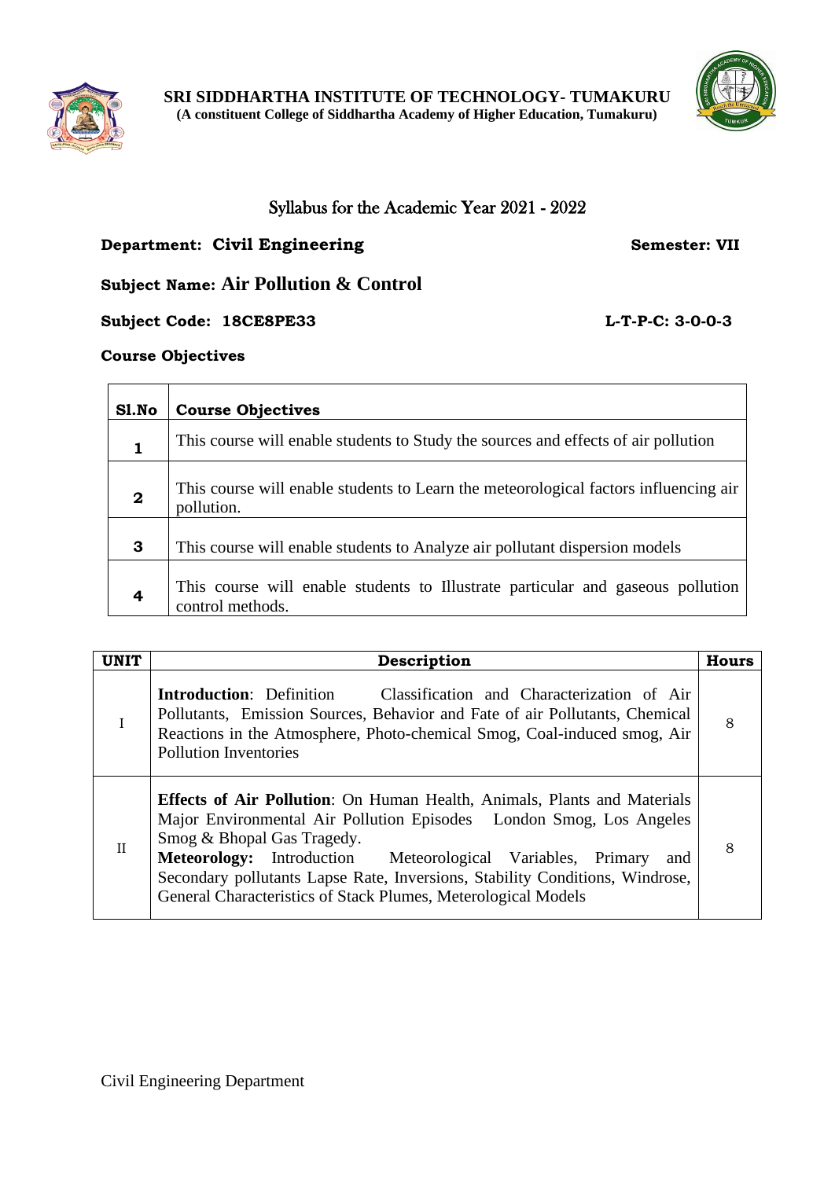**SRI SIDDHARTHA INSTITUTE OF TECHNOLOGY- TUMAKURU**
**(A constituent College of Siddhartha Academy of Higher Education, Tumakuru)**

# Syllabus for the Academic Year 2021 - 2022

**Department: Civil Engineering** **Semester: VII**

**Subject Name: Air Pollution & Control**

**Subject Code: 18CE8PE33** **L-T-P-C: 3-0-0-3**

**Course Objectives**

| Sl.No | Course Objectives |
|---|---|
| 1 | This course will enable students to Study the sources and effects of air pollution |
| 2 | This course will enable students to Learn the meteorological factors influencing air pollution. |
| 3 | This course will enable students to Analyze air pollutant dispersion models |
| 4 | This course will enable students to Illustrate particular and gaseous pollution control methods. |

| UNIT | Description | Hours |
|---|---|---|
| I | **Introduction**: Definition Classification and Characterization of Air Pollutants, Emission Sources, Behavior and Fate of air Pollutants, Chemical Reactions in the Atmosphere, Photo-chemical Smog, Coal-induced smog, Air Pollution Inventories | 8 |
| II | **Effects of Air Pollution**: On Human Health, Animals, Plants and Materials Major Environmental Air Pollution Episodes London Smog, Los Angeles Smog & Bhopal Gas Tragedy.<br>**Meteorology:** Introduction Meteorological Variables, Primary and Secondary pollutants Lapse Rate, Inversions, Stability Conditions, Windrose, General Characteristics of Stack Plumes, Meterological Models | 8 |

Civil Engineering Department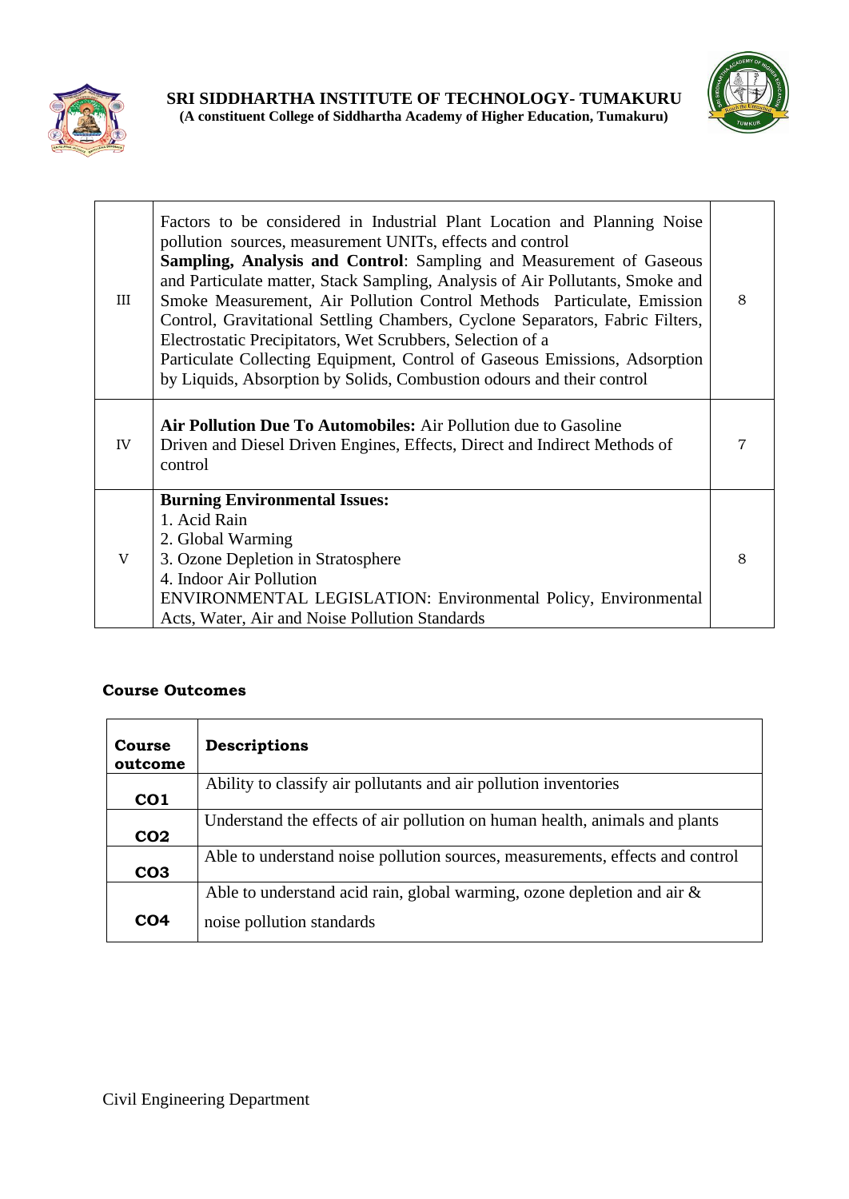| III | Factors to be considered in Industrial Plant Location and Planning Noise pollution sources, measurement UNITs, effects and control<br>**Sampling, Analysis and Control**: Sampling and Measurement of Gaseous and Particulate matter, Stack Sampling, Analysis of Air Pollutants, Smoke and Smoke Measurement, Air Pollution Control Methods Particulate, Emission Control, Gravitational Settling Chambers, Cyclone Separators, Fabric Filters, Electrostatic Precipitators, Wet Scrubbers, Selection of a<br>Particulate Collecting Equipment, Control of Gaseous Emissions, Adsorption by Liquids, Absorption by Solids, Combustion odours and their control | 8 |
|---|---|---|
| IV | **Air Pollution Due To Automobiles:** Air Pollution due to Gasoline Driven and Diesel Driven Engines, Effects, Direct and Indirect Methods of control | 7 |
| V | **Burning Environmental Issues:**<br>1. Acid Rain<br>2. Global Warming<br>3. Ozone Depletion in Stratosphere<br>4. Indoor Air Pollution<br>ENVIRONMENTAL LEGISLATION: Environmental Policy, Environmental Acts, Water, Air and Noise Pollution Standards | 8 |

**Course Outcomes**

| **Course outcome** | **Descriptions** |
|---|---|
| **CO1** | Ability to classify air pollutants and air pollution inventories |
| **CO2** | Understand the effects of air pollution on human health, animals and plants |
| **CO3** | Able to understand noise pollution sources, measurements, effects and control |
| **CO4** | Able to understand acid rain, global warming, ozone depletion and air & noise pollution standards |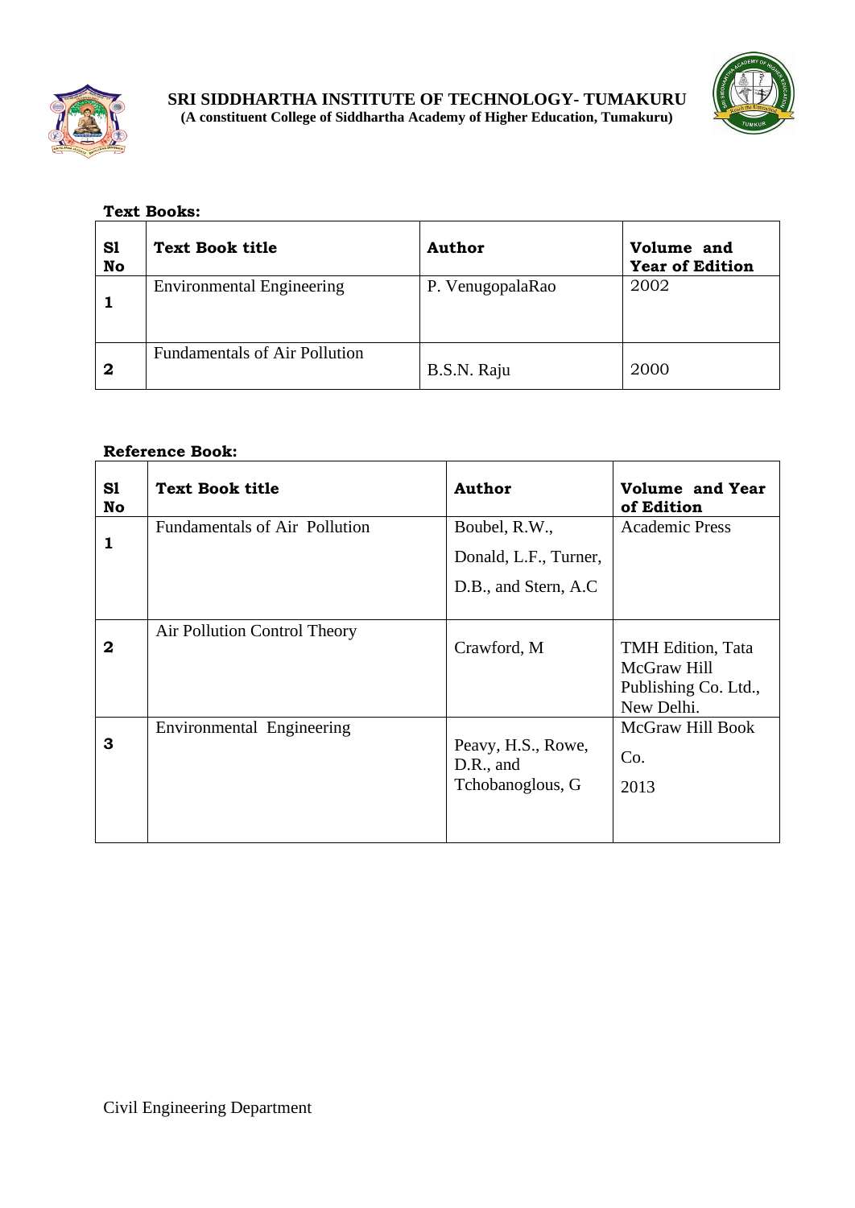**Text Books:**

| Sl No | Text Book title | Author | Volume and Year of Edition |
|---|---|---|---|
| 1 | Environmental Engineering | P. VenugopalaRao | 2002 |
| 2 | Fundamentals of Air Pollution | B.S.N. Raju | 2000 |

**Reference Book:**

| Sl No | Text Book title | Author | Volume and Year of Edition |
|---|---|---|---|
| 1 | Fundamentals of Air Pollution | Boubel, R.W., Donald, L.F., Turner, D.B., and Stern, A.C | Academic Press |
| 2 | Air Pollution Control Theory | Crawford, M | TMH Edition, Tata McGraw Hill Publishing Co. Ltd., New Delhi. |
| 3 | Environmental Engineering | Peavy, H.S., Rowe, D.R., and Tchobanoglous, G | McGraw Hill Book Co. 2013 |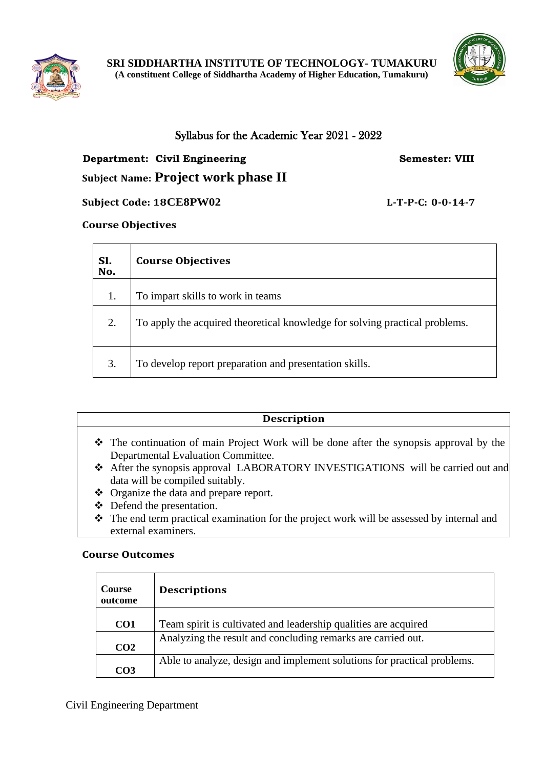**SRI SIDDHARTHA INSTITUTE OF TECHNOLOGY- TUMAKURU**
**(A constituent College of Siddhartha Academy of Higher Education, Tumakuru)**

## Syllabus for the Academic Year 2021 - 2022

**Department: Civil Engineering** **Semester: VIII**

**Subject Name: Project work phase II**

**Subject Code: 18CE8PW02** **L-T-P-C: 0-0-14-7**

### Course Objectives

| Sl. No. | Course Objectives |
|---|---|
| 1. | To impart skills to work in teams |
| 2. | To apply the acquired theoretical knowledge for solving practical problems. |
| 3. | To develop report preparation and presentation skills. |

| Description |
|---|
| ❖ The continuation of main Project Work will be done after the synopsis approval by the Departmental Evaluation Committee.<br>❖ After the synopsis approval LABORATORY INVESTIGATIONS will be carried out and data will be compiled suitably.<br>❖ Organize the data and prepare report.<br>❖ Defend the presentation.<br>❖ The end term practical examination for the project work will be assessed by internal and external examiners. |

### Course Outcomes

| Course outcome | Descriptions |
|---|---|
| **CO1** | Team spirit is cultivated and leadership qualities are acquired |
| **CO2** | Analyzing the result and concluding remarks are carried out. |
| **CO3** | Able to analyze, design and implement solutions for practical problems. |